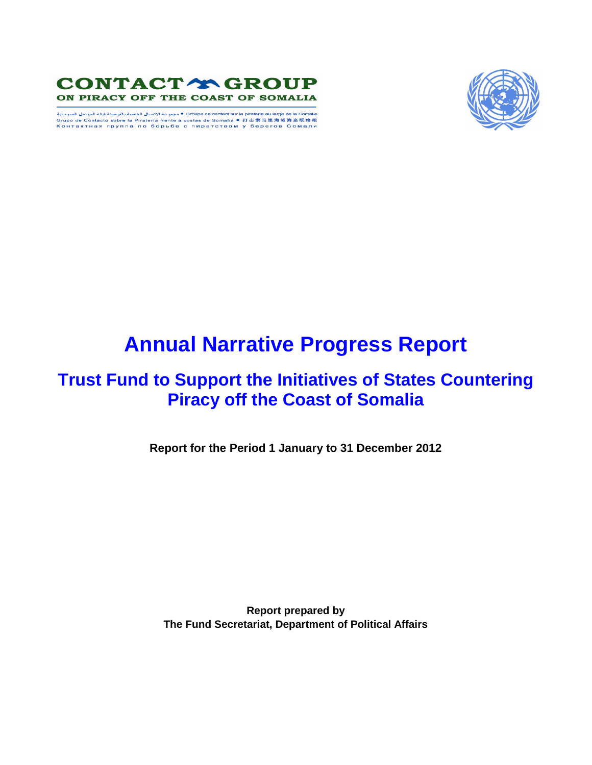**CONTACT GROUP**
**ON PIRACY OFF THE COAST OF SOMALIA**

مجموعة الاتصال الخاصة بالقرصنة قبالة السواحل الصومالية • Groupe de contact sur la piraterie au large de la Somalie
Grupo de Contacto sobre la Piratería frente a costas de Somalia • 打击索马里海域海盗联络组
Контактная группа по борьбе с пиратством у берегов Сомали

# Annual Narrative Progress Report

## Trust Fund to Support the Initiatives of States Countering Piracy off the Coast of Somalia

**Report for the Period 1 January to 31 December 2012**

**Report prepared by**
**The Fund Secretariat, Department of Political Affairs**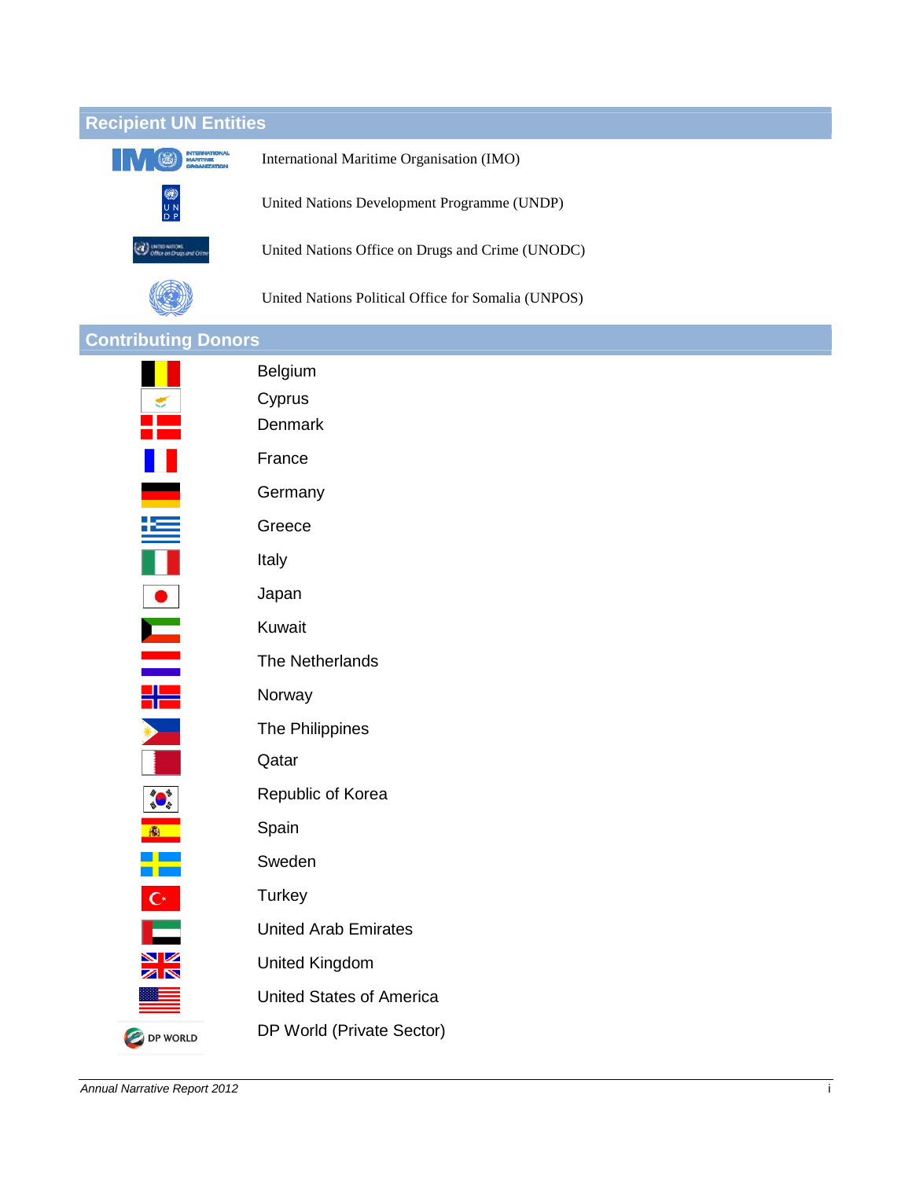## Recipient UN Entities

International Maritime Organisation (IMO)

United Nations Development Programme (UNDP)

United Nations Office on Drugs and Crime (UNODC)

United Nations Political Office for Somalia (UNPOS)

## Contributing Donors

Belgium

Cyprus

Denmark

France

Germany

Greece

Italy

Japan

Kuwait

The Netherlands

Norway

The Philippines

Qatar

Republic of Korea

Spain

Sweden

Turkey

United Arab Emirates

United Kingdom

United States of America

DP World (Private Sector)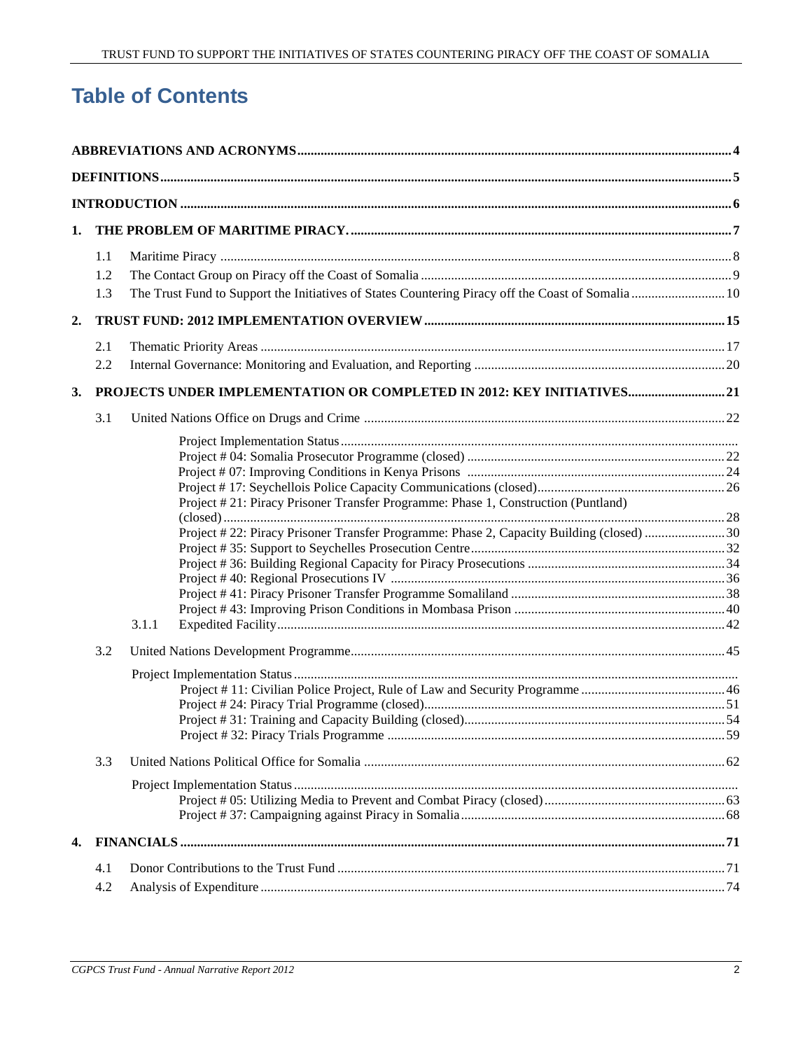# Table of Contents

**ABBREVIATIONS AND ACRONYMS** ..... 4

**DEFINITIONS** ..... 5

**INTRODUCTION** ..... 6

**1. THE PROBLEM OF MARITIME PIRACY.** ..... 7

- 1.1 Maritime Piracy ..... 8
- 1.2 The Contact Group on Piracy off the Coast of Somalia ..... 9
- 1.3 The Trust Fund to Support the Initiatives of States Countering Piracy off the Coast of Somalia ..... 10

**2. TRUST FUND: 2012 IMPLEMENTATION OVERVIEW** ..... 15

- 2.1 Thematic Priority Areas ..... 17
- 2.2 Internal Governance: Monitoring and Evaluation, and Reporting ..... 20

**3. PROJECTS UNDER IMPLEMENTATION OR COMPLETED IN 2012: KEY INITIATIVES** ..... 21

- 3.1 United Nations Office on Drugs and Crime ..... 22
  - Project Implementation Status .....
  - Project # 04: Somalia Prosecutor Programme (closed) ..... 22
  - Project # 07: Improving Conditions in Kenya Prisons ..... 24
  - Project # 17: Seychellois Police Capacity Communications (closed) ..... 26
  - Project # 21: Piracy Prisoner Transfer Programme: Phase 1, Construction (Puntland) (closed) ..... 28
  - Project # 22: Piracy Prisoner Transfer Programme: Phase 2, Capacity Building (closed) ..... 30
  - Project # 35: Support to Seychelles Prosecution Centre ..... 32
  - Project # 36: Building Regional Capacity for Piracy Prosecutions ..... 34
  - Project # 40: Regional Prosecutions IV ..... 36
  - Project # 41: Piracy Prisoner Transfer Programme Somaliland ..... 38
  - Project # 43: Improving Prison Conditions in Mombasa Prison ..... 40
  - 3.1.1 Expedited Facility ..... 42
- 3.2 United Nations Development Programme ..... 45
  - Project Implementation Status .....
  - Project # 11: Civilian Police Project, Rule of Law and Security Programme ..... 46
  - Project # 24: Piracy Trial Programme (closed) ..... 51
  - Project # 31: Training and Capacity Building (closed) ..... 54
  - Project # 32: Piracy Trials Programme ..... 59
- 3.3 United Nations Political Office for Somalia ..... 62
  - Project Implementation Status .....
  - Project # 05: Utilizing Media to Prevent and Combat Piracy (closed) ..... 63
  - Project # 37: Campaigning against Piracy in Somalia ..... 68

**4. FINANCIALS** ..... 71

- 4.1 Donor Contributions to the Trust Fund ..... 71
- 4.2 Analysis of Expenditure ..... 74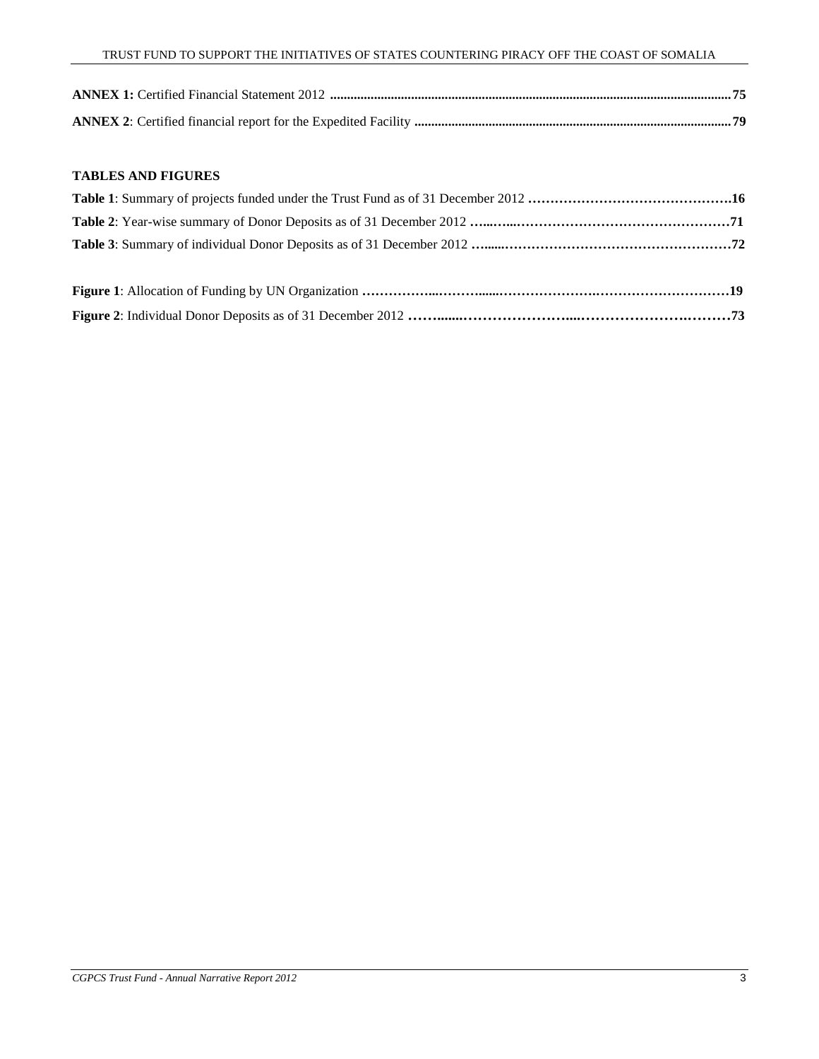**ANNEX 1:** Certified Financial Statement 2012 ........................................................................................................................ **75**

**ANNEX 2**: Certified financial report for the Expedited Facility ............................................................................................... **79**

**TABLES AND FIGURES**

**Table 1**: Summary of projects funded under the Trust Fund as of 31 December 2012 **……………………………………….16**

**Table 2**: Year-wise summary of Donor Deposits as of 31 December 2012 **…...…...…………………………………………71**

**Table 3**: Summary of individual Donor Deposits as of 31 December 2012 **…......……………………………………………72**

**Figure 1**: Allocation of Funding by UN Organization **……………...……….....……………….…….…………………….19**

**Figure 2**: Individual Donor Deposits as of 31 December 2012 **……........…………………....…………………….………73**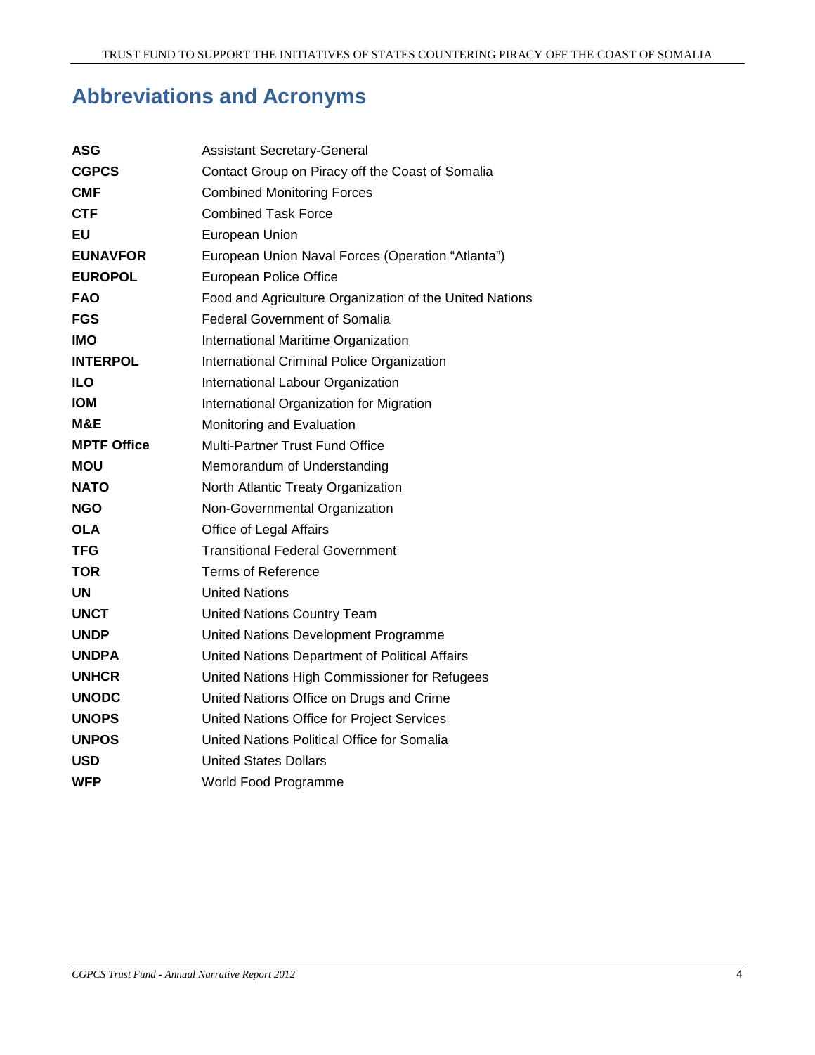## Abbreviations and Acronyms

| | |
|---|---|
| **ASG** | Assistant Secretary-General |
| **CGPCS** | Contact Group on Piracy off the Coast of Somalia |
| **CMF** | Combined Monitoring Forces |
| **CTF** | Combined Task Force |
| **EU** | European Union |
| **EUNAVFOR** | European Union Naval Forces (Operation "Atlanta") |
| **EUROPOL** | European Police Office |
| **FAO** | Food and Agriculture Organization of the United Nations |
| **FGS** | Federal Government of Somalia |
| **IMO** | International Maritime Organization |
| **INTERPOL** | International Criminal Police Organization |
| **ILO** | International Labour Organization |
| **IOM** | International Organization for Migration |
| **M&E** | Monitoring and Evaluation |
| **MPTF Office** | Multi-Partner Trust Fund Office |
| **MOU** | Memorandum of Understanding |
| **NATO** | North Atlantic Treaty Organization |
| **NGO** | Non-Governmental Organization |
| **OLA** | Office of Legal Affairs |
| **TFG** | Transitional Federal Government |
| **TOR** | Terms of Reference |
| **UN** | United Nations |
| **UNCT** | United Nations Country Team |
| **UNDP** | United Nations Development Programme |
| **UNDPA** | United Nations Department of Political Affairs |
| **UNHCR** | United Nations High Commissioner for Refugees |
| **UNODC** | United Nations Office on Drugs and Crime |
| **UNOPS** | United Nations Office for Project Services |
| **UNPOS** | United Nations Political Office for Somalia |
| **USD** | United States Dollars |
| **WFP** | World Food Programme |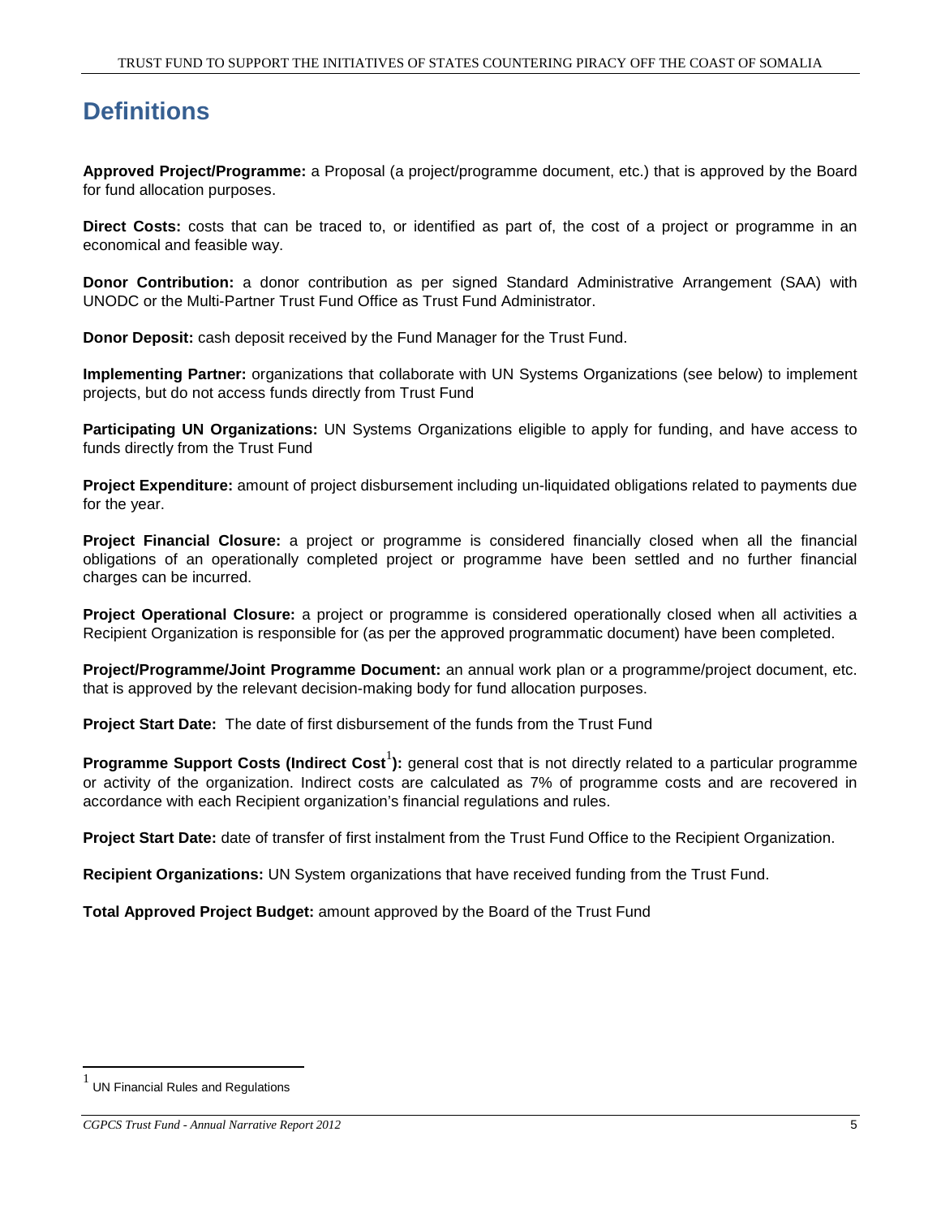# Definitions

**Approved Project/Programme:** a Proposal (a project/programme document, etc.) that is approved by the Board for fund allocation purposes.

**Direct Costs:** costs that can be traced to, or identified as part of, the cost of a project or programme in an economical and feasible way.

**Donor Contribution:** a donor contribution as per signed Standard Administrative Arrangement (SAA) with UNODC or the Multi-Partner Trust Fund Office as Trust Fund Administrator.

**Donor Deposit:** cash deposit received by the Fund Manager for the Trust Fund.

**Implementing Partner:** organizations that collaborate with UN Systems Organizations (see below) to implement projects, but do not access funds directly from Trust Fund

**Participating UN Organizations:** UN Systems Organizations eligible to apply for funding, and have access to funds directly from the Trust Fund

**Project Expenditure:** amount of project disbursement including un-liquidated obligations related to payments due for the year.

**Project Financial Closure:** a project or programme is considered financially closed when all the financial obligations of an operationally completed project or programme have been settled and no further financial charges can be incurred.

**Project Operational Closure:** a project or programme is considered operationally closed when all activities a Recipient Organization is responsible for (as per the approved programmatic document) have been completed.

**Project/Programme/Joint Programme Document:** an annual work plan or a programme/project document, etc. that is approved by the relevant decision-making body for fund allocation purposes.

**Project Start Date:** The date of first disbursement of the funds from the Trust Fund

**Programme Support Costs (Indirect Cost[1]):** general cost that is not directly related to a particular programme or activity of the organization. Indirect costs are calculated as 7% of programme costs and are recovered in accordance with each Recipient organization's financial regulations and rules.

**Project Start Date:** date of transfer of first instalment from the Trust Fund Office to the Recipient Organization.

**Recipient Organizations:** UN System organizations that have received funding from the Trust Fund.

**Total Approved Project Budget:** amount approved by the Board of the Trust Fund

[1] UN Financial Rules and Regulations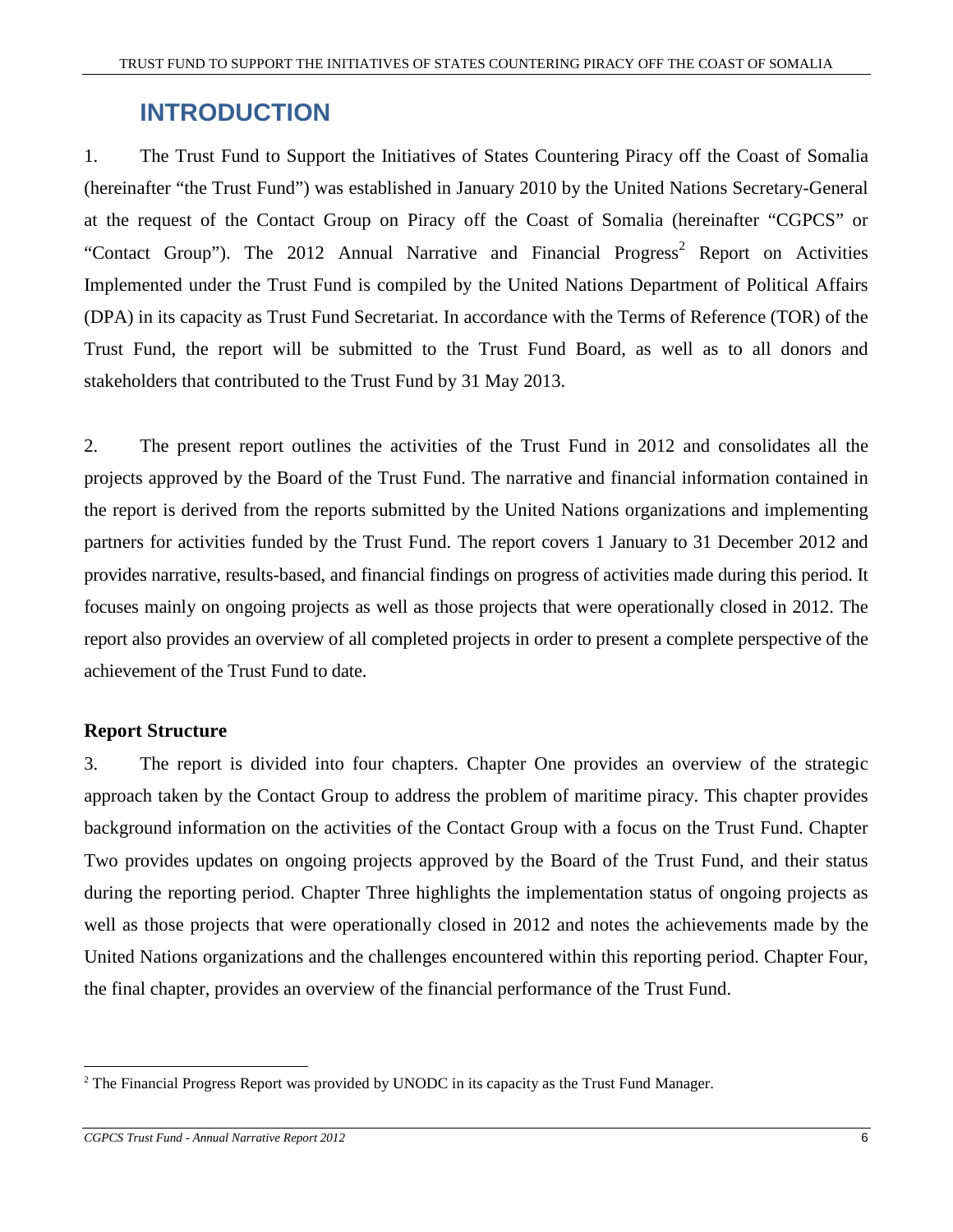# INTRODUCTION

1. The Trust Fund to Support the Initiatives of States Countering Piracy off the Coast of Somalia (hereinafter "the Trust Fund") was established in January 2010 by the United Nations Secretary-General at the request of the Contact Group on Piracy off the Coast of Somalia (hereinafter "CGPCS" or "Contact Group"). The 2012 Annual Narrative and Financial Progress[2] Report on Activities Implemented under the Trust Fund is compiled by the United Nations Department of Political Affairs (DPA) in its capacity as Trust Fund Secretariat. In accordance with the Terms of Reference (TOR) of the Trust Fund, the report will be submitted to the Trust Fund Board, as well as to all donors and stakeholders that contributed to the Trust Fund by 31 May 2013.

2. The present report outlines the activities of the Trust Fund in 2012 and consolidates all the projects approved by the Board of the Trust Fund. The narrative and financial information contained in the report is derived from the reports submitted by the United Nations organizations and implementing partners for activities funded by the Trust Fund. The report covers 1 January to 31 December 2012 and provides narrative, results-based, and financial findings on progress of activities made during this period. It focuses mainly on ongoing projects as well as those projects that were operationally closed in 2012. The report also provides an overview of all completed projects in order to present a complete perspective of the achievement of the Trust Fund to date.

### Report Structure

3. The report is divided into four chapters. Chapter One provides an overview of the strategic approach taken by the Contact Group to address the problem of maritime piracy. This chapter provides background information on the activities of the Contact Group with a focus on the Trust Fund. Chapter Two provides updates on ongoing projects approved by the Board of the Trust Fund, and their status during the reporting period. Chapter Three highlights the implementation status of ongoing projects as well as those projects that were operationally closed in 2012 and notes the achievements made by the United Nations organizations and the challenges encountered within this reporting period. Chapter Four, the final chapter, provides an overview of the financial performance of the Trust Fund.

[2] The Financial Progress Report was provided by UNODC in its capacity as the Trust Fund Manager.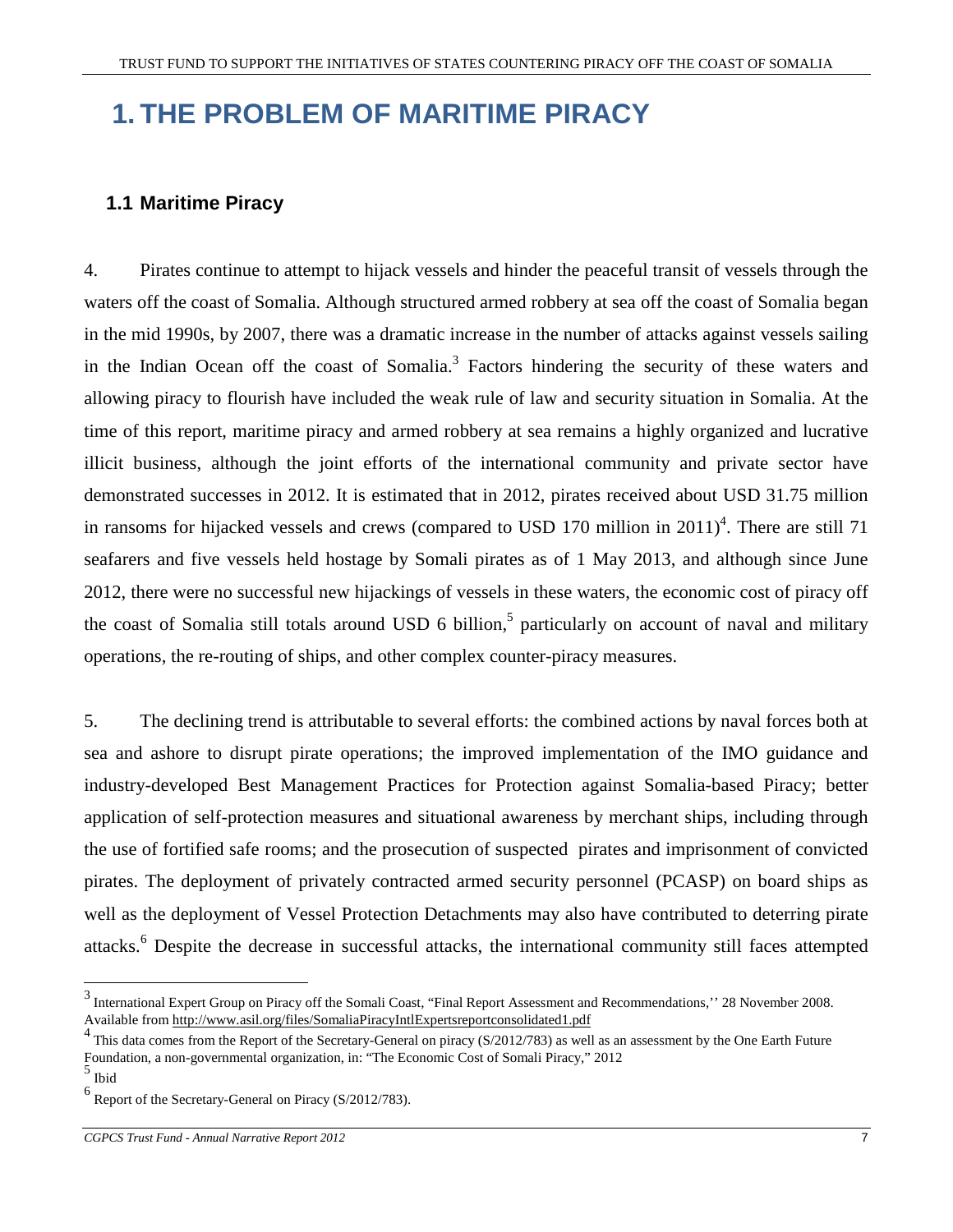# 1. THE PROBLEM OF MARITIME PIRACY

## 1.1 Maritime Piracy

4. Pirates continue to attempt to hijack vessels and hinder the peaceful transit of vessels through the waters off the coast of Somalia. Although structured armed robbery at sea off the coast of Somalia began in the mid 1990s, by 2007, there was a dramatic increase in the number of attacks against vessels sailing in the Indian Ocean off the coast of Somalia.[3] Factors hindering the security of these waters and allowing piracy to flourish have included the weak rule of law and security situation in Somalia. At the time of this report, maritime piracy and armed robbery at sea remains a highly organized and lucrative illicit business, although the joint efforts of the international community and private sector have demonstrated successes in 2012. It is estimated that in 2012, pirates received about USD 31.75 million in ransoms for hijacked vessels and crews (compared to USD 170 million in 2011)[4]. There are still 71 seafarers and five vessels held hostage by Somali pirates as of 1 May 2013, and although since June 2012, there were no successful new hijackings of vessels in these waters, the economic cost of piracy off the coast of Somalia still totals around USD 6 billion,[5] particularly on account of naval and military operations, the re-routing of ships, and other complex counter-piracy measures.

5. The declining trend is attributable to several efforts: the combined actions by naval forces both at sea and ashore to disrupt pirate operations; the improved implementation of the IMO guidance and industry-developed Best Management Practices for Protection against Somalia-based Piracy; better application of self-protection measures and situational awareness by merchant ships, including through the use of fortified safe rooms; and the prosecution of suspected pirates and imprisonment of convicted pirates. The deployment of privately contracted armed security personnel (PCASP) on board ships as well as the deployment of Vessel Protection Detachments may also have contributed to deterring pirate attacks.[6] Despite the decrease in successful attacks, the international community still faces attempted

---

[3] International Expert Group on Piracy off the Somali Coast, "Final Report Assessment and Recommendations,'' 28 November 2008. Available from http://www.asil.org/files/SomaliaPiracyIntlExpertsreportconsolidated1.pdf

[4] This data comes from the Report of the Secretary-General on piracy (S/2012/783) as well as an assessment by the One Earth Future Foundation, a non-governmental organization, in: "The Economic Cost of Somali Piracy," 2012

[5] Ibid

[6] Report of the Secretary-General on Piracy (S/2012/783).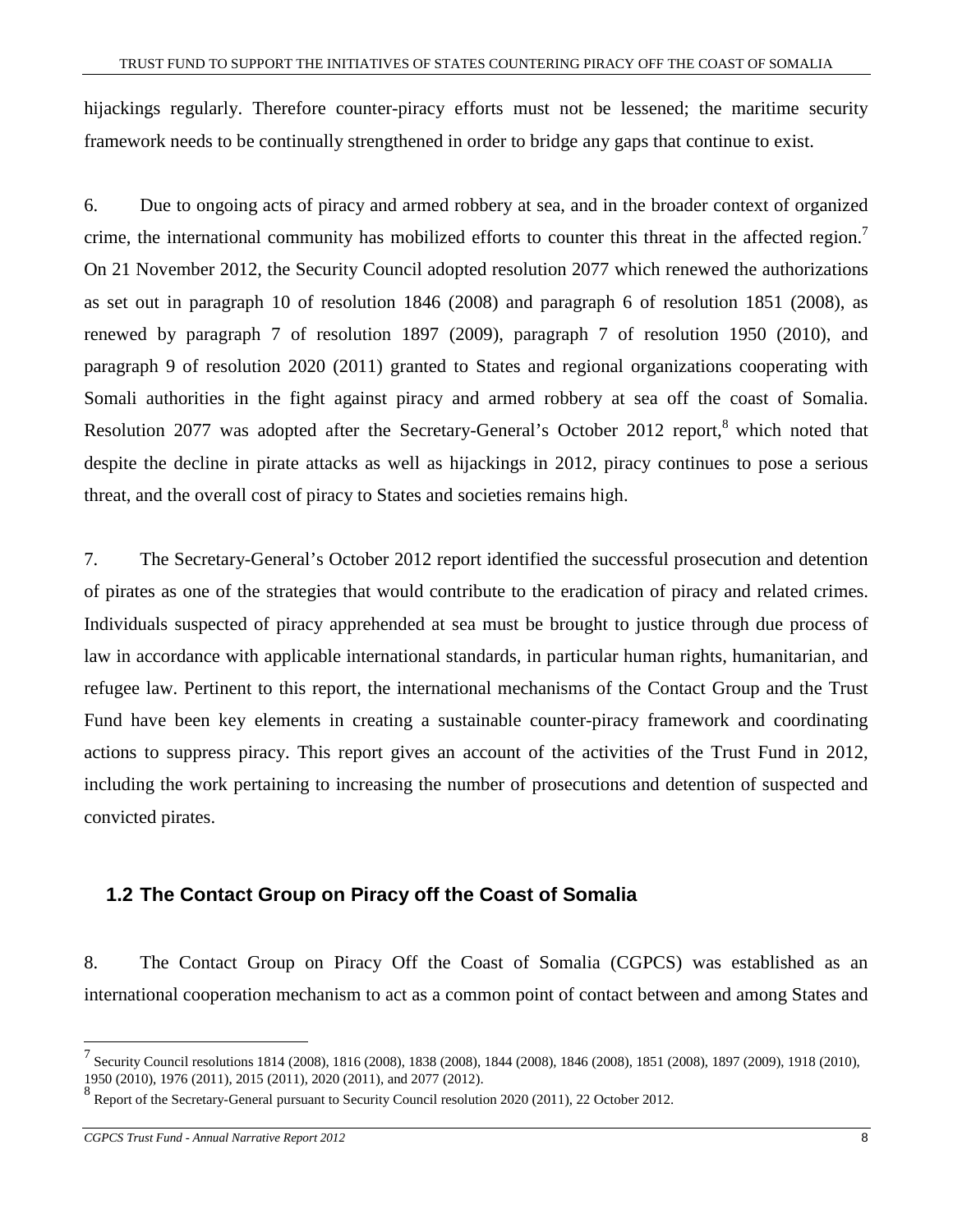hijackings regularly. Therefore counter-piracy efforts must not be lessened; the maritime security framework needs to be continually strengthened in order to bridge any gaps that continue to exist.

6. Due to ongoing acts of piracy and armed robbery at sea, and in the broader context of organized crime, the international community has mobilized efforts to counter this threat in the affected region.[7] On 21 November 2012, the Security Council adopted resolution 2077 which renewed the authorizations as set out in paragraph 10 of resolution 1846 (2008) and paragraph 6 of resolution 1851 (2008), as renewed by paragraph 7 of resolution 1897 (2009), paragraph 7 of resolution 1950 (2010), and paragraph 9 of resolution 2020 (2011) granted to States and regional organizations cooperating with Somali authorities in the fight against piracy and armed robbery at sea off the coast of Somalia. Resolution 2077 was adopted after the Secretary-General's October 2012 report,[8] which noted that despite the decline in pirate attacks as well as hijackings in 2012, piracy continues to pose a serious threat, and the overall cost of piracy to States and societies remains high.

7. The Secretary-General's October 2012 report identified the successful prosecution and detention of pirates as one of the strategies that would contribute to the eradication of piracy and related crimes. Individuals suspected of piracy apprehended at sea must be brought to justice through due process of law in accordance with applicable international standards, in particular human rights, humanitarian, and refugee law. Pertinent to this report, the international mechanisms of the Contact Group and the Trust Fund have been key elements in creating a sustainable counter-piracy framework and coordinating actions to suppress piracy. This report gives an account of the activities of the Trust Fund in 2012, including the work pertaining to increasing the number of prosecutions and detention of suspected and convicted pirates.

## 1.2 The Contact Group on Piracy off the Coast of Somalia

8. The Contact Group on Piracy Off the Coast of Somalia (CGPCS) was established as an international cooperation mechanism to act as a common point of contact between and among States and

---

[7] Security Council resolutions 1814 (2008), 1816 (2008), 1838 (2008), 1844 (2008), 1846 (2008), 1851 (2008), 1897 (2009), 1918 (2010), 1950 (2010), 1976 (2011), 2015 (2011), 2020 (2011), and 2077 (2012).

[8] Report of the Secretary-General pursuant to Security Council resolution 2020 (2011), 22 October 2012.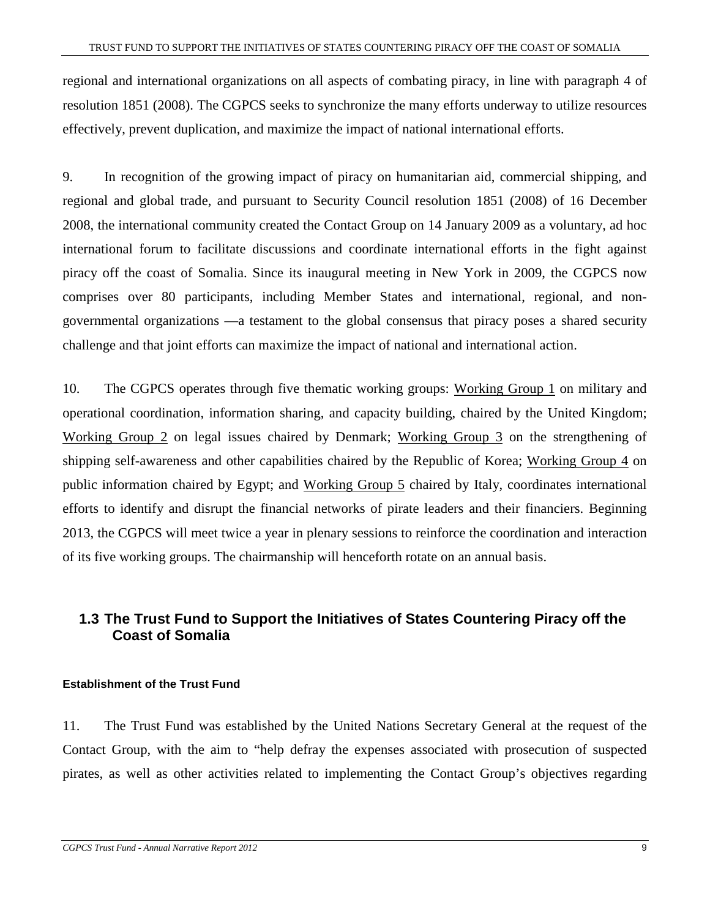regional and international organizations on all aspects of combating piracy, in line with paragraph 4 of resolution 1851 (2008). The CGPCS seeks to synchronize the many efforts underway to utilize resources effectively, prevent duplication, and maximize the impact of national international efforts.

9. In recognition of the growing impact of piracy on humanitarian aid, commercial shipping, and regional and global trade, and pursuant to Security Council resolution 1851 (2008) of 16 December 2008, the international community created the Contact Group on 14 January 2009 as a voluntary, ad hoc international forum to facilitate discussions and coordinate international efforts in the fight against piracy off the coast of Somalia. Since its inaugural meeting in New York in 2009, the CGPCS now comprises over 80 participants, including Member States and international, regional, and non-governmental organizations —a testament to the global consensus that piracy poses a shared security challenge and that joint efforts can maximize the impact of national and international action.

10. The CGPCS operates through five thematic working groups: Working Group 1 on military and operational coordination, information sharing, and capacity building, chaired by the United Kingdom; Working Group 2 on legal issues chaired by Denmark; Working Group 3 on the strengthening of shipping self-awareness and other capabilities chaired by the Republic of Korea; Working Group 4 on public information chaired by Egypt; and Working Group 5 chaired by Italy, coordinates international efforts to identify and disrupt the financial networks of pirate leaders and their financiers. Beginning 2013, the CGPCS will meet twice a year in plenary sessions to reinforce the coordination and interaction of its five working groups. The chairmanship will henceforth rotate on an annual basis.

## 1.3 The Trust Fund to Support the Initiatives of States Countering Piracy off the Coast of Somalia

#### Establishment of the Trust Fund

11. The Trust Fund was established by the United Nations Secretary General at the request of the Contact Group, with the aim to "help defray the expenses associated with prosecution of suspected pirates, as well as other activities related to implementing the Contact Group's objectives regarding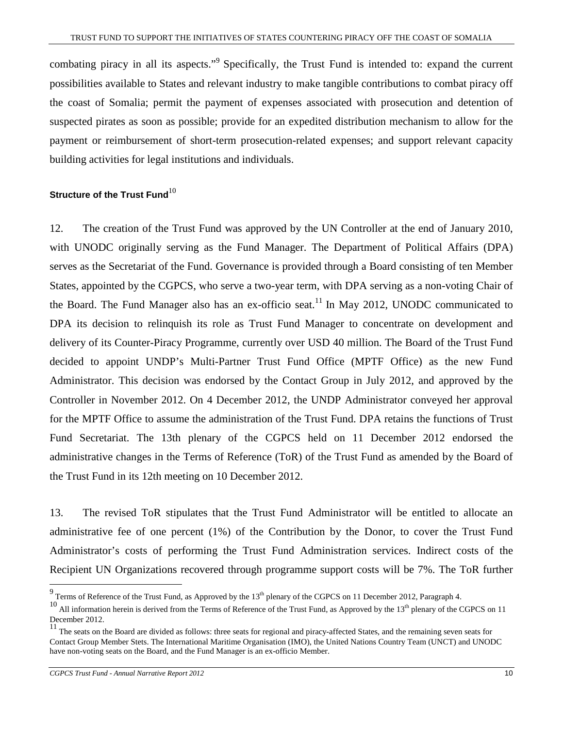combating piracy in all its aspects."[9] Specifically, the Trust Fund is intended to: expand the current possibilities available to States and relevant industry to make tangible contributions to combat piracy off the coast of Somalia; permit the payment of expenses associated with prosecution and detention of suspected pirates as soon as possible; provide for an expedited distribution mechanism to allow for the payment or reimbursement of short-term prosecution-related expenses; and support relevant capacity building activities for legal institutions and individuals.

### Structure of the Trust Fund[10]

12. The creation of the Trust Fund was approved by the UN Controller at the end of January 2010, with UNODC originally serving as the Fund Manager. The Department of Political Affairs (DPA) serves as the Secretariat of the Fund. Governance is provided through a Board consisting of ten Member States, appointed by the CGPCS, who serve a two-year term, with DPA serving as a non-voting Chair of the Board. The Fund Manager also has an ex-officio seat.[11] In May 2012, UNODC communicated to DPA its decision to relinquish its role as Trust Fund Manager to concentrate on development and delivery of its Counter-Piracy Programme, currently over USD 40 million. The Board of the Trust Fund decided to appoint UNDP's Multi-Partner Trust Fund Office (MPTF Office) as the new Fund Administrator. This decision was endorsed by the Contact Group in July 2012, and approved by the Controller in November 2012. On 4 December 2012, the UNDP Administrator conveyed her approval for the MPTF Office to assume the administration of the Trust Fund. DPA retains the functions of Trust Fund Secretariat. The 13th plenary of the CGPCS held on 11 December 2012 endorsed the administrative changes in the Terms of Reference (ToR) of the Trust Fund as amended by the Board of the Trust Fund in its 12th meeting on 10 December 2012.

13. The revised ToR stipulates that the Trust Fund Administrator will be entitled to allocate an administrative fee of one percent (1%) of the Contribution by the Donor, to cover the Trust Fund Administrator's costs of performing the Trust Fund Administration services. Indirect costs of the Recipient UN Organizations recovered through programme support costs will be 7%. The ToR further

---

[9] Terms of Reference of the Trust Fund, as Approved by the 13th plenary of the CGPCS on 11 December 2012, Paragraph 4.

[10] All information herein is derived from the Terms of Reference of the Trust Fund, as Approved by the 13th plenary of the CGPCS on 11 December 2012.

[11] The seats on the Board are divided as follows: three seats for regional and piracy-affected States, and the remaining seven seats for Contact Group Member Stets. The International Maritime Organisation (IMO), the United Nations Country Team (UNCT) and UNODC have non-voting seats on the Board, and the Fund Manager is an ex-officio Member.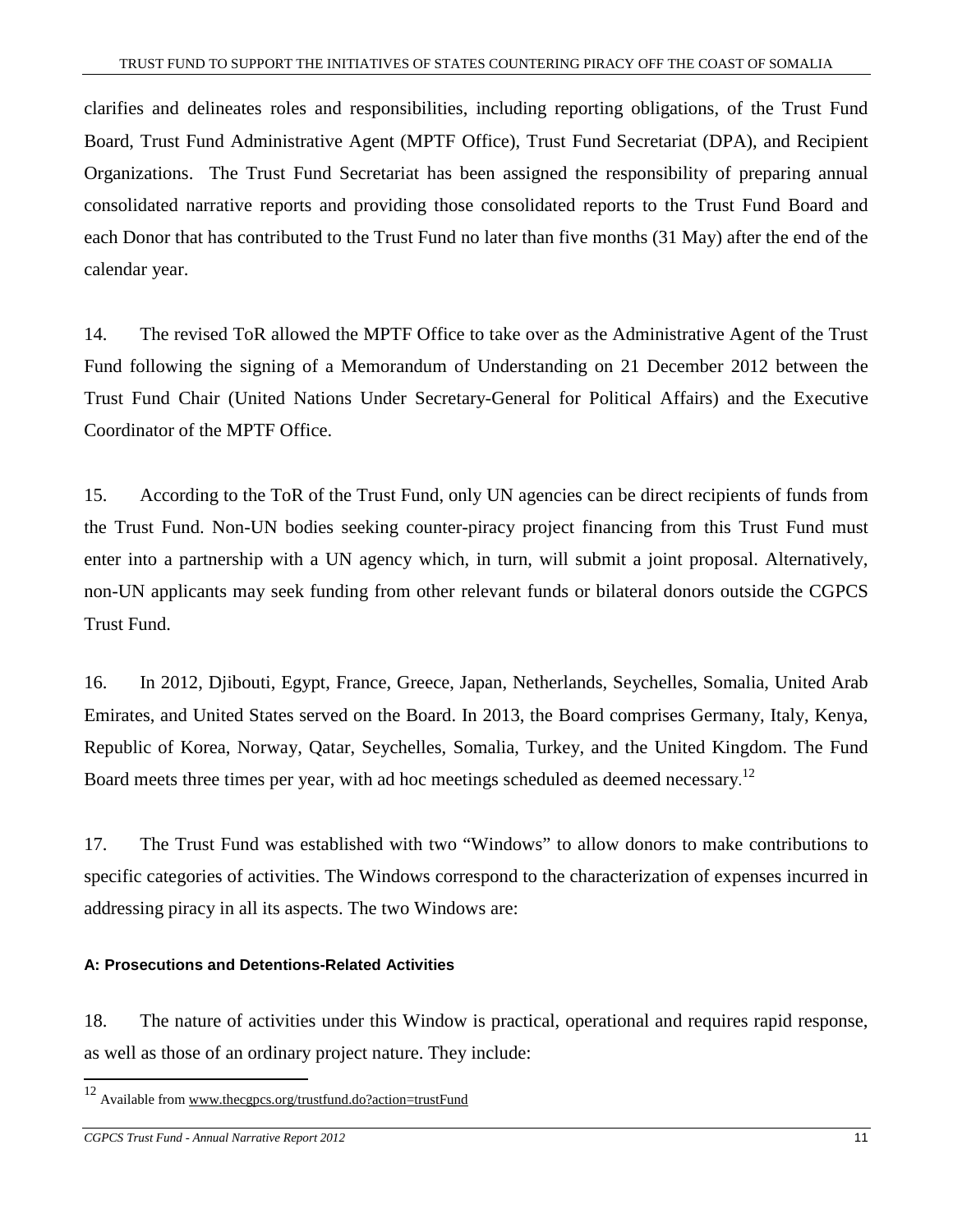clarifies and delineates roles and responsibilities, including reporting obligations, of the Trust Fund Board, Trust Fund Administrative Agent (MPTF Office), Trust Fund Secretariat (DPA), and Recipient Organizations. The Trust Fund Secretariat has been assigned the responsibility of preparing annual consolidated narrative reports and providing those consolidated reports to the Trust Fund Board and each Donor that has contributed to the Trust Fund no later than five months (31 May) after the end of the calendar year.

14. The revised ToR allowed the MPTF Office to take over as the Administrative Agent of the Trust Fund following the signing of a Memorandum of Understanding on 21 December 2012 between the Trust Fund Chair (United Nations Under Secretary-General for Political Affairs) and the Executive Coordinator of the MPTF Office.

15. According to the ToR of the Trust Fund, only UN agencies can be direct recipients of funds from the Trust Fund. Non-UN bodies seeking counter-piracy project financing from this Trust Fund must enter into a partnership with a UN agency which, in turn, will submit a joint proposal. Alternatively, non-UN applicants may seek funding from other relevant funds or bilateral donors outside the CGPCS Trust Fund.

16. In 2012, Djibouti, Egypt, France, Greece, Japan, Netherlands, Seychelles, Somalia, United Arab Emirates, and United States served on the Board. In 2013, the Board comprises Germany, Italy, Kenya, Republic of Korea, Norway, Qatar, Seychelles, Somalia, Turkey, and the United Kingdom. The Fund Board meets three times per year, with ad hoc meetings scheduled as deemed necessary.[12]

17. The Trust Fund was established with two "Windows" to allow donors to make contributions to specific categories of activities. The Windows correspond to the characterization of expenses incurred in addressing piracy in all its aspects. The two Windows are:

#### A: Prosecutions and Detentions-Related Activities

18. The nature of activities under this Window is practical, operational and requires rapid response, as well as those of an ordinary project nature. They include:

---

[12] Available from www.thecgpcs.org/trustfund.do?action=trustFund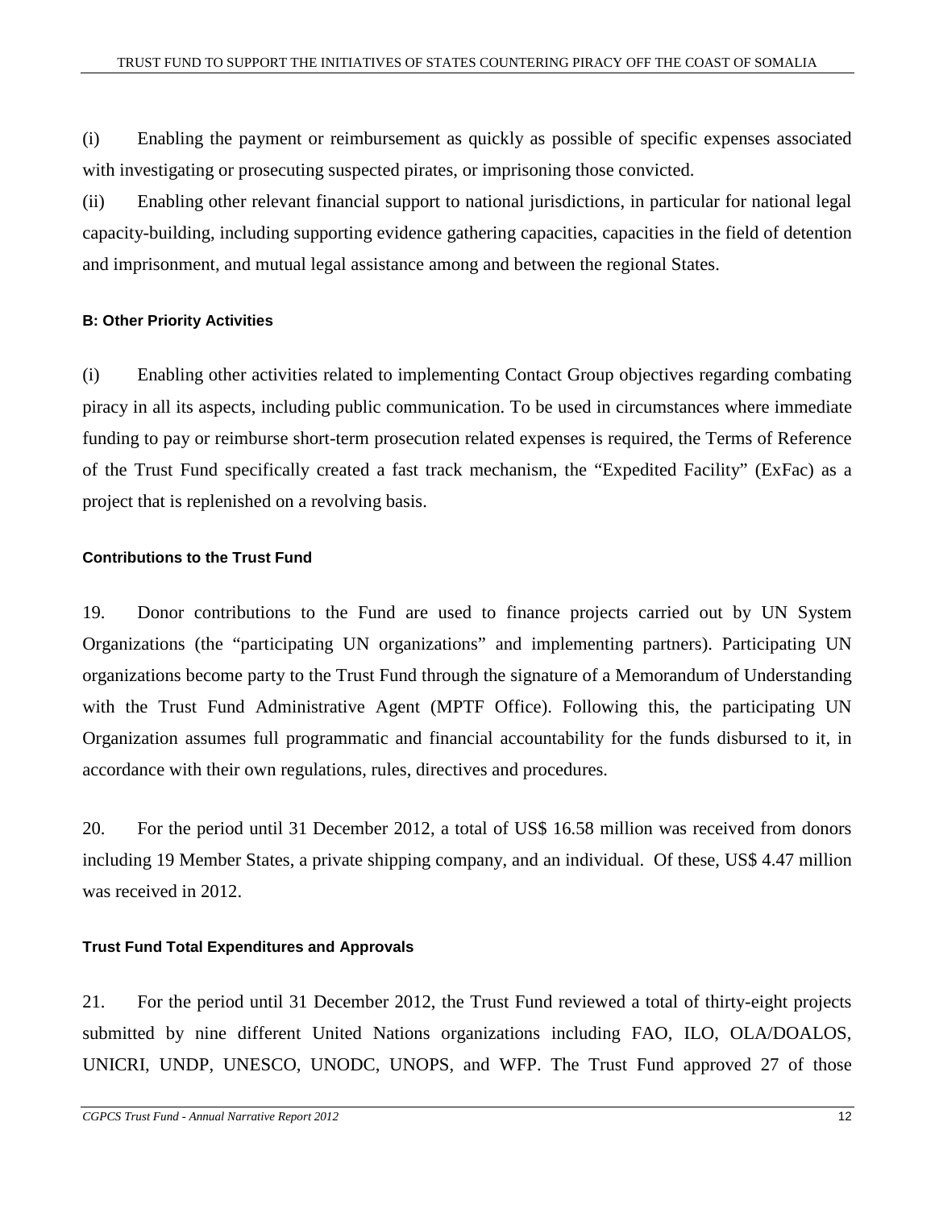(i) Enabling the payment or reimbursement as quickly as possible of specific expenses associated with investigating or prosecuting suspected pirates, or imprisoning those convicted.

(ii) Enabling other relevant financial support to national jurisdictions, in particular for national legal capacity-building, including supporting evidence gathering capacities, capacities in the field of detention and imprisonment, and mutual legal assistance among and between the regional States.

#### B: Other Priority Activities

(i) Enabling other activities related to implementing Contact Group objectives regarding combating piracy in all its aspects, including public communication. To be used in circumstances where immediate funding to pay or reimburse short-term prosecution related expenses is required, the Terms of Reference of the Trust Fund specifically created a fast track mechanism, the "Expedited Facility" (ExFac) as a project that is replenished on a revolving basis.

#### Contributions to the Trust Fund

19. Donor contributions to the Fund are used to finance projects carried out by UN System Organizations (the "participating UN organizations" and implementing partners). Participating UN organizations become party to the Trust Fund through the signature of a Memorandum of Understanding with the Trust Fund Administrative Agent (MPTF Office). Following this, the participating UN Organization assumes full programmatic and financial accountability for the funds disbursed to it, in accordance with their own regulations, rules, directives and procedures.

20. For the period until 31 December 2012, a total of US$ 16.58 million was received from donors including 19 Member States, a private shipping company, and an individual. Of these, US$ 4.47 million was received in 2012.

#### Trust Fund Total Expenditures and Approvals

21. For the period until 31 December 2012, the Trust Fund reviewed a total of thirty-eight projects submitted by nine different United Nations organizations including FAO, ILO, OLA/DOALOS, UNICRI, UNDP, UNESCO, UNODC, UNOPS, and WFP. The Trust Fund approved 27 of those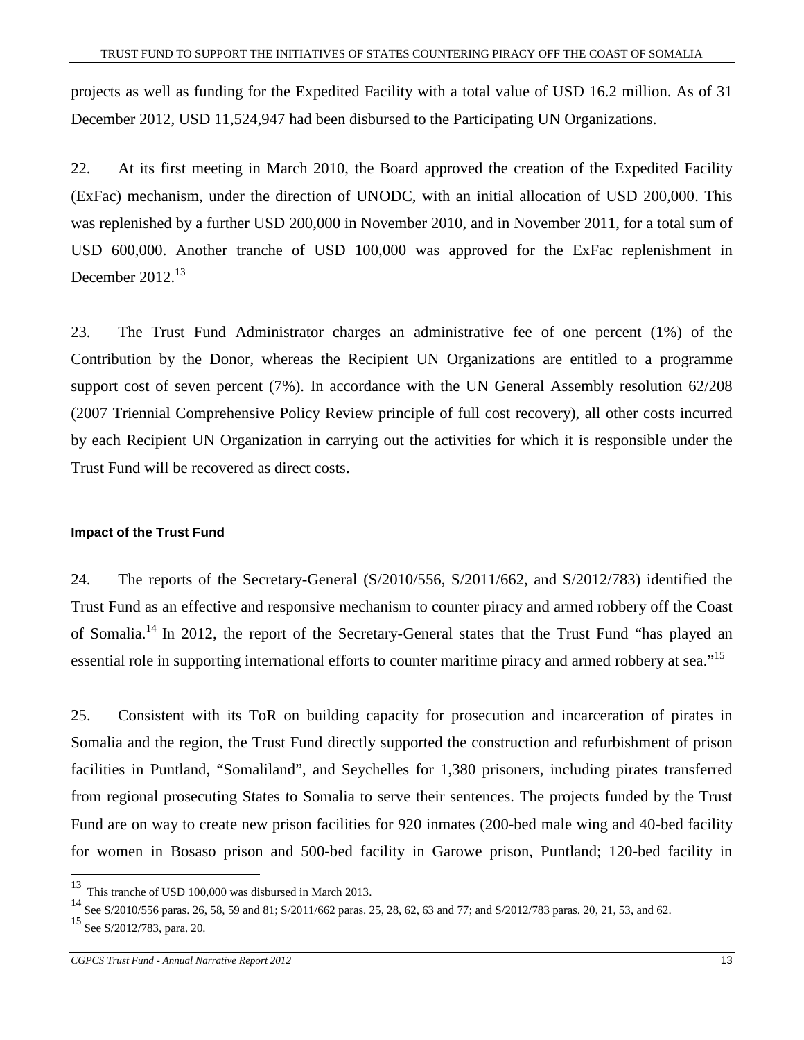projects as well as funding for the Expedited Facility with a total value of USD 16.2 million. As of 31 December 2012, USD 11,524,947 had been disbursed to the Participating UN Organizations.

22. At its first meeting in March 2010, the Board approved the creation of the Expedited Facility (ExFac) mechanism, under the direction of UNODC, with an initial allocation of USD 200,000. This was replenished by a further USD 200,000 in November 2010, and in November 2011, for a total sum of USD 600,000. Another tranche of USD 100,000 was approved for the ExFac replenishment in December 2012.[13]

23. The Trust Fund Administrator charges an administrative fee of one percent (1%) of the Contribution by the Donor, whereas the Recipient UN Organizations are entitled to a programme support cost of seven percent (7%). In accordance with the UN General Assembly resolution 62/208 (2007 Triennial Comprehensive Policy Review principle of full cost recovery), all other costs incurred by each Recipient UN Organization in carrying out the activities for which it is responsible under the Trust Fund will be recovered as direct costs.

#### Impact of the Trust Fund

24. The reports of the Secretary-General (S/2010/556, S/2011/662, and S/2012/783) identified the Trust Fund as an effective and responsive mechanism to counter piracy and armed robbery off the Coast of Somalia.[14] In 2012, the report of the Secretary-General states that the Trust Fund "has played an essential role in supporting international efforts to counter maritime piracy and armed robbery at sea."[15]

25. Consistent with its ToR on building capacity for prosecution and incarceration of pirates in Somalia and the region, the Trust Fund directly supported the construction and refurbishment of prison facilities in Puntland, "Somaliland", and Seychelles for 1,380 prisoners, including pirates transferred from regional prosecuting States to Somalia to serve their sentences. The projects funded by the Trust Fund are on way to create new prison facilities for 920 inmates (200-bed male wing and 40-bed facility for women in Bosaso prison and 500-bed facility in Garowe prison, Puntland; 120-bed facility in

---

[13] This tranche of USD 100,000 was disbursed in March 2013.

[14] See S/2010/556 paras. 26, 58, 59 and 81; S/2011/662 paras. 25, 28, 62, 63 and 77; and S/2012/783 paras. 20, 21, 53, and 62.

[15] See S/2012/783, para. 20.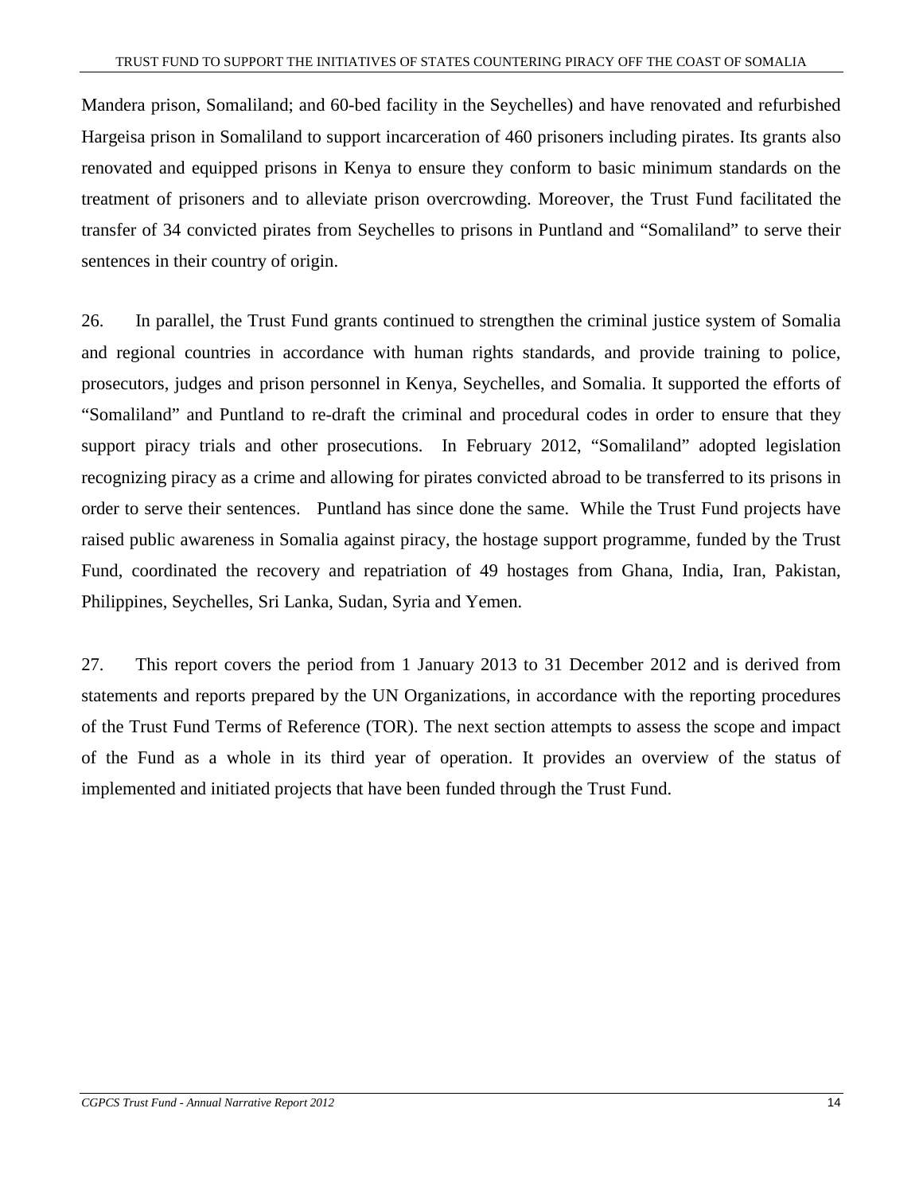Mandera prison, Somaliland; and 60-bed facility in the Seychelles) and have renovated and refurbished Hargeisa prison in Somaliland to support incarceration of 460 prisoners including pirates. Its grants also renovated and equipped prisons in Kenya to ensure they conform to basic minimum standards on the treatment of prisoners and to alleviate prison overcrowding. Moreover, the Trust Fund facilitated the transfer of 34 convicted pirates from Seychelles to prisons in Puntland and "Somaliland" to serve their sentences in their country of origin.

26. In parallel, the Trust Fund grants continued to strengthen the criminal justice system of Somalia and regional countries in accordance with human rights standards, and provide training to police, prosecutors, judges and prison personnel in Kenya, Seychelles, and Somalia. It supported the efforts of "Somaliland" and Puntland to re-draft the criminal and procedural codes in order to ensure that they support piracy trials and other prosecutions. In February 2012, "Somaliland" adopted legislation recognizing piracy as a crime and allowing for pirates convicted abroad to be transferred to its prisons in order to serve their sentences. Puntland has since done the same. While the Trust Fund projects have raised public awareness in Somalia against piracy, the hostage support programme, funded by the Trust Fund, coordinated the recovery and repatriation of 49 hostages from Ghana, India, Iran, Pakistan, Philippines, Seychelles, Sri Lanka, Sudan, Syria and Yemen.

27. This report covers the period from 1 January 2013 to 31 December 2012 and is derived from statements and reports prepared by the UN Organizations, in accordance with the reporting procedures of the Trust Fund Terms of Reference (TOR). The next section attempts to assess the scope and impact of the Fund as a whole in its third year of operation. It provides an overview of the status of implemented and initiated projects that have been funded through the Trust Fund.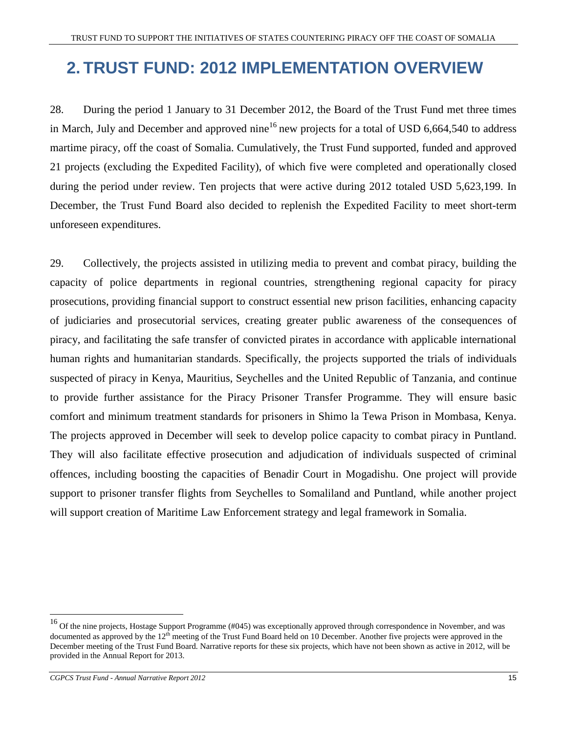# 2. TRUST FUND: 2012 IMPLEMENTATION OVERVIEW

28. During the period 1 January to 31 December 2012, the Board of the Trust Fund met three times in March, July and December and approved nine[16] new projects for a total of USD 6,664,540 to address martime piracy, off the coast of Somalia. Cumulatively, the Trust Fund supported, funded and approved 21 projects (excluding the Expedited Facility), of which five were completed and operationally closed during the period under review. Ten projects that were active during 2012 totaled USD 5,623,199. In December, the Trust Fund Board also decided to replenish the Expedited Facility to meet short-term unforeseen expenditures.

29. Collectively, the projects assisted in utilizing media to prevent and combat piracy, building the capacity of police departments in regional countries, strengthening regional capacity for piracy prosecutions, providing financial support to construct essential new prison facilities, enhancing capacity of judiciaries and prosecutorial services, creating greater public awareness of the consequences of piracy, and facilitating the safe transfer of convicted pirates in accordance with applicable international human rights and humanitarian standards. Specifically, the projects supported the trials of individuals suspected of piracy in Kenya, Mauritius, Seychelles and the United Republic of Tanzania, and continue to provide further assistance for the Piracy Prisoner Transfer Programme. They will ensure basic comfort and minimum treatment standards for prisoners in Shimo la Tewa Prison in Mombasa, Kenya. The projects approved in December will seek to develop police capacity to combat piracy in Puntland. They will also facilitate effective prosecution and adjudication of individuals suspected of criminal offences, including boosting the capacities of Benadir Court in Mogadishu. One project will provide support to prisoner transfer flights from Seychelles to Somaliland and Puntland, while another project will support creation of Maritime Law Enforcement strategy and legal framework in Somalia.

---

[16] Of the nine projects, Hostage Support Programme (#045) was exceptionally approved through correspondence in November, and was documented as approved by the 12th meeting of the Trust Fund Board held on 10 December. Another five projects were approved in the December meeting of the Trust Fund Board. Narrative reports for these six projects, which have not been shown as active in 2012, will be provided in the Annual Report for 2013.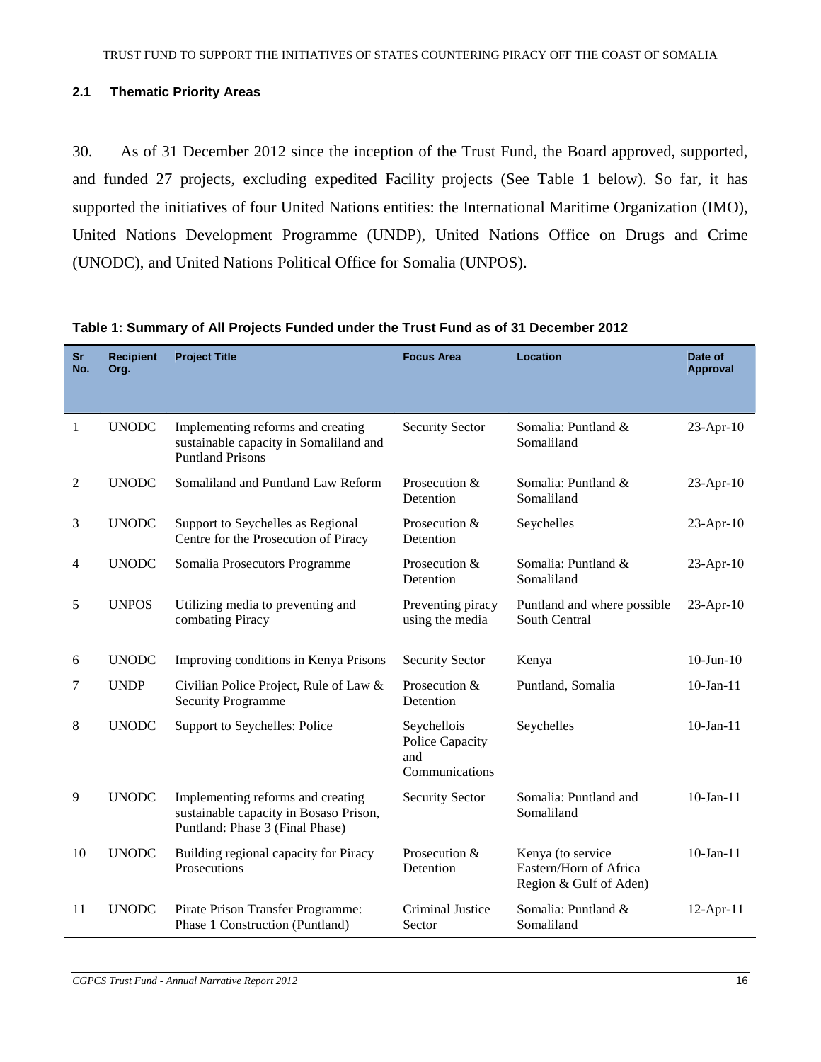### 2.1 Thematic Priority Areas

30. As of 31 December 2012 since the inception of the Trust Fund, the Board approved, supported, and funded 27 projects, excluding expedited Facility projects (See Table 1 below). So far, it has supported the initiatives of four United Nations entities: the International Maritime Organization (IMO), United Nations Development Programme (UNDP), United Nations Office on Drugs and Crime (UNODC), and United Nations Political Office for Somalia (UNPOS).

**Table 1: Summary of All Projects Funded under the Trust Fund as of 31 December 2012**

| Sr No. | Recipient Org. | Project Title | Focus Area | Location | Date of Approval |
|---|---|---|---|---|---|
| 1 | UNODC | Implementing reforms and creating sustainable capacity in Somaliland and Puntland Prisons | Security Sector | Somalia: Puntland & Somaliland | 23-Apr-10 |
| 2 | UNODC | Somaliland and Puntland Law Reform | Prosecution & Detention | Somalia: Puntland & Somaliland | 23-Apr-10 |
| 3 | UNODC | Support to Seychelles as Regional Centre for the Prosecution of Piracy | Prosecution & Detention | Seychelles | 23-Apr-10 |
| 4 | UNODC | Somalia Prosecutors Programme | Prosecution & Detention | Somalia: Puntland & Somaliland | 23-Apr-10 |
| 5 | UNPOS | Utilizing media to preventing and combating Piracy | Preventing piracy using the media | Puntland and where possible South Central | 23-Apr-10 |
| 6 | UNODC | Improving conditions in Kenya Prisons | Security Sector | Kenya | 10-Jun-10 |
| 7 | UNDP | Civilian Police Project, Rule of Law & Security Programme | Prosecution & Detention | Puntland, Somalia | 10-Jan-11 |
| 8 | UNODC | Support to Seychelles: Police | Seychellois Police Capacity and Communications | Seychelles | 10-Jan-11 |
| 9 | UNODC | Implementing reforms and creating sustainable capacity in Bosaso Prison, Puntland: Phase 3 (Final Phase) | Security Sector | Somalia: Puntland and Somaliland | 10-Jan-11 |
| 10 | UNODC | Building regional capacity for Piracy Prosecutions | Prosecution & Detention | Kenya (to service Eastern/Horn of Africa Region & Gulf of Aden) | 10-Jan-11 |
| 11 | UNODC | Pirate Prison Transfer Programme: Phase 1 Construction (Puntland) | Criminal Justice Sector | Somalia: Puntland & Somaliland | 12-Apr-11 |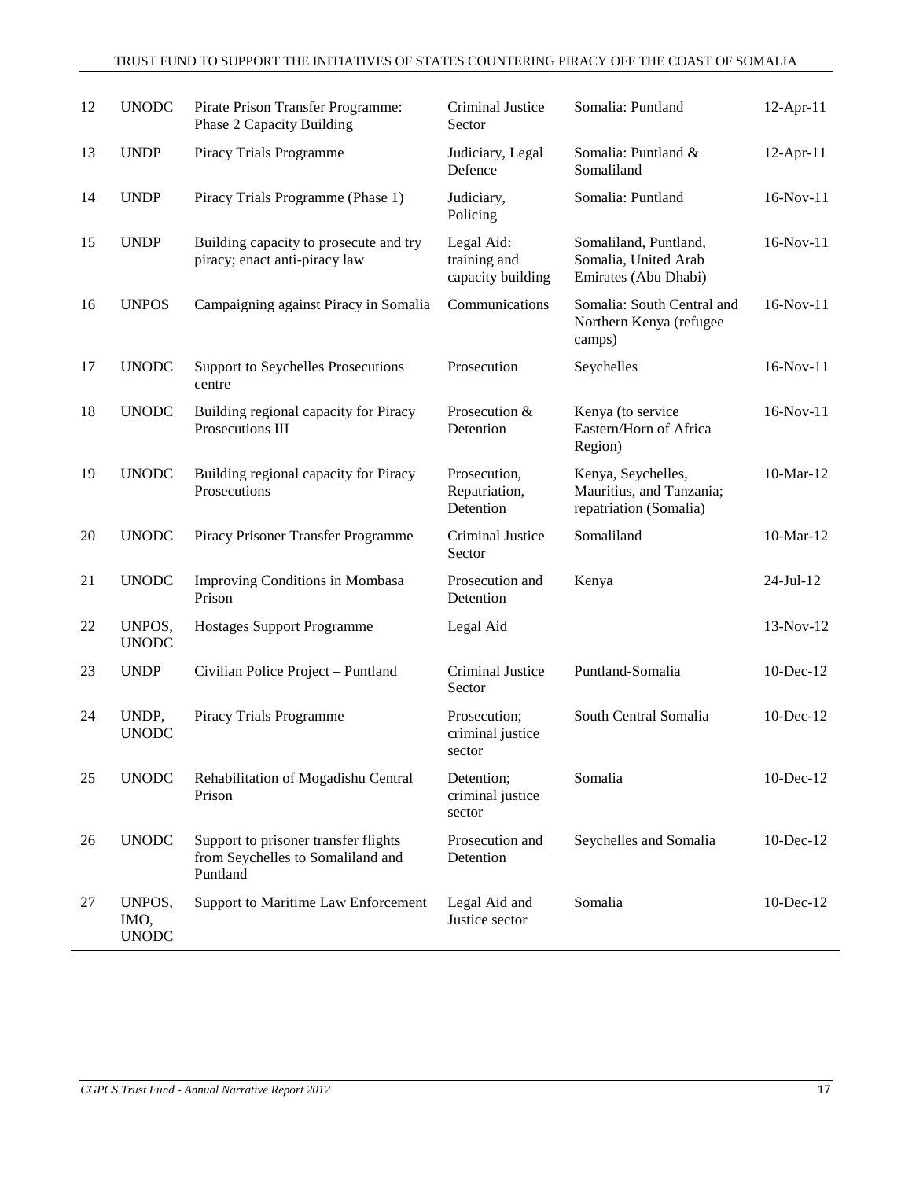| 12 | UNODC | Pirate Prison Transfer Programme: Phase 2 Capacity Building | Criminal Justice Sector | Somalia: Puntland | 12-Apr-11 |
|---|---|---|---|---|---|
| 13 | UNDP | Piracy Trials Programme | Judiciary, Legal Defence | Somalia: Puntland & Somaliland | 12-Apr-11 |
| 14 | UNDP | Piracy Trials Programme (Phase 1) | Judiciary, Policing | Somalia: Puntland | 16-Nov-11 |
| 15 | UNDP | Building capacity to prosecute and try piracy; enact anti-piracy law | Legal Aid: training and capacity building | Somaliland, Puntland, Somalia, United Arab Emirates (Abu Dhabi) | 16-Nov-11 |
| 16 | UNPOS | Campaigning against Piracy in Somalia | Communications | Somalia: South Central and Northern Kenya (refugee camps) | 16-Nov-11 |
| 17 | UNODC | Support to Seychelles Prosecutions centre | Prosecution | Seychelles | 16-Nov-11 |
| 18 | UNODC | Building regional capacity for Piracy Prosecutions III | Prosecution & Detention | Kenya (to service Eastern/Horn of Africa Region) | 16-Nov-11 |
| 19 | UNODC | Building regional capacity for Piracy Prosecutions | Prosecution, Repatriation, Detention | Kenya, Seychelles, Mauritius, and Tanzania; repatriation (Somalia) | 10-Mar-12 |
| 20 | UNODC | Piracy Prisoner Transfer Programme | Criminal Justice Sector | Somaliland | 10-Mar-12 |
| 21 | UNODC | Improving Conditions in Mombasa Prison | Prosecution and Detention | Kenya | 24-Jul-12 |
| 22 | UNPOS, UNODC | Hostages Support Programme | Legal Aid | | 13-Nov-12 |
| 23 | UNDP | Civilian Police Project – Puntland | Criminal Justice Sector | Puntland-Somalia | 10-Dec-12 |
| 24 | UNDP, UNODC | Piracy Trials Programme | Prosecution; criminal justice sector | South Central Somalia | 10-Dec-12 |
| 25 | UNODC | Rehabilitation of Mogadishu Central Prison | Detention; criminal justice sector | Somalia | 10-Dec-12 |
| 26 | UNODC | Support to prisoner transfer flights from Seychelles to Somaliland and Puntland | Prosecution and Detention | Seychelles and Somalia | 10-Dec-12 |
| 27 | UNPOS, IMO, UNODC | Support to Maritime Law Enforcement | Legal Aid and Justice sector | Somalia | 10-Dec-12 |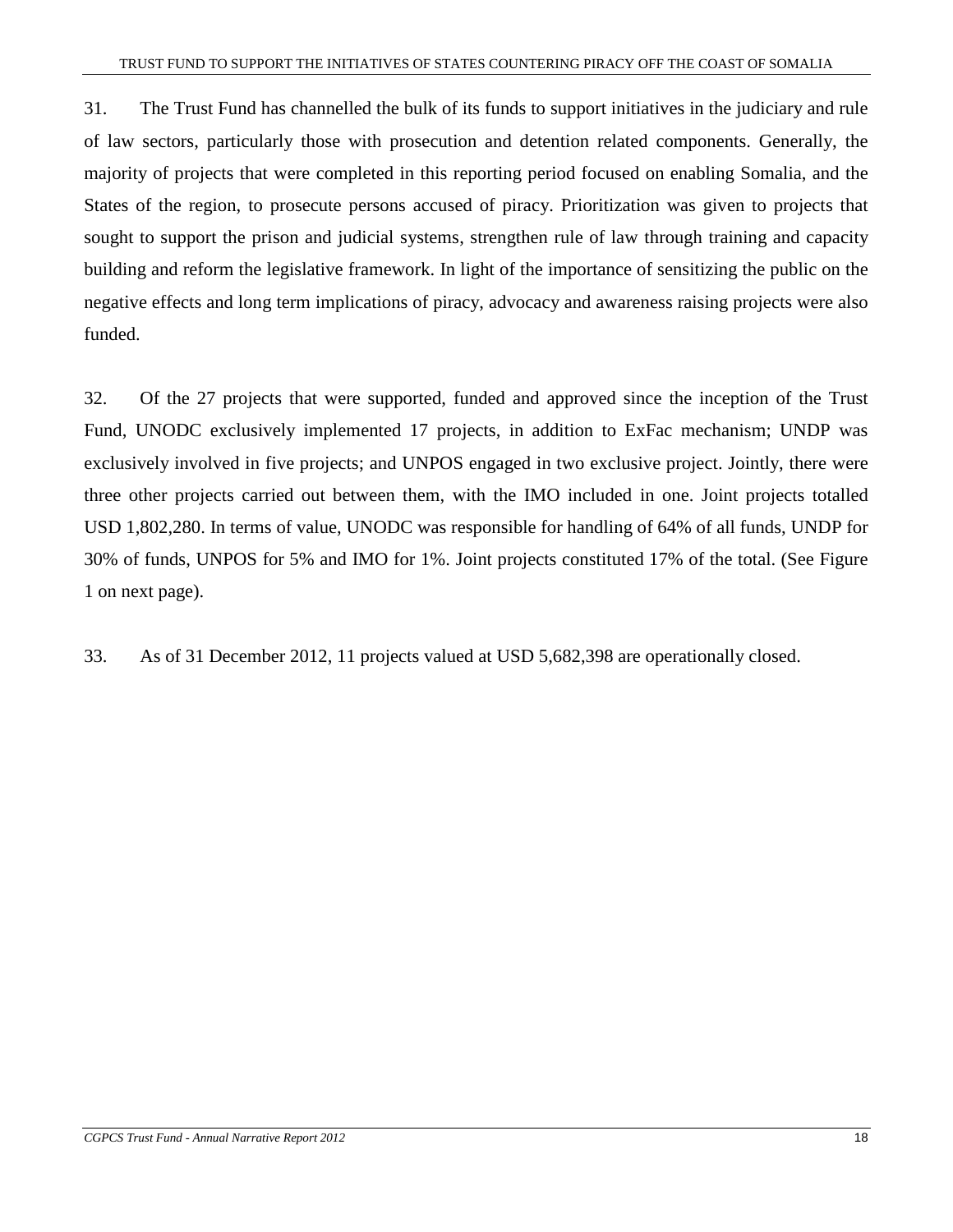31. The Trust Fund has channelled the bulk of its funds to support initiatives in the judiciary and rule of law sectors, particularly those with prosecution and detention related components. Generally, the majority of projects that were completed in this reporting period focused on enabling Somalia, and the States of the region, to prosecute persons accused of piracy. Prioritization was given to projects that sought to support the prison and judicial systems, strengthen rule of law through training and capacity building and reform the legislative framework. In light of the importance of sensitizing the public on the negative effects and long term implications of piracy, advocacy and awareness raising projects were also funded.

32. Of the 27 projects that were supported, funded and approved since the inception of the Trust Fund, UNODC exclusively implemented 17 projects, in addition to ExFac mechanism; UNDP was exclusively involved in five projects; and UNPOS engaged in two exclusive project. Jointly, there were three other projects carried out between them, with the IMO included in one. Joint projects totalled USD 1,802,280. In terms of value, UNODC was responsible for handling of 64% of all funds, UNDP for 30% of funds, UNPOS for 5% and IMO for 1%. Joint projects constituted 17% of the total. (See Figure 1 on next page).

33. As of 31 December 2012, 11 projects valued at USD 5,682,398 are operationally closed.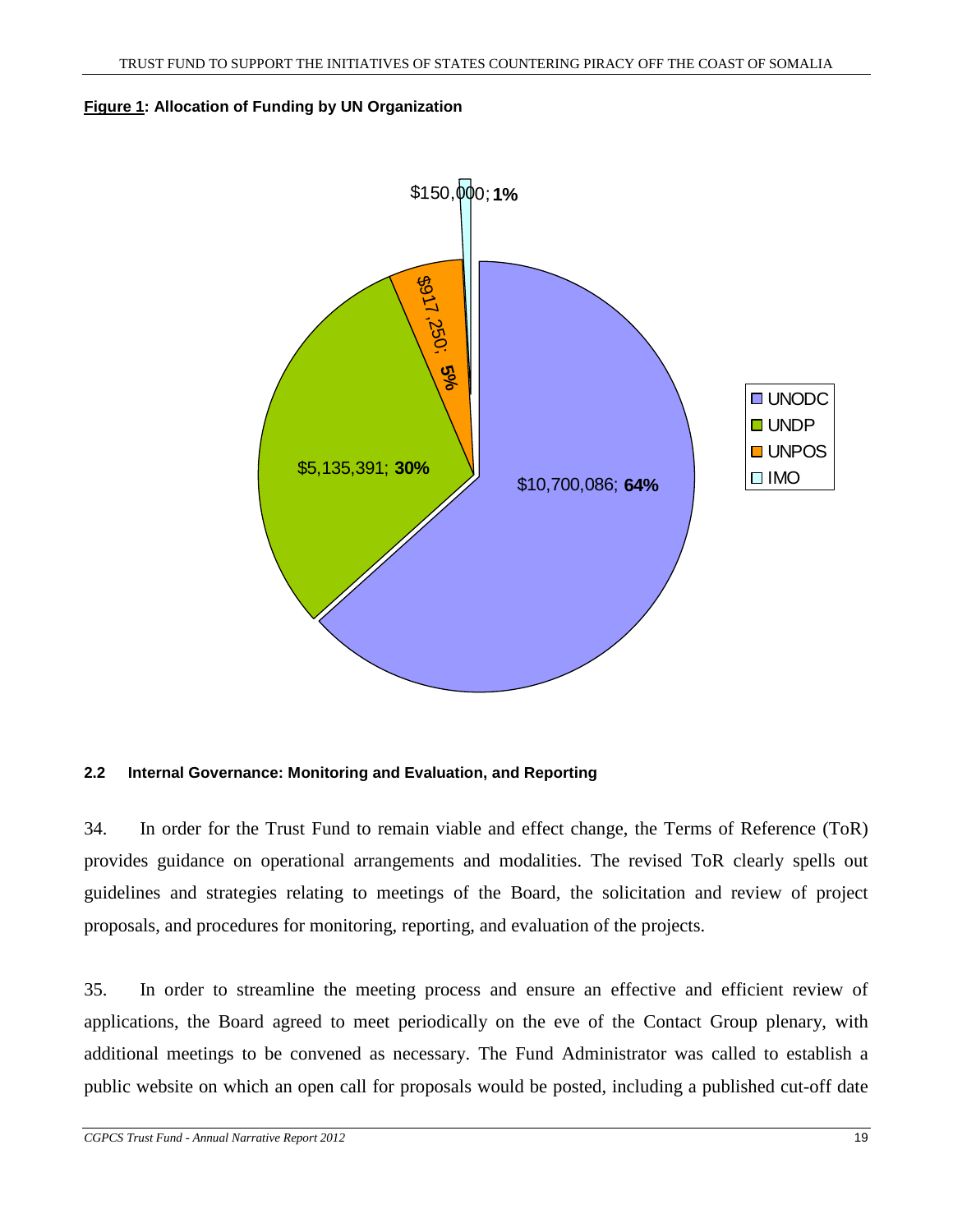**Figure 1: Allocation of Funding by UN Organization**

| UN Organization | Amount | Share |
|---|---|---|
| UNODC | $10,700,086 | 64% |
| UNDP | $5,135,391 | 30% |
| UNPOS | $917,250 | 5% |
| IMO | $150,000 | 1% |

### 2.2 Internal Governance: Monitoring and Evaluation, and Reporting

34. In order for the Trust Fund to remain viable and effect change, the Terms of Reference (ToR) provides guidance on operational arrangements and modalities. The revised ToR clearly spells out guidelines and strategies relating to meetings of the Board, the solicitation and review of project proposals, and procedures for monitoring, reporting, and evaluation of the projects.

35. In order to streamline the meeting process and ensure an effective and efficient review of applications, the Board agreed to meet periodically on the eve of the Contact Group plenary, with additional meetings to be convened as necessary. The Fund Administrator was called to establish a public website on which an open call for proposals would be posted, including a published cut-off date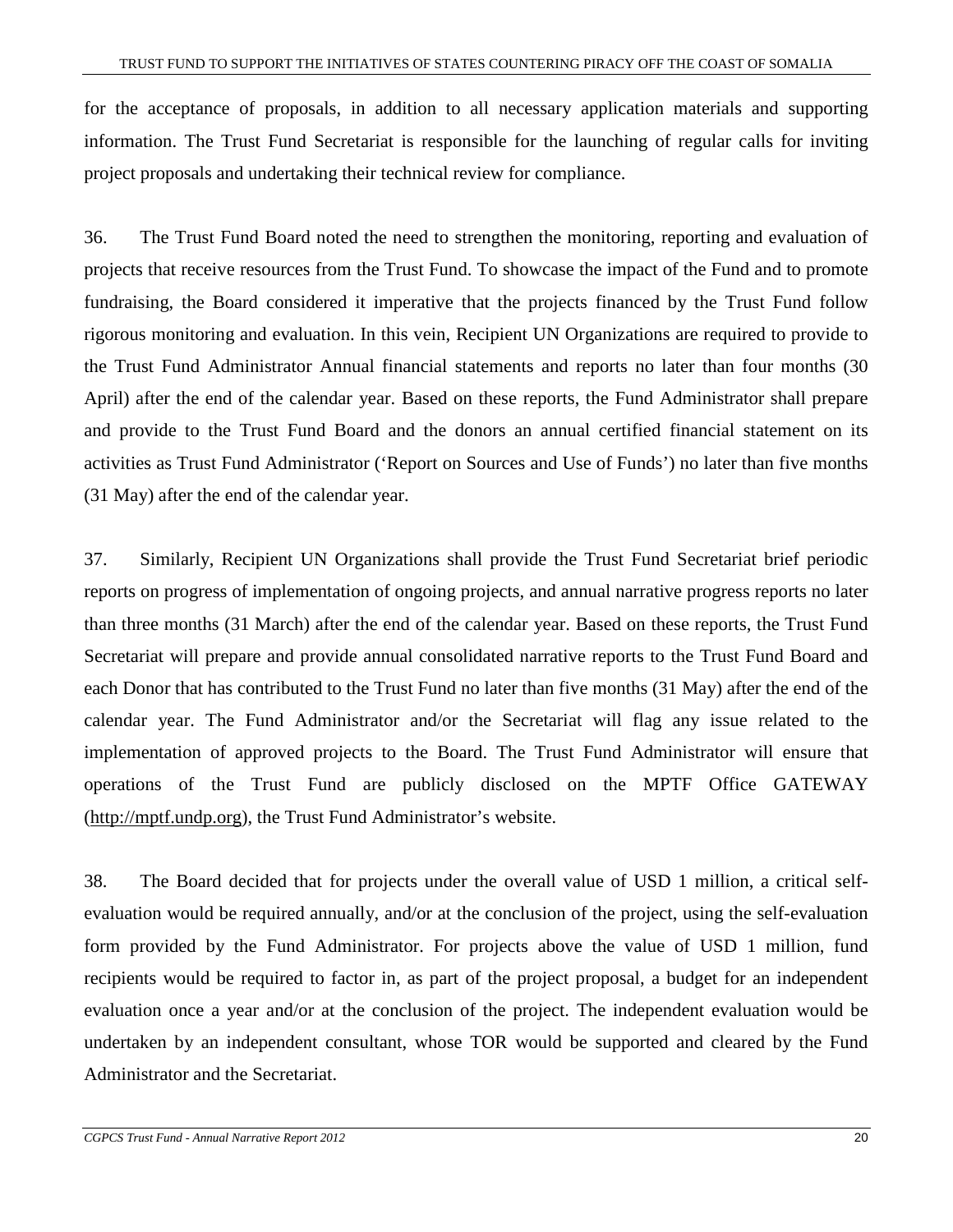for the acceptance of proposals, in addition to all necessary application materials and supporting information. The Trust Fund Secretariat is responsible for the launching of regular calls for inviting project proposals and undertaking their technical review for compliance.

36. The Trust Fund Board noted the need to strengthen the monitoring, reporting and evaluation of projects that receive resources from the Trust Fund. To showcase the impact of the Fund and to promote fundraising, the Board considered it imperative that the projects financed by the Trust Fund follow rigorous monitoring and evaluation. In this vein, Recipient UN Organizations are required to provide to the Trust Fund Administrator Annual financial statements and reports no later than four months (30 April) after the end of the calendar year. Based on these reports, the Fund Administrator shall prepare and provide to the Trust Fund Board and the donors an annual certified financial statement on its activities as Trust Fund Administrator ('Report on Sources and Use of Funds') no later than five months (31 May) after the end of the calendar year.

37. Similarly, Recipient UN Organizations shall provide the Trust Fund Secretariat brief periodic reports on progress of implementation of ongoing projects, and annual narrative progress reports no later than three months (31 March) after the end of the calendar year. Based on these reports, the Trust Fund Secretariat will prepare and provide annual consolidated narrative reports to the Trust Fund Board and each Donor that has contributed to the Trust Fund no later than five months (31 May) after the end of the calendar year. The Fund Administrator and/or the Secretariat will flag any issue related to the implementation of approved projects to the Board. The Trust Fund Administrator will ensure that operations of the Trust Fund are publicly disclosed on the MPTF Office GATEWAY (http://mptf.undp.org), the Trust Fund Administrator's website.

38. The Board decided that for projects under the overall value of USD 1 million, a critical self-evaluation would be required annually, and/or at the conclusion of the project, using the self-evaluation form provided by the Fund Administrator. For projects above the value of USD 1 million, fund recipients would be required to factor in, as part of the project proposal, a budget for an independent evaluation once a year and/or at the conclusion of the project. The independent evaluation would be undertaken by an independent consultant, whose TOR would be supported and cleared by the Fund Administrator and the Secretariat.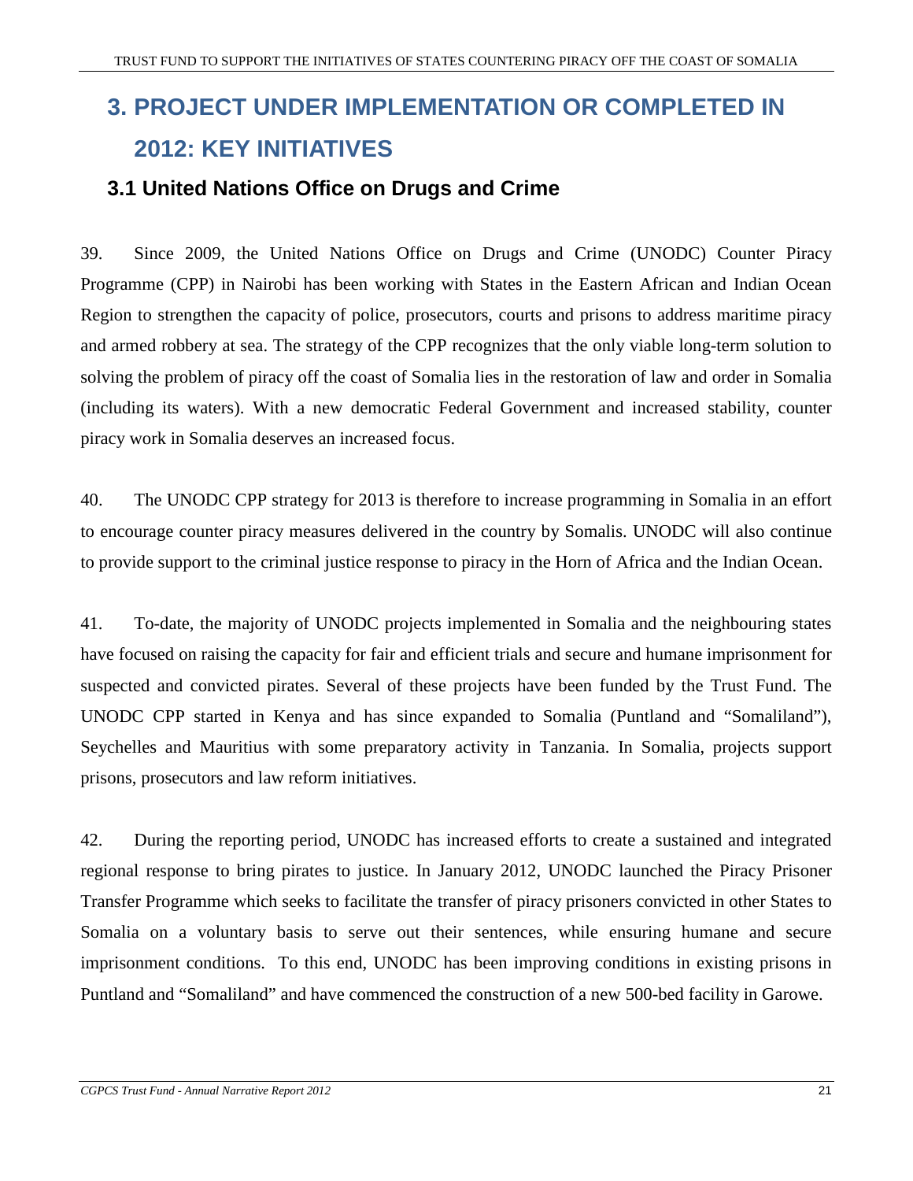# 3. PROJECT UNDER IMPLEMENTATION OR COMPLETED IN 2012: KEY INITIATIVES

## 3.1 United Nations Office on Drugs and Crime

39. Since 2009, the United Nations Office on Drugs and Crime (UNODC) Counter Piracy Programme (CPP) in Nairobi has been working with States in the Eastern African and Indian Ocean Region to strengthen the capacity of police, prosecutors, courts and prisons to address maritime piracy and armed robbery at sea. The strategy of the CPP recognizes that the only viable long-term solution to solving the problem of piracy off the coast of Somalia lies in the restoration of law and order in Somalia (including its waters). With a new democratic Federal Government and increased stability, counter piracy work in Somalia deserves an increased focus.

40. The UNODC CPP strategy for 2013 is therefore to increase programming in Somalia in an effort to encourage counter piracy measures delivered in the country by Somalis. UNODC will also continue to provide support to the criminal justice response to piracy in the Horn of Africa and the Indian Ocean.

41. To-date, the majority of UNODC projects implemented in Somalia and the neighbouring states have focused on raising the capacity for fair and efficient trials and secure and humane imprisonment for suspected and convicted pirates. Several of these projects have been funded by the Trust Fund. The UNODC CPP started in Kenya and has since expanded to Somalia (Puntland and "Somaliland"), Seychelles and Mauritius with some preparatory activity in Tanzania. In Somalia, projects support prisons, prosecutors and law reform initiatives.

42. During the reporting period, UNODC has increased efforts to create a sustained and integrated regional response to bring pirates to justice. In January 2012, UNODC launched the Piracy Prisoner Transfer Programme which seeks to facilitate the transfer of piracy prisoners convicted in other States to Somalia on a voluntary basis to serve out their sentences, while ensuring humane and secure imprisonment conditions. To this end, UNODC has been improving conditions in existing prisons in Puntland and "Somaliland" and have commenced the construction of a new 500-bed facility in Garowe.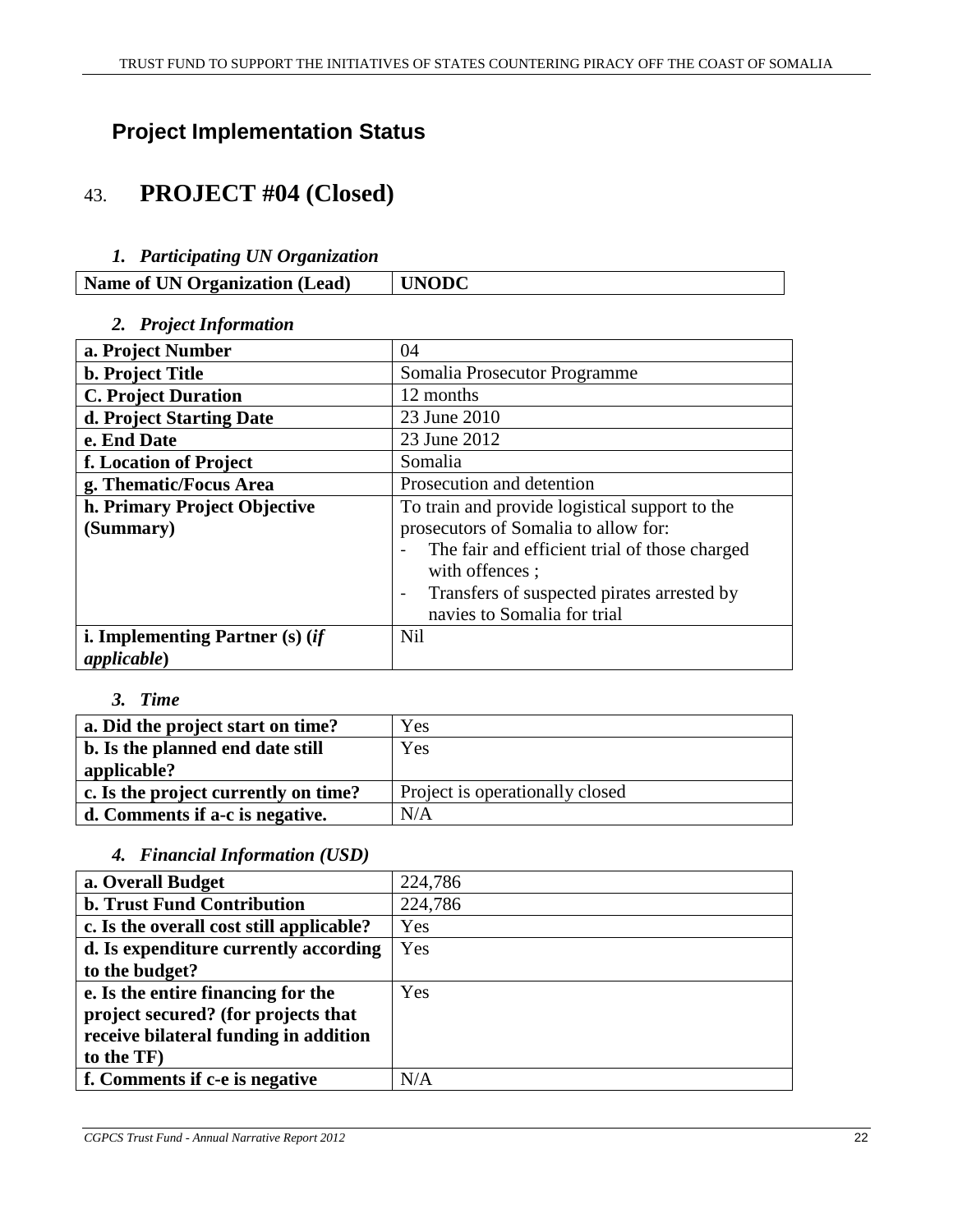## Project Implementation Status

# 43. PROJECT #04 (Closed)

### *1. Participating UN Organization*

| **Name of UN Organization (Lead)** | **UNODC** |
|---|---|

### *2. Project Information*

| | |
|---|---|
| **a. Project Number** | 04 |
| **b. Project Title** | Somalia Prosecutor Programme |
| **C. Project Duration** | 12 months |
| **d. Project Starting Date** | 23 June 2010 |
| **e. End Date** | 23 June 2012 |
| **f. Location of Project** | Somalia |
| **g. Thematic/Focus Area** | Prosecution and detention |
| **h. Primary Project Objective (Summary)** | To train and provide logistical support to the prosecutors of Somalia to allow for:<br>- The fair and efficient trial of those charged with offences ;<br>- Transfers of suspected pirates arrested by navies to Somalia for trial |
| **i. Implementing Partner (s) (*if applicable*)** | Nil |

### *3. Time*

| | |
|---|---|
| **a. Did the project start on time?** | Yes |
| **b. Is the planned end date still applicable?** | Yes |
| **c. Is the project currently on time?** | Project is operationally closed |
| **d. Comments if a-c is negative.** | N/A |

### *4. Financial Information (USD)*

| | |
|---|---|
| **a. Overall Budget** | 224,786 |
| **b. Trust Fund Contribution** | 224,786 |
| **c. Is the overall cost still applicable?** | Yes |
| **d. Is expenditure currently according to the budget?** | Yes |
| **e. Is the entire financing for the project secured? (for projects that receive bilateral funding in addition to the TF)** | Yes |
| **f. Comments if c-e is negative** | N/A |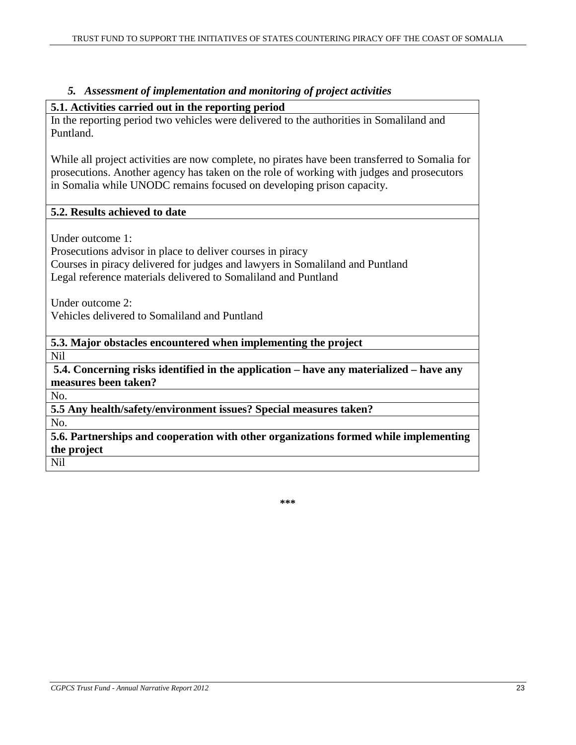### *5. Assessment of implementation and monitoring of project activities*

| **5.1. Activities carried out in the reporting period** |
|---|
| In the reporting period two vehicles were delivered to the authorities in Somaliland and Puntland.<br><br>While all project activities are now complete, no pirates have been transferred to Somalia for prosecutions. Another agency has taken on the role of working with judges and prosecutors in Somalia while UNODC remains focused on developing prison capacity. |
| **5.2. Results achieved to date** |
| Under outcome 1:<br>Prosecutions advisor in place to deliver courses in piracy<br>Courses in piracy delivered for judges and lawyers in Somaliland and Puntland<br>Legal reference materials delivered to Somaliland and Puntland<br><br>Under outcome 2:<br>Vehicles delivered to Somaliland and Puntland |
| **5.3. Major obstacles encountered when implementing the project** |
| Nil |
| **5.4. Concerning risks identified in the application – have any materialized – have any measures been taken?** |
| No. |
| **5.5 Any health/safety/environment issues? Special measures taken?** |
| No. |
| **5.6. Partnerships and cooperation with other organizations formed while implementing the project** |
| Nil |

\*\*\*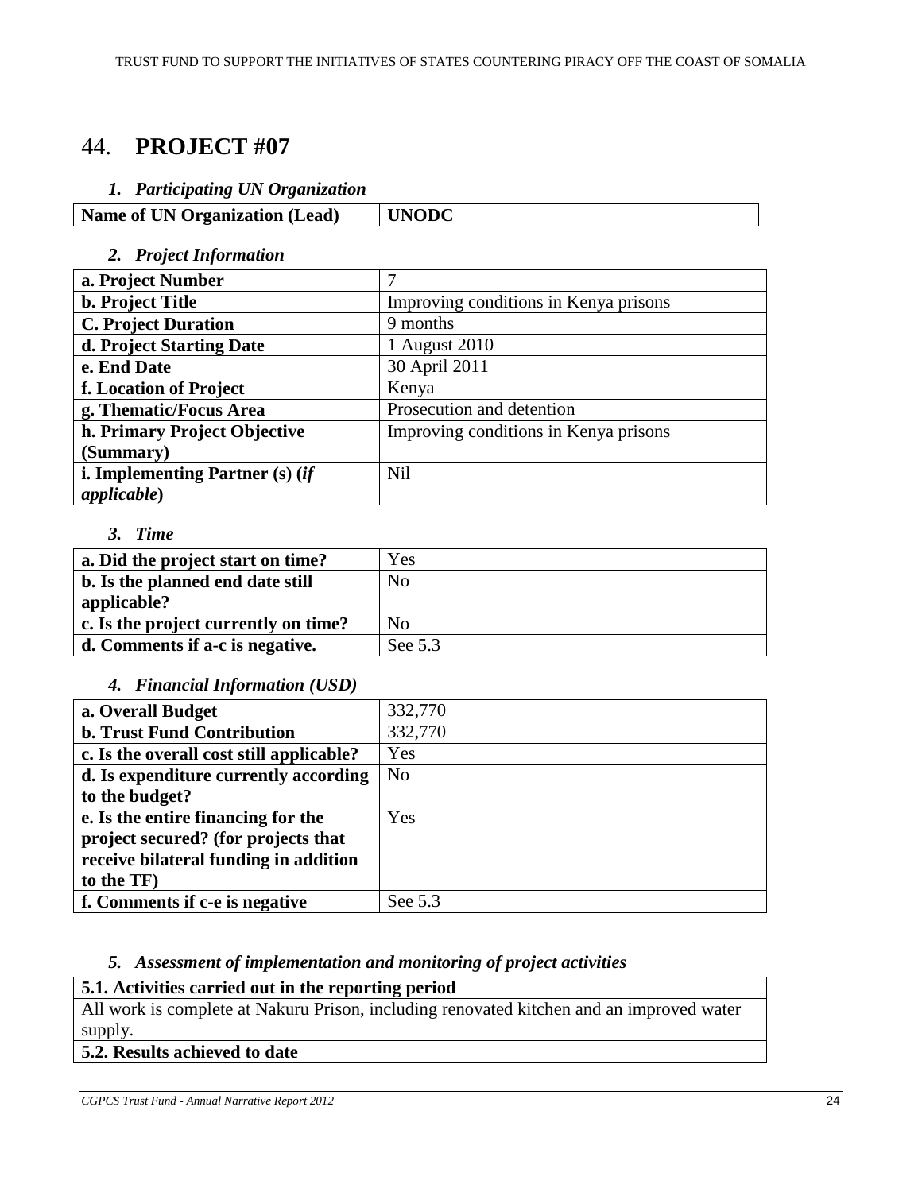# 44. **PROJECT #07**

### *1. Participating UN Organization*

| **Name of UN Organization (Lead)** | **UNODC** |
|---|---|

### *2. Project Information*

| | |
|---|---|
| **a. Project Number** | 7 |
| **b. Project Title** | Improving conditions in Kenya prisons |
| **C. Project Duration** | 9 months |
| **d. Project Starting Date** | 1 August 2010 |
| **e. End Date** | 30 April 2011 |
| **f. Location of Project** | Kenya |
| **g. Thematic/Focus Area** | Prosecution and detention |
| **h. Primary Project Objective (Summary)** | Improving conditions in Kenya prisons |
| **i. Implementing Partner (s) (*if applicable*)** | Nil |

### *3. Time*

| | |
|---|---|
| **a. Did the project start on time?** | Yes |
| **b. Is the planned end date still applicable?** | No |
| **c. Is the project currently on time?** | No |
| **d. Comments if a-c is negative.** | See 5.3 |

### *4. Financial Information (USD)*

| | |
|---|---|
| **a. Overall Budget** | 332,770 |
| **b. Trust Fund Contribution** | 332,770 |
| **c. Is the overall cost still applicable?** | Yes |
| **d. Is expenditure currently according to the budget?** | No |
| **e. Is the entire financing for the project secured? (for projects that receive bilateral funding in addition to the TF)** | Yes |
| **f. Comments if c-e is negative** | See 5.3 |

### *5. Assessment of implementation and monitoring of project activities*

| **5.1. Activities carried out in the reporting period** |
|---|
| All work is complete at Nakuru Prison, including renovated kitchen and an improved water supply. |
| **5.2. Results achieved to date** |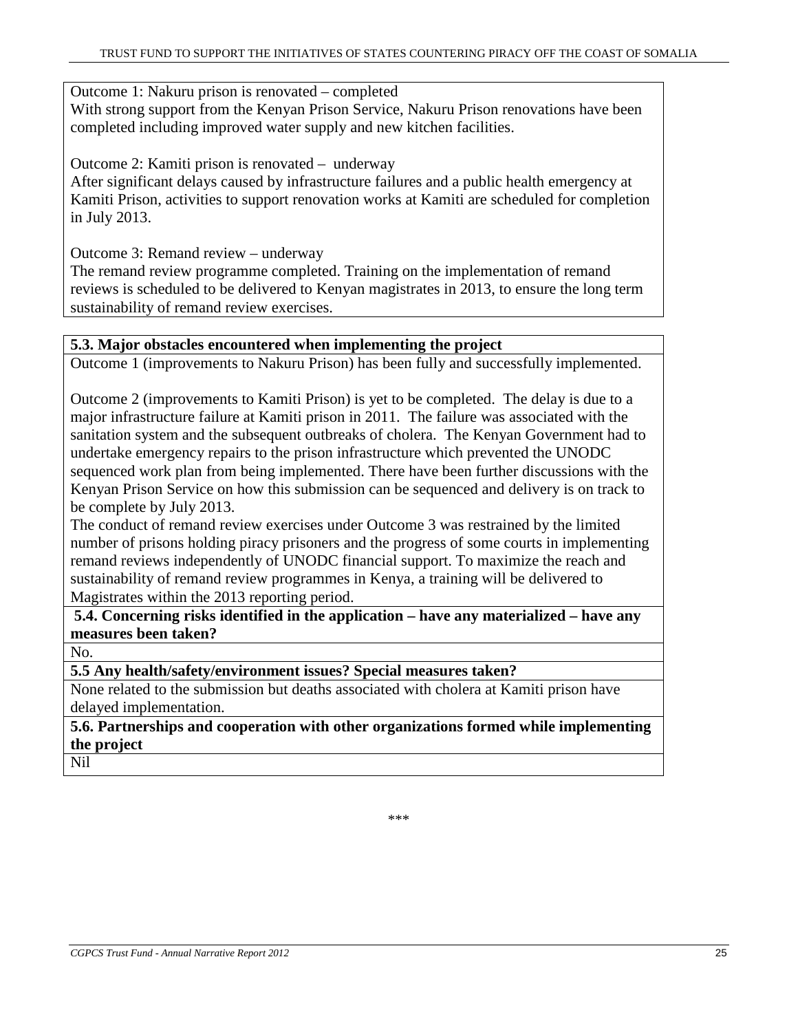Outcome 1: Nakuru prison is renovated – completed
With strong support from the Kenyan Prison Service, Nakuru Prison renovations have been completed including improved water supply and new kitchen facilities.

Outcome 2: Kamiti prison is renovated – underway
After significant delays caused by infrastructure failures and a public health emergency at Kamiti Prison, activities to support renovation works at Kamiti are scheduled for completion in July 2013.

Outcome 3: Remand review – underway
The remand review programme completed. Training on the implementation of remand reviews is scheduled to be delivered to Kenyan magistrates in 2013, to ensure the long term sustainability of remand review exercises.

**5.3. Major obstacles encountered when implementing the project**

Outcome 1 (improvements to Nakuru Prison) has been fully and successfully implemented.

Outcome 2 (improvements to Kamiti Prison) is yet to be completed. The delay is due to a major infrastructure failure at Kamiti prison in 2011. The failure was associated with the sanitation system and the subsequent outbreaks of cholera. The Kenyan Government had to undertake emergency repairs to the prison infrastructure which prevented the UNODC sequenced work plan from being implemented. There have been further discussions with the Kenyan Prison Service on how this submission can be sequenced and delivery is on track to be complete by July 2013.

The conduct of remand review exercises under Outcome 3 was restrained by the limited number of prisons holding piracy prisoners and the progress of some courts in implementing remand reviews independently of UNODC financial support. To maximize the reach and sustainability of remand review programmes in Kenya, a training will be delivered to Magistrates within the 2013 reporting period.

**5.4. Concerning risks identified in the application – have any materialized – have any measures been taken?**

No.

**5.5 Any health/safety/environment issues? Special measures taken?**

None related to the submission but deaths associated with cholera at Kamiti prison have delayed implementation.

**5.6. Partnerships and cooperation with other organizations formed while implementing the project**

Nil

\*\*\*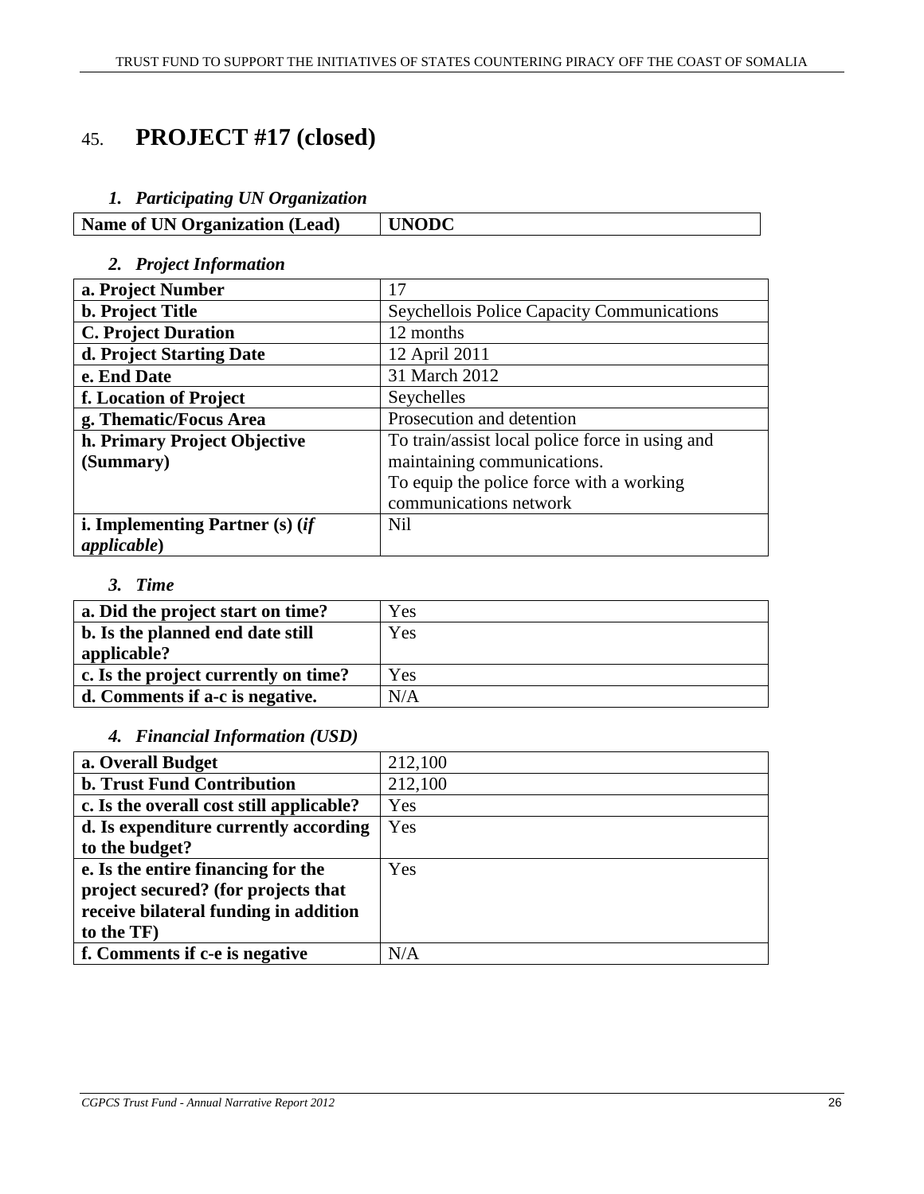# 45. **PROJECT #17 (closed)**

### *1. Participating UN Organization*

| Name of UN Organization (Lead) | UNODC |
|---|---|

### *2. Project Information*

| | |
|---|---|
| **a. Project Number** | 17 |
| **b. Project Title** | Seychellois Police Capacity Communications |
| **C. Project Duration** | 12 months |
| **d. Project Starting Date** | 12 April 2011 |
| **e. End Date** | 31 March 2012 |
| **f. Location of Project** | Seychelles |
| **g. Thematic/Focus Area** | Prosecution and detention |
| **h. Primary Project Objective (Summary)** | To train/assist local police force in using and maintaining communications.<br>To equip the police force with a working communications network |
| **i. Implementing Partner (s) (*if applicable*)** | Nil |

### *3. Time*

| | |
|---|---|
| **a. Did the project start on time?** | Yes |
| **b. Is the planned end date still applicable?** | Yes |
| **c. Is the project currently on time?** | Yes |
| **d. Comments if a-c is negative.** | N/A |

### *4. Financial Information (USD)*

| | |
|---|---|
| **a. Overall Budget** | 212,100 |
| **b. Trust Fund Contribution** | 212,100 |
| **c. Is the overall cost still applicable?** | Yes |
| **d. Is expenditure currently according to the budget?** | Yes |
| **e. Is the entire financing for the project secured? (for projects that receive bilateral funding in addition to the TF)** | Yes |
| **f. Comments if c-e is negative** | N/A |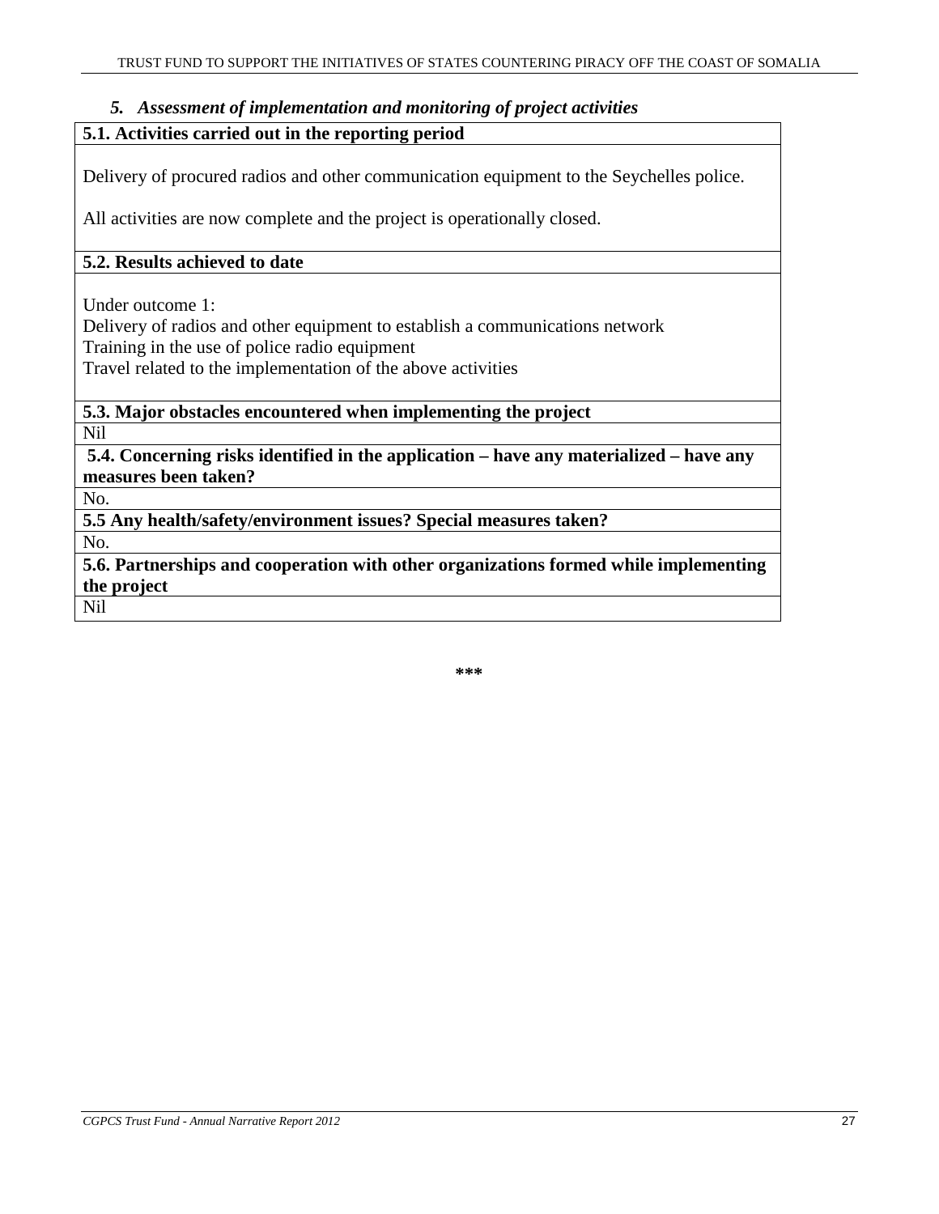### *5. Assessment of implementation and monitoring of project activities*

| **5.1. Activities carried out in the reporting period** |
|---|
| Delivery of procured radios and other communication equipment to the Seychelles police.<br><br>All activities are now complete and the project is operationally closed. |
| **5.2. Results achieved to date** |
| Under outcome 1:<br>Delivery of radios and other equipment to establish a communications network<br>Training in the use of police radio equipment<br>Travel related to the implementation of the above activities |
| **5.3. Major obstacles encountered when implementing the project** |
| Nil |
| **5.4. Concerning risks identified in the application – have any materialized – have any measures been taken?** |
| No. |
| **5.5 Any health/safety/environment issues? Special measures taken?** |
| No. |
| **5.6. Partnerships and cooperation with other organizations formed while implementing the project** |
| Nil |

***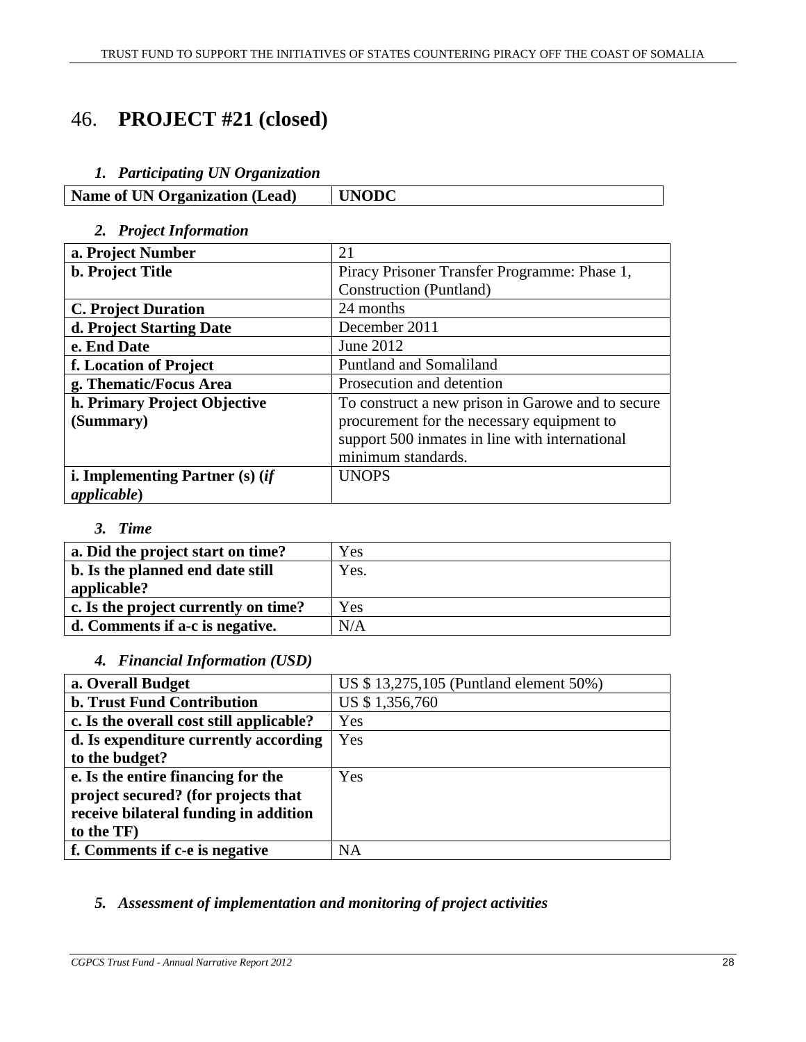# 46. PROJECT #21 (closed)

### *1. Participating UN Organization*

| Name of UN Organization (Lead) | UNODC |
|---|---|

### *2. Project Information*

| a. Project Number | 21 |
|---|---|
| b. Project Title | Piracy Prisoner Transfer Programme: Phase 1, Construction (Puntland) |
| C. Project Duration | 24 months |
| d. Project Starting Date | December 2011 |
| e. End Date | June 2012 |
| f. Location of Project | Puntland and Somaliland |
| g. Thematic/Focus Area | Prosecution and detention |
| h. Primary Project Objective (Summary) | To construct a new prison in Garowe and to secure procurement for the necessary equipment to support 500 inmates in line with international minimum standards. |
| i. Implementing Partner (s) (*if applicable*) | UNOPS |

### *3. Time*

| a. Did the project start on time? | Yes |
|---|---|
| b. Is the planned end date still applicable? | Yes. |
| c. Is the project currently on time? | Yes |
| d. Comments if a-c is negative. | N/A |

### *4. Financial Information (USD)*

| a. Overall Budget | US $ 13,275,105 (Puntland element 50%) |
|---|---|
| b. Trust Fund Contribution | US $ 1,356,760 |
| c. Is the overall cost still applicable? | Yes |
| d. Is expenditure currently according to the budget? | Yes |
| e. Is the entire financing for the project secured? (for projects that receive bilateral funding in addition to the TF) | Yes |
| f. Comments if c-e is negative | NA |

### *5. Assessment of implementation and monitoring of project activities*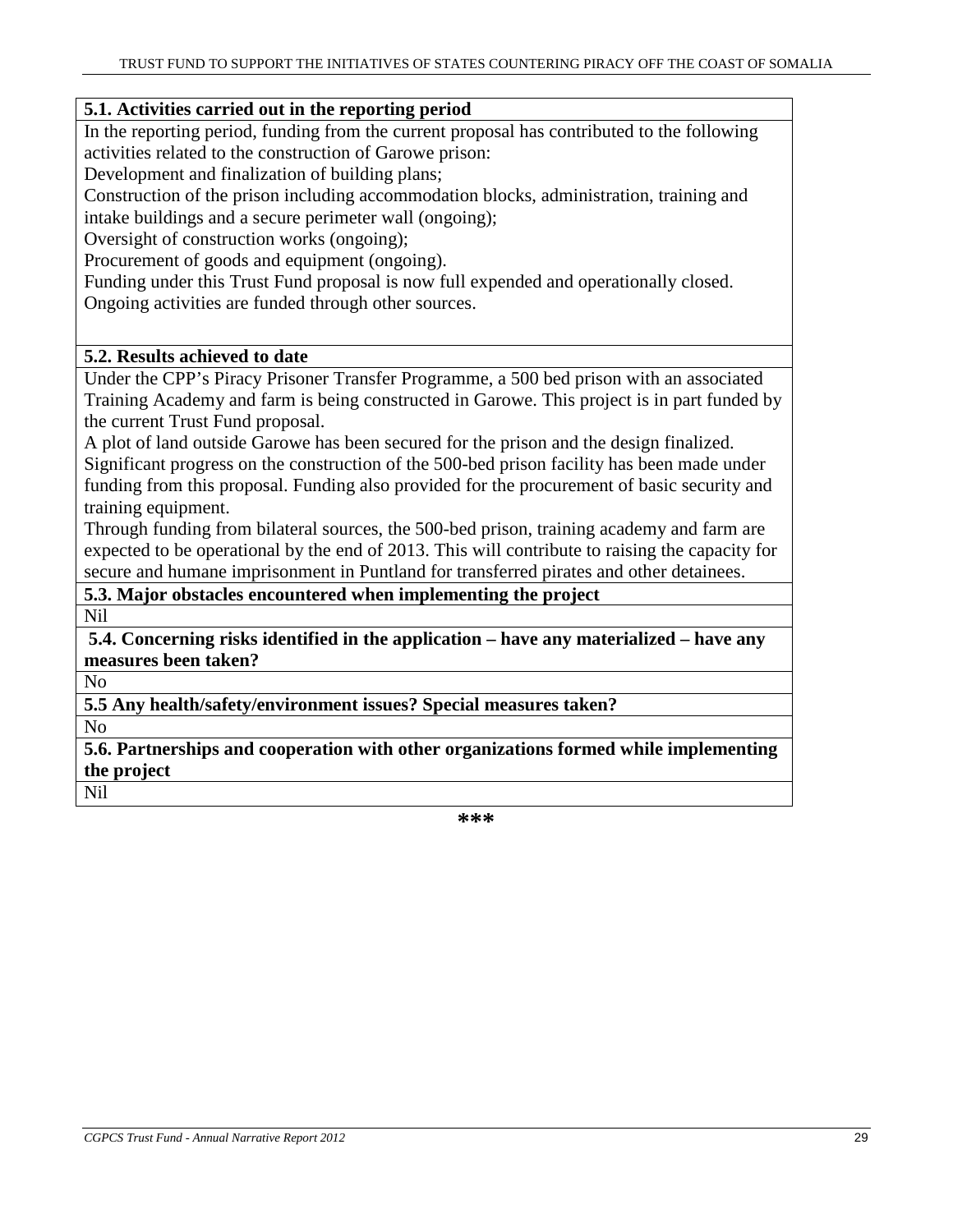**5.1. Activities carried out in the reporting period**

In the reporting period, funding from the current proposal has contributed to the following activities related to the construction of Garowe prison:

Development and finalization of building plans;

Construction of the prison including accommodation blocks, administration, training and intake buildings and a secure perimeter wall (ongoing);

Oversight of construction works (ongoing);

Procurement of goods and equipment (ongoing).

Funding under this Trust Fund proposal is now full expended and operationally closed. Ongoing activities are funded through other sources.

**5.2. Results achieved to date**

Under the CPP's Piracy Prisoner Transfer Programme, a 500 bed prison with an associated Training Academy and farm is being constructed in Garowe. This project is in part funded by the current Trust Fund proposal.

A plot of land outside Garowe has been secured for the prison and the design finalized.

Significant progress on the construction of the 500-bed prison facility has been made under funding from this proposal. Funding also provided for the procurement of basic security and training equipment.

Through funding from bilateral sources, the 500-bed prison, training academy and farm are expected to be operational by the end of 2013. This will contribute to raising the capacity for secure and humane imprisonment in Puntland for transferred pirates and other detainees.

**5.3. Major obstacles encountered when implementing the project**

Nil

**5.4. Concerning risks identified in the application – have any materialized – have any measures been taken?**

No

**5.5 Any health/safety/environment issues? Special measures taken?**

No

**5.6. Partnerships and cooperation with other organizations formed while implementing the project**

Nil

***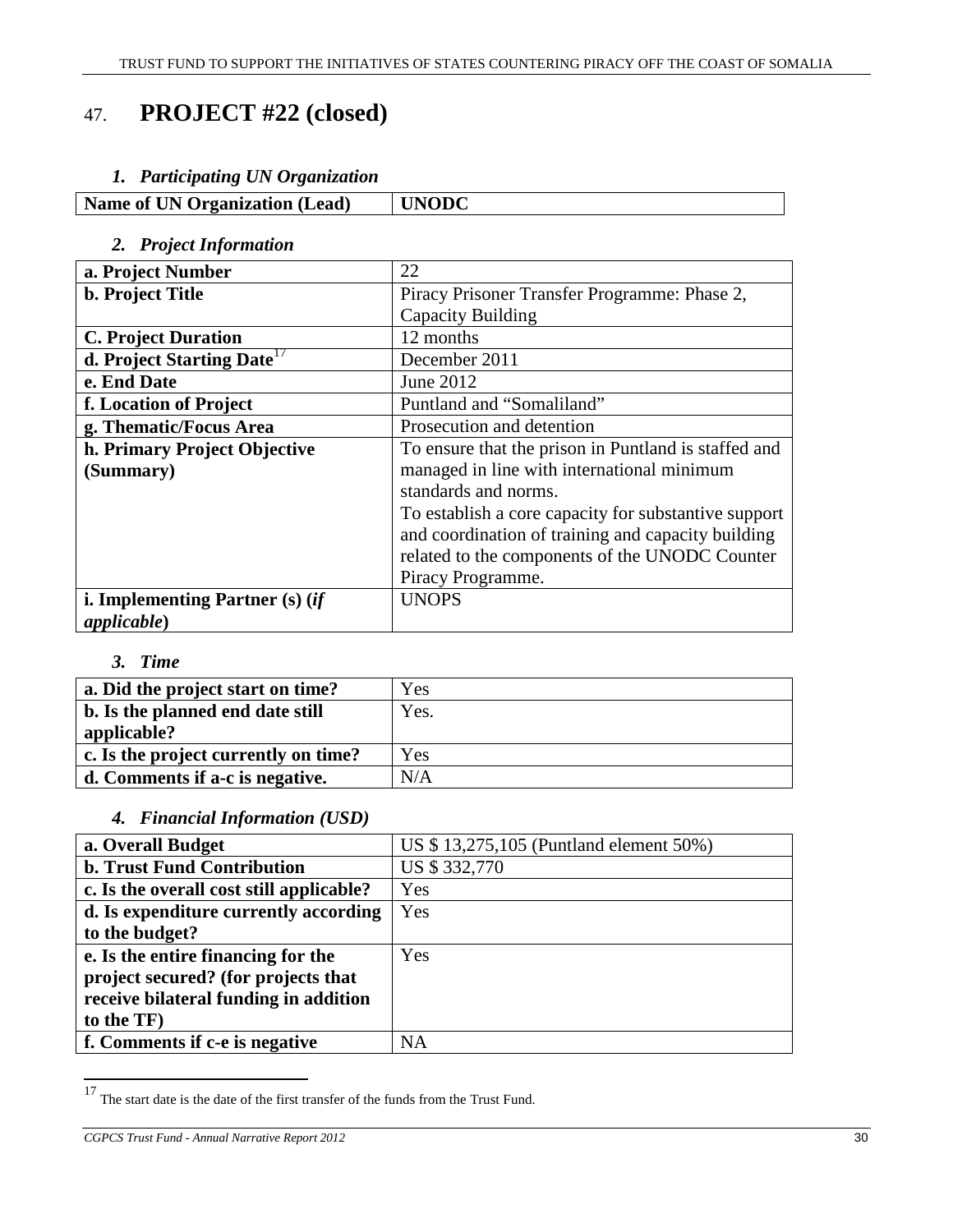# 47. PROJECT #22 (closed)

### *1. Participating UN Organization*

| Name of UN Organization (Lead) | UNODC |
|---|---|

### *2. Project Information*

| a. Project Number | 22 |
|---|---|
| b. Project Title | Piracy Prisoner Transfer Programme: Phase 2, Capacity Building |
| C. Project Duration | 12 months |
| d. Project Starting Date[17] | December 2011 |
| e. End Date | June 2012 |
| f. Location of Project | Puntland and "Somaliland" |
| g. Thematic/Focus Area | Prosecution and detention |
| h. Primary Project Objective (Summary) | To ensure that the prison in Puntland is staffed and managed in line with international minimum standards and norms. To establish a core capacity for substantive support and coordination of training and capacity building related to the components of the UNODC Counter Piracy Programme. |
| i. Implementing Partner (s) (*if applicable*) | UNOPS |

### *3. Time*

| a. Did the project start on time? | Yes |
|---|---|
| b. Is the planned end date still applicable? | Yes. |
| c. Is the project currently on time? | Yes |
| d. Comments if a-c is negative. | N/A |

### *4. Financial Information (USD)*

| a. Overall Budget | US $ 13,275,105 (Puntland element 50%) |
|---|---|
| b. Trust Fund Contribution | US $ 332,770 |
| c. Is the overall cost still applicable? | Yes |
| d. Is expenditure currently according to the budget? | Yes |
| e. Is the entire financing for the project secured? (for projects that receive bilateral funding in addition to the TF) | Yes |
| f. Comments if c-e is negative | NA |

[17] The start date is the date of the first transfer of the funds from the Trust Fund.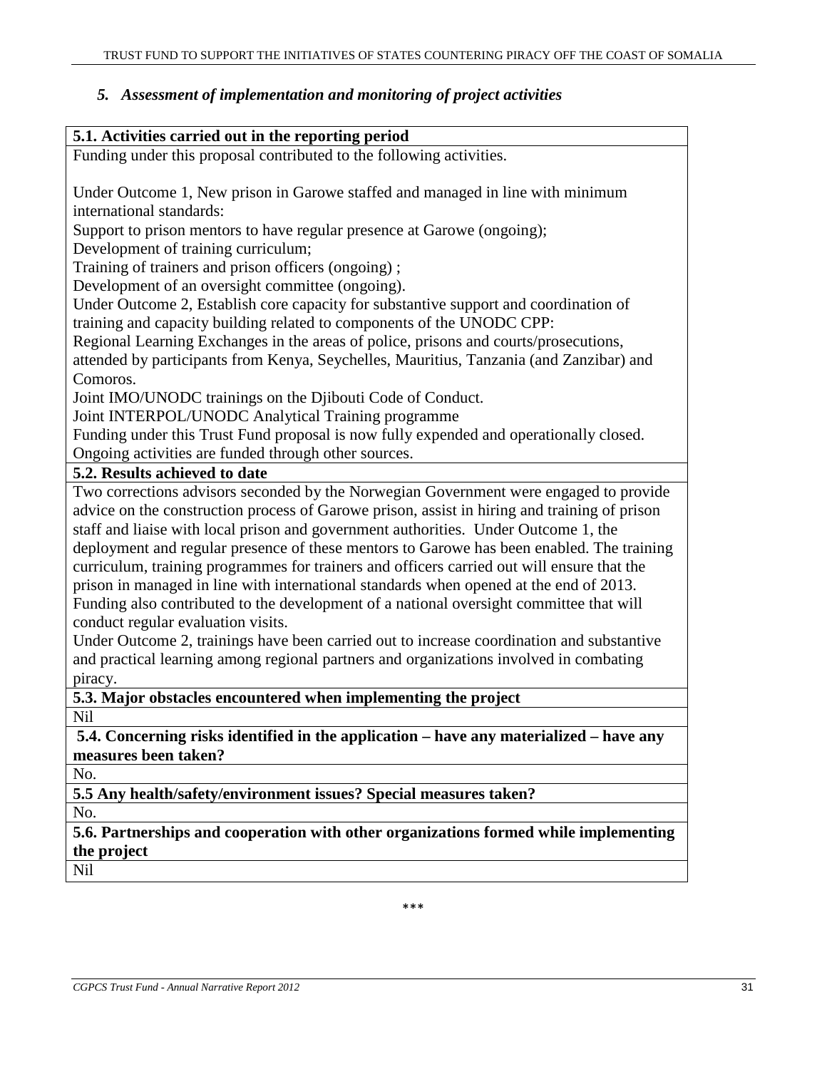### *5. Assessment of implementation and monitoring of project activities*

| **5.1. Activities carried out in the reporting period** |
|---|
| Funding under this proposal contributed to the following activities.<br><br>Under Outcome 1, New prison in Garowe staffed and managed in line with minimum international standards:<br>Support to prison mentors to have regular presence at Garowe (ongoing);<br>Development of training curriculum;<br>Training of trainers and prison officers (ongoing) ;<br>Development of an oversight committee (ongoing).<br>Under Outcome 2, Establish core capacity for substantive support and coordination of training and capacity building related to components of the UNODC CPP:<br>Regional Learning Exchanges in the areas of police, prisons and courts/prosecutions, attended by participants from Kenya, Seychelles, Mauritius, Tanzania (and Zanzibar) and Comoros.<br>Joint IMO/UNODC trainings on the Djibouti Code of Conduct.<br>Joint INTERPOL/UNODC Analytical Training programme<br>Funding under this Trust Fund proposal is now fully expended and operationally closed. Ongoing activities are funded through other sources. |
| **5.2. Results achieved to date** |
| Two corrections advisors seconded by the Norwegian Government were engaged to provide advice on the construction process of Garowe prison, assist in hiring and training of prison staff and liaise with local prison and government authorities. Under Outcome 1, the deployment and regular presence of these mentors to Garowe has been enabled. The training curriculum, training programmes for trainers and officers carried out will ensure that the prison in managed in line with international standards when opened at the end of 2013. Funding also contributed to the development of a national oversight committee that will conduct regular evaluation visits.<br>Under Outcome 2, trainings have been carried out to increase coordination and substantive and practical learning among regional partners and organizations involved in combating piracy. |
| **5.3. Major obstacles encountered when implementing the project** |
| Nil |
| **5.4. Concerning risks identified in the application – have any materialized – have any measures been taken?** |
| No. |
| **5.5 Any health/safety/environment issues? Special measures taken?** |
| No. |
| **5.6. Partnerships and cooperation with other organizations formed while implementing the project** |
| Nil |

\*\*\*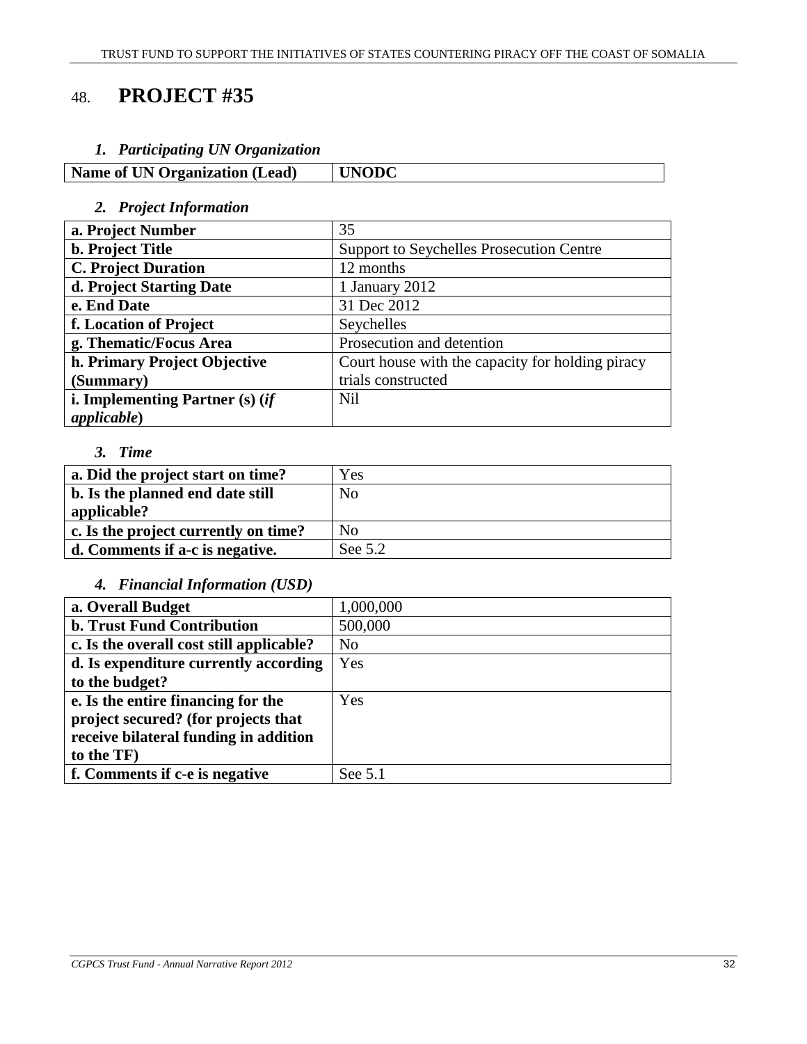# 48. **PROJECT #35**

### *1. Participating UN Organization*

| Name of UN Organization (Lead) | UNODC |
|---|---|

### *2. Project Information*

| | |
|---|---|
| **a. Project Number** | 35 |
| **b. Project Title** | Support to Seychelles Prosecution Centre |
| **C. Project Duration** | 12 months |
| **d. Project Starting Date** | 1 January 2012 |
| **e. End Date** | 31 Dec 2012 |
| **f. Location of Project** | Seychelles |
| **g. Thematic/Focus Area** | Prosecution and detention |
| **h. Primary Project Objective (Summary)** | Court house with the capacity for holding piracy trials constructed |
| **i. Implementing Partner (s) (*if applicable*)** | Nil |

### *3. Time*

| | |
|---|---|
| **a. Did the project start on time?** | Yes |
| **b. Is the planned end date still applicable?** | No |
| **c. Is the project currently on time?** | No |
| **d. Comments if a-c is negative.** | See 5.2 |

### *4. Financial Information (USD)*

| | |
|---|---|
| **a. Overall Budget** | 1,000,000 |
| **b. Trust Fund Contribution** | 500,000 |
| **c. Is the overall cost still applicable?** | No |
| **d. Is expenditure currently according to the budget?** | Yes |
| **e. Is the entire financing for the project secured? (for projects that receive bilateral funding in addition to the TF)** | Yes |
| **f. Comments if c-e is negative** | See 5.1 |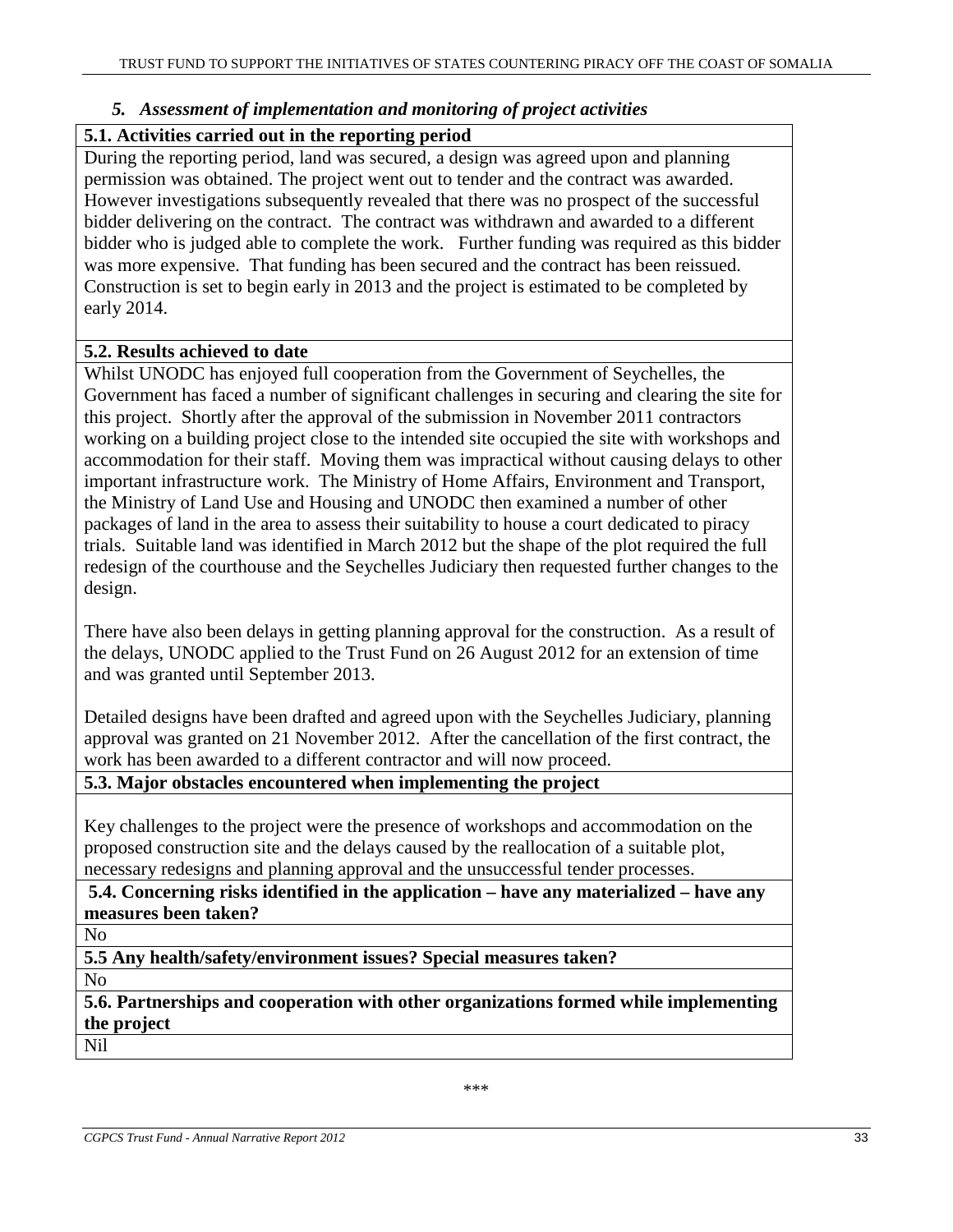### *5. Assessment of implementation and monitoring of project activities*

**5.1. Activities carried out in the reporting period**

During the reporting period, land was secured, a design was agreed upon and planning permission was obtained. The project went out to tender and the contract was awarded. However investigations subsequently revealed that there was no prospect of the successful bidder delivering on the contract. The contract was withdrawn and awarded to a different bidder who is judged able to complete the work. Further funding was required as this bidder was more expensive. That funding has been secured and the contract has been reissued. Construction is set to begin early in 2013 and the project is estimated to be completed by early 2014.

**5.2. Results achieved to date**

Whilst UNODC has enjoyed full cooperation from the Government of Seychelles, the Government has faced a number of significant challenges in securing and clearing the site for this project. Shortly after the approval of the submission in November 2011 contractors working on a building project close to the intended site occupied the site with workshops and accommodation for their staff. Moving them was impractical without causing delays to other important infrastructure work. The Ministry of Home Affairs, Environment and Transport, the Ministry of Land Use and Housing and UNODC then examined a number of other packages of land in the area to assess their suitability to house a court dedicated to piracy trials. Suitable land was identified in March 2012 but the shape of the plot required the full redesign of the courthouse and the Seychelles Judiciary then requested further changes to the design.

There have also been delays in getting planning approval for the construction. As a result of the delays, UNODC applied to the Trust Fund on 26 August 2012 for an extension of time and was granted until September 2013.

Detailed designs have been drafted and agreed upon with the Seychelles Judiciary, planning approval was granted on 21 November 2012. After the cancellation of the first contract, the work has been awarded to a different contractor and will now proceed.

**5.3. Major obstacles encountered when implementing the project**

Key challenges to the project were the presence of workshops and accommodation on the proposed construction site and the delays caused by the reallocation of a suitable plot, necessary redesigns and planning approval and the unsuccessful tender processes.

**5.4. Concerning risks identified in the application – have any materialized – have any measures been taken?**

No

**5.5 Any health/safety/environment issues? Special measures taken?**

No

**5.6. Partnerships and cooperation with other organizations formed while implementing the project**

Nil

***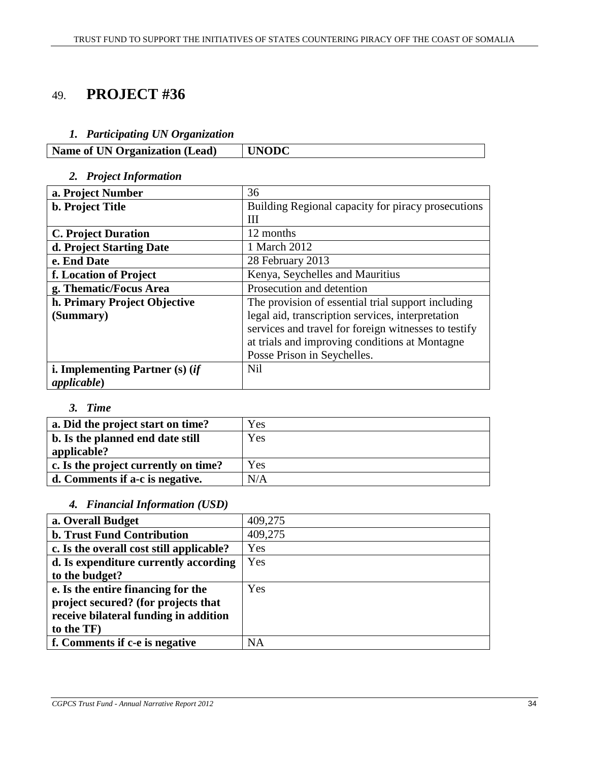# 49. PROJECT #36

### *1. Participating UN Organization*

| **Name of UN Organization (Lead)** | **UNODC** |
|---|---|

### *2. Project Information*

| | |
|---|---|
| **a. Project Number** | 36 |
| **b. Project Title** | Building Regional capacity for piracy prosecutions III |
| **C. Project Duration** | 12 months |
| **d. Project Starting Date** | 1 March 2012 |
| **e. End Date** | 28 February 2013 |
| **f. Location of Project** | Kenya, Seychelles and Mauritius |
| **g. Thematic/Focus Area** | Prosecution and detention |
| **h. Primary Project Objective (Summary)** | The provision of essential trial support including legal aid, transcription services, interpretation services and travel for foreign witnesses to testify at trials and improving conditions at Montagne Posse Prison in Seychelles. |
| **i. Implementing Partner (s) (*if applicable*)** | Nil |

### *3. Time*

| | |
|---|---|
| **a. Did the project start on time?** | Yes |
| **b. Is the planned end date still applicable?** | Yes |
| **c. Is the project currently on time?** | Yes |
| **d. Comments if a-c is negative.** | N/A |

### *4. Financial Information (USD)*

| | |
|---|---|
| **a. Overall Budget** | 409,275 |
| **b. Trust Fund Contribution** | 409,275 |
| **c. Is the overall cost still applicable?** | Yes |
| **d. Is expenditure currently according to the budget?** | Yes |
| **e. Is the entire financing for the project secured? (for projects that receive bilateral funding in addition to the TF)** | Yes |
| **f. Comments if c-e is negative** | NA |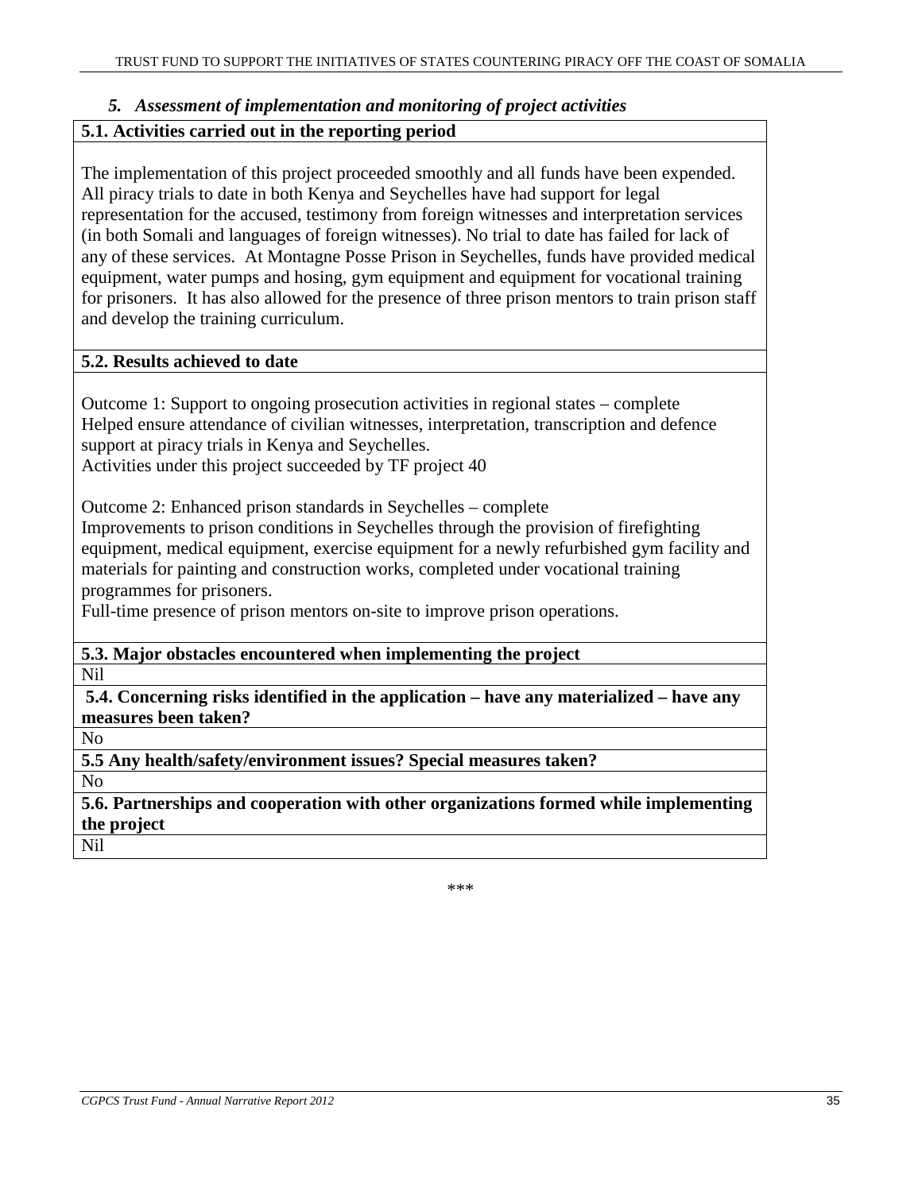### *5. Assessment of implementation and monitoring of project activities*

**5.1. Activities carried out in the reporting period**

The implementation of this project proceeded smoothly and all funds have been expended. All piracy trials to date in both Kenya and Seychelles have had support for legal representation for the accused, testimony from foreign witnesses and interpretation services (in both Somali and languages of foreign witnesses). No trial to date has failed for lack of any of these services. At Montagne Posse Prison in Seychelles, funds have provided medical equipment, water pumps and hosing, gym equipment and equipment for vocational training for prisoners. It has also allowed for the presence of three prison mentors to train prison staff and develop the training curriculum.

**5.2. Results achieved to date**

Outcome 1: Support to ongoing prosecution activities in regional states – complete
Helped ensure attendance of civilian witnesses, interpretation, transcription and defence support at piracy trials in Kenya and Seychelles.
Activities under this project succeeded by TF project 40

Outcome 2: Enhanced prison standards in Seychelles – complete
Improvements to prison conditions in Seychelles through the provision of firefighting equipment, medical equipment, exercise equipment for a newly refurbished gym facility and materials for painting and construction works, completed under vocational training programmes for prisoners.
Full-time presence of prison mentors on-site to improve prison operations.

**5.3. Major obstacles encountered when implementing the project**

Nil

**5.4. Concerning risks identified in the application – have any materialized – have any measures been taken?**

No

**5.5 Any health/safety/environment issues? Special measures taken?**

No

**5.6. Partnerships and cooperation with other organizations formed while implementing the project**

Nil

\*\*\*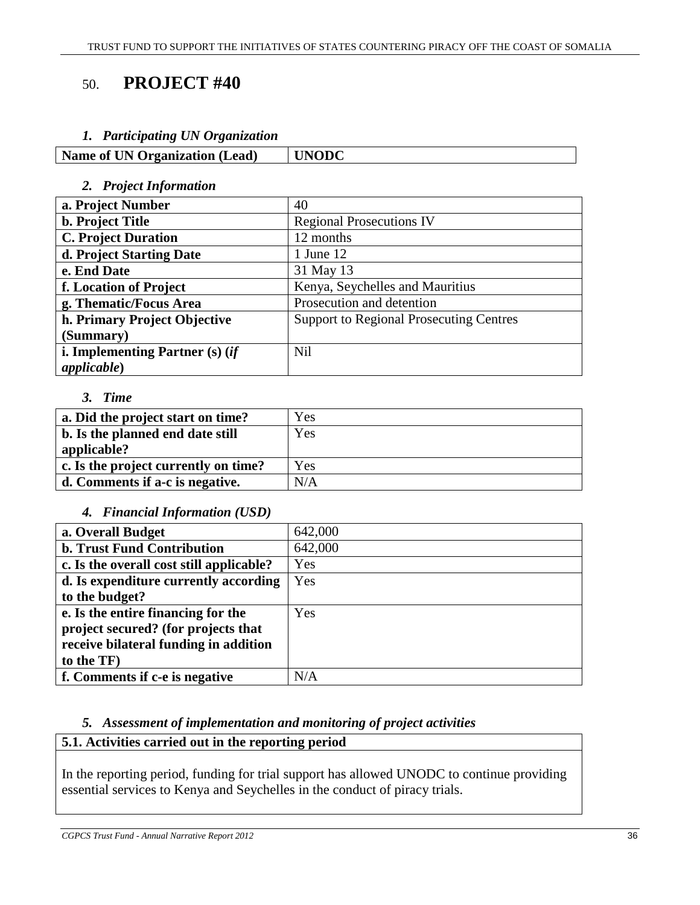## 50. PROJECT #40

### *1. Participating UN Organization*

| **Name of UN Organization (Lead)** | **UNODC** |
|---|---|

### *2. Project Information*

| | |
|---|---|
| **a. Project Number** | 40 |
| **b. Project Title** | Regional Prosecutions IV |
| **C. Project Duration** | 12 months |
| **d. Project Starting Date** | 1 June 12 |
| **e. End Date** | 31 May 13 |
| **f. Location of Project** | Kenya, Seychelles and Mauritius |
| **g. Thematic/Focus Area** | Prosecution and detention |
| **h. Primary Project Objective (Summary)** | Support to Regional Prosecuting Centres |
| **i. Implementing Partner (s) (*if applicable*)** | Nil |

### *3. Time*

| | |
|---|---|
| **a. Did the project start on time?** | Yes |
| **b. Is the planned end date still applicable?** | Yes |
| **c. Is the project currently on time?** | Yes |
| **d. Comments if a-c is negative.** | N/A |

### *4. Financial Information (USD)*

| | |
|---|---|
| **a. Overall Budget** | 642,000 |
| **b. Trust Fund Contribution** | 642,000 |
| **c. Is the overall cost still applicable?** | Yes |
| **d. Is expenditure currently according to the budget?** | Yes |
| **e. Is the entire financing for the project secured? (for projects that receive bilateral funding in addition to the TF)** | Yes |
| **f. Comments if c-e is negative** | N/A |

### *5. Assessment of implementation and monitoring of project activities*

**5.1. Activities carried out in the reporting period**

In the reporting period, funding for trial support has allowed UNODC to continue providing essential services to Kenya and Seychelles in the conduct of piracy trials.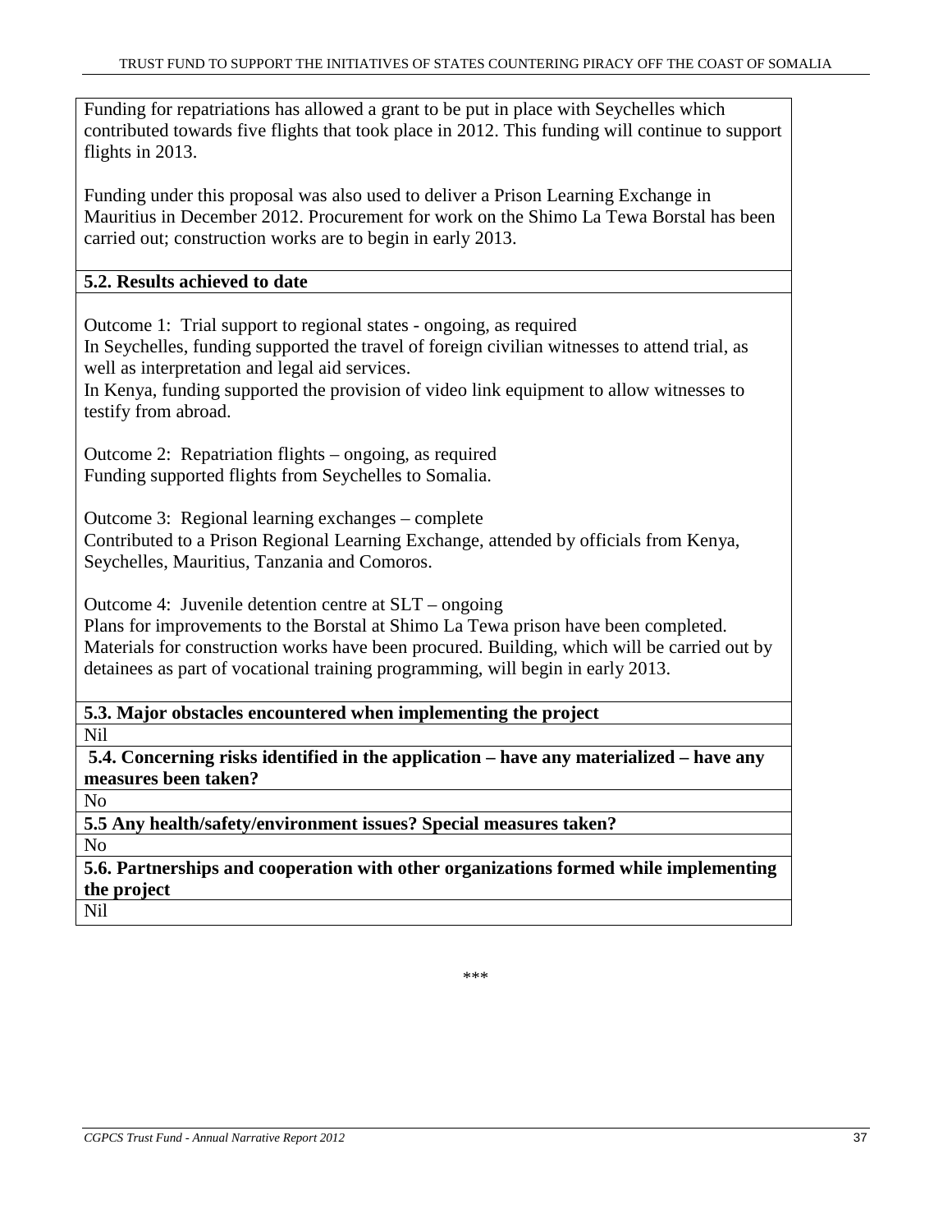Funding for repatriations has allowed a grant to be put in place with Seychelles which contributed towards five flights that took place in 2012. This funding will continue to support flights in 2013.

Funding under this proposal was also used to deliver a Prison Learning Exchange in Mauritius in December 2012. Procurement for work on the Shimo La Tewa Borstal has been carried out; construction works are to begin in early 2013.

**5.2. Results achieved to date**

Outcome 1: Trial support to regional states - ongoing, as required
In Seychelles, funding supported the travel of foreign civilian witnesses to attend trial, as well as interpretation and legal aid services.
In Kenya, funding supported the provision of video link equipment to allow witnesses to testify from abroad.

Outcome 2: Repatriation flights – ongoing, as required
Funding supported flights from Seychelles to Somalia.

Outcome 3: Regional learning exchanges – complete
Contributed to a Prison Regional Learning Exchange, attended by officials from Kenya, Seychelles, Mauritius, Tanzania and Comoros.

Outcome 4: Juvenile detention centre at SLT – ongoing
Plans for improvements to the Borstal at Shimo La Tewa prison have been completed. Materials for construction works have been procured. Building, which will be carried out by detainees as part of vocational training programming, will begin in early 2013.

**5.3. Major obstacles encountered when implementing the project**

Nil

**5.4. Concerning risks identified in the application – have any materialized – have any measures been taken?**

No

**5.5 Any health/safety/environment issues? Special measures taken?**

No

**5.6. Partnerships and cooperation with other organizations formed while implementing the project**

Nil

\*\*\*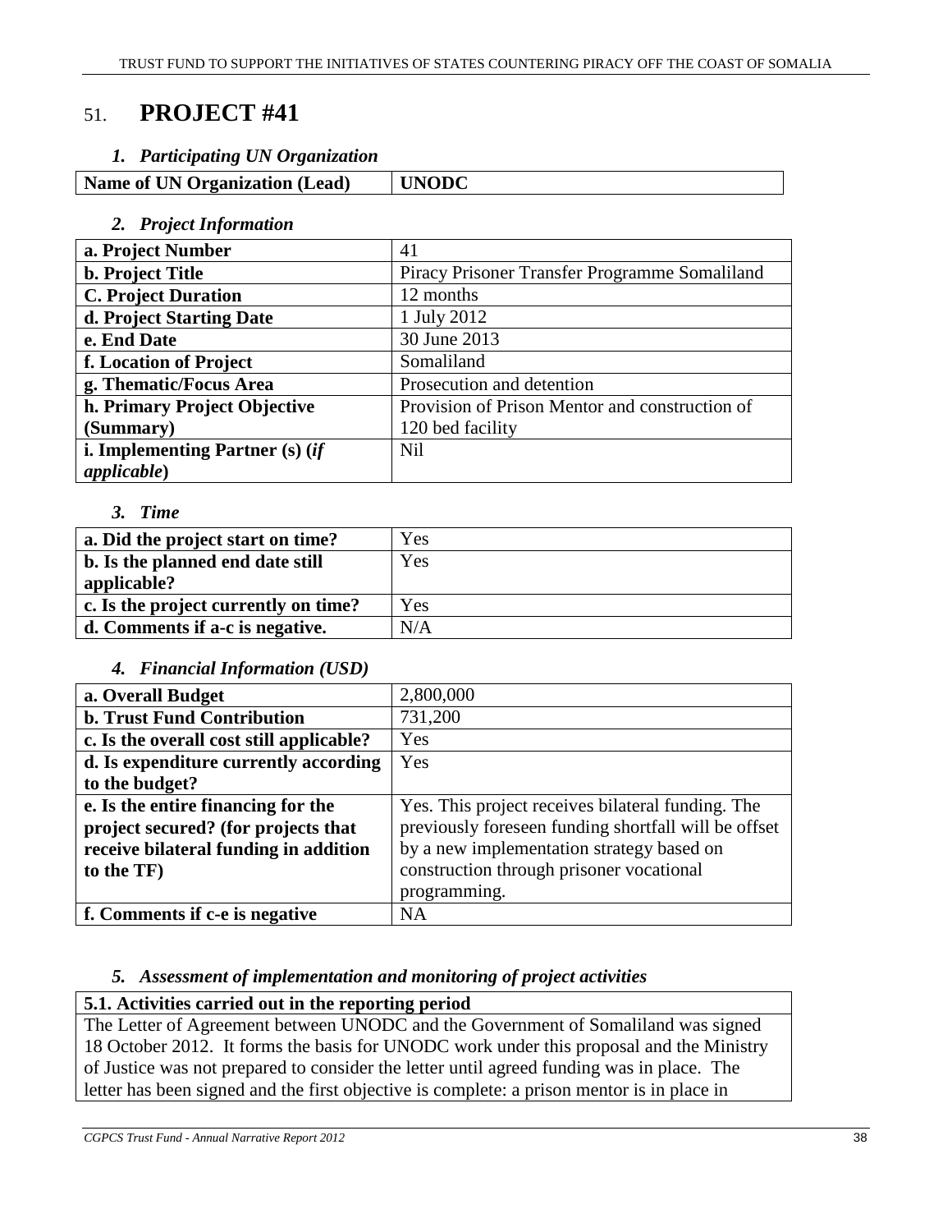# 51. PROJECT #41

### *1. Participating UN Organization*

| Name of UN Organization (Lead) | UNODC |
|---|---|

### *2. Project Information*

| | |
|---|---|
| **a. Project Number** | 41 |
| **b. Project Title** | Piracy Prisoner Transfer Programme Somaliland |
| **C. Project Duration** | 12 months |
| **d. Project Starting Date** | 1 July 2012 |
| **e. End Date** | 30 June 2013 |
| **f. Location of Project** | Somaliland |
| **g. Thematic/Focus Area** | Prosecution and detention |
| **h. Primary Project Objective (Summary)** | Provision of Prison Mentor and construction of 120 bed facility |
| **i. Implementing Partner (s) (*if applicable*)** | Nil |

### *3. Time*

| | |
|---|---|
| **a. Did the project start on time?** | Yes |
| **b. Is the planned end date still applicable?** | Yes |
| **c. Is the project currently on time?** | Yes |
| **d. Comments if a-c is negative.** | N/A |

### *4. Financial Information (USD)*

| | |
|---|---|
| **a. Overall Budget** | 2,800,000 |
| **b. Trust Fund Contribution** | 731,200 |
| **c. Is the overall cost still applicable?** | Yes |
| **d. Is expenditure currently according to the budget?** | Yes |
| **e. Is the entire financing for the project secured? (for projects that receive bilateral funding in addition to the TF)** | Yes. This project receives bilateral funding. The previously foreseen funding shortfall will be offset by a new implementation strategy based on construction through prisoner vocational programming. |
| **f. Comments if c-e is negative** | NA |

### *5. Assessment of implementation and monitoring of project activities*

| **5.1. Activities carried out in the reporting period** |
|---|
| The Letter of Agreement between UNODC and the Government of Somaliland was signed 18 October 2012. It forms the basis for UNODC work under this proposal and the Ministry of Justice was not prepared to consider the letter until agreed funding was in place. The letter has been signed and the first objective is complete: a prison mentor is in place in |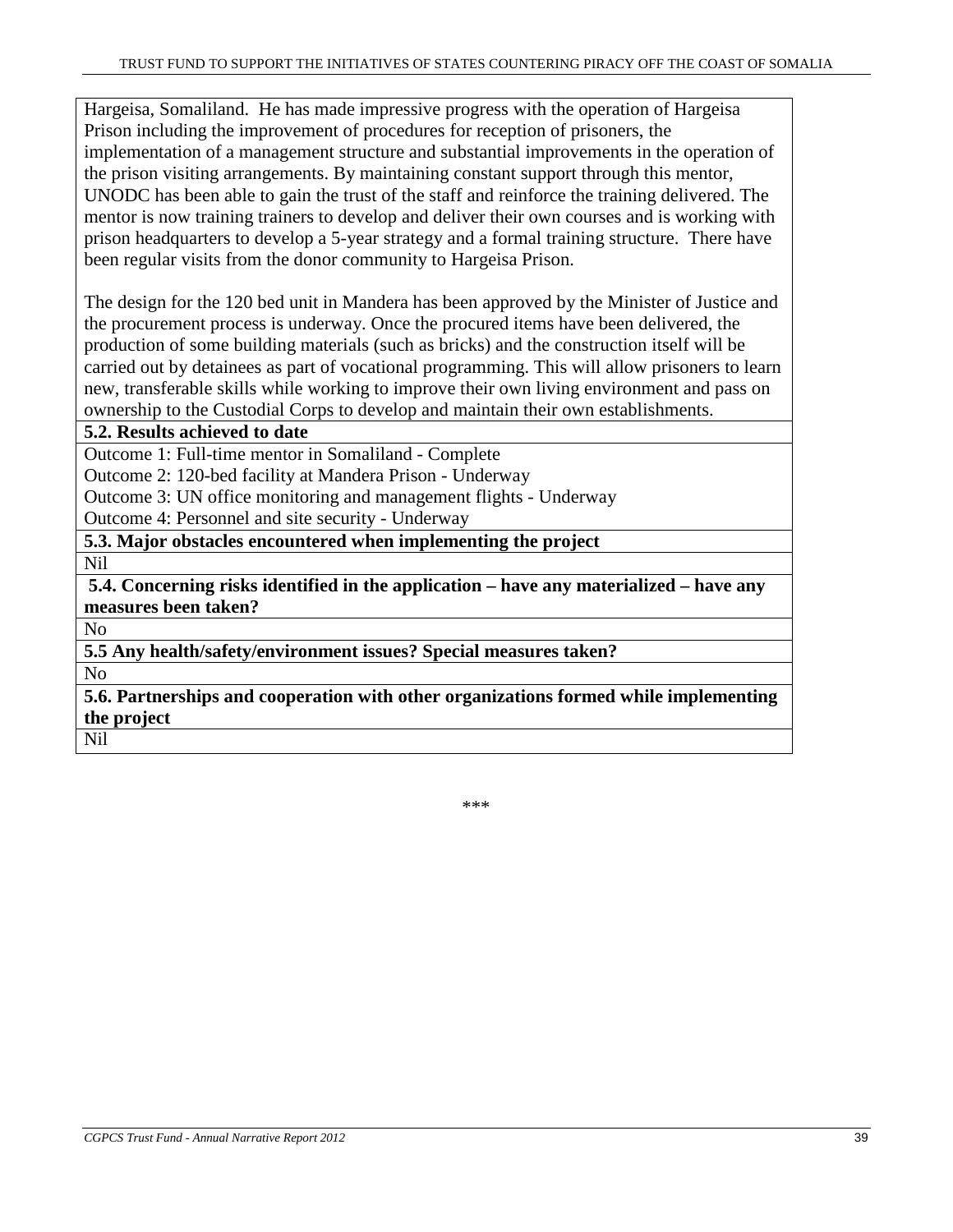Hargeisa, Somaliland. He has made impressive progress with the operation of Hargeisa Prison including the improvement of procedures for reception of prisoners, the implementation of a management structure and substantial improvements in the operation of the prison visiting arrangements. By maintaining constant support through this mentor, UNODC has been able to gain the trust of the staff and reinforce the training delivered. The mentor is now training trainers to develop and deliver their own courses and is working with prison headquarters to develop a 5-year strategy and a formal training structure. There have been regular visits from the donor community to Hargeisa Prison.

The design for the 120 bed unit in Mandera has been approved by the Minister of Justice and the procurement process is underway. Once the procured items have been delivered, the production of some building materials (such as bricks) and the construction itself will be carried out by detainees as part of vocational programming. This will allow prisoners to learn new, transferable skills while working to improve their own living environment and pass on ownership to the Custodial Corps to develop and maintain their own establishments.

**5.2. Results achieved to date**

Outcome 1: Full-time mentor in Somaliland - Complete
Outcome 2: 120-bed facility at Mandera Prison - Underway
Outcome 3: UN office monitoring and management flights - Underway
Outcome 4: Personnel and site security - Underway

**5.3. Major obstacles encountered when implementing the project**

Nil

**5.4. Concerning risks identified in the application – have any materialized – have any measures been taken?**

No

**5.5 Any health/safety/environment issues? Special measures taken?**

No

**5.6. Partnerships and cooperation with other organizations formed while implementing the project**

Nil

***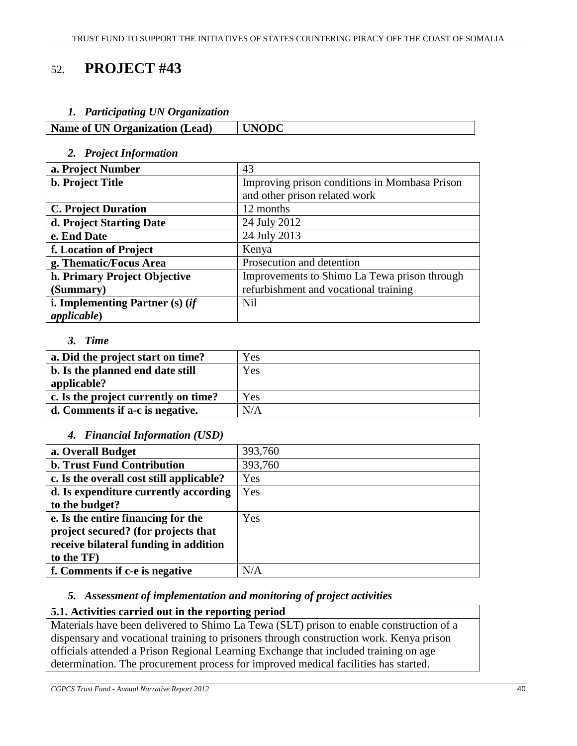# 52. PROJECT #43

### *1. Participating UN Organization*

| **Name of UN Organization (Lead)** | **UNODC** |
|---|---|

### *2. Project Information*

| | |
|---|---|
| **a. Project Number** | 43 |
| **b. Project Title** | Improving prison conditions in Mombasa Prison and other prison related work |
| **C. Project Duration** | 12 months |
| **d. Project Starting Date** | 24 July 2012 |
| **e. End Date** | 24 July 2013 |
| **f. Location of Project** | Kenya |
| **g. Thematic/Focus Area** | Prosecution and detention |
| **h. Primary Project Objective (Summary)** | Improvements to Shimo La Tewa prison through refurbishment and vocational training |
| **i. Implementing Partner (s) (*if applicable*)** | Nil |

### *3. Time*

| | |
|---|---|
| **a. Did the project start on time?** | Yes |
| **b. Is the planned end date still applicable?** | Yes |
| **c. Is the project currently on time?** | Yes |
| **d. Comments if a-c is negative.** | N/A |

### *4. Financial Information (USD)*

| | |
|---|---|
| **a. Overall Budget** | 393,760 |
| **b. Trust Fund Contribution** | 393,760 |
| **c. Is the overall cost still applicable?** | Yes |
| **d. Is expenditure currently according to the budget?** | Yes |
| **e. Is the entire financing for the project secured? (for projects that receive bilateral funding in addition to the TF)** | Yes |
| **f. Comments if c-e is negative** | N/A |

### *5. Assessment of implementation and monitoring of project activities*

| **5.1. Activities carried out in the reporting period** |
|---|
| Materials have been delivered to Shimo La Tewa (SLT) prison to enable construction of a dispensary and vocational training to prisoners through construction work. Kenya prison officials attended a Prison Regional Learning Exchange that included training on age determination. The procurement process for improved medical facilities has started. |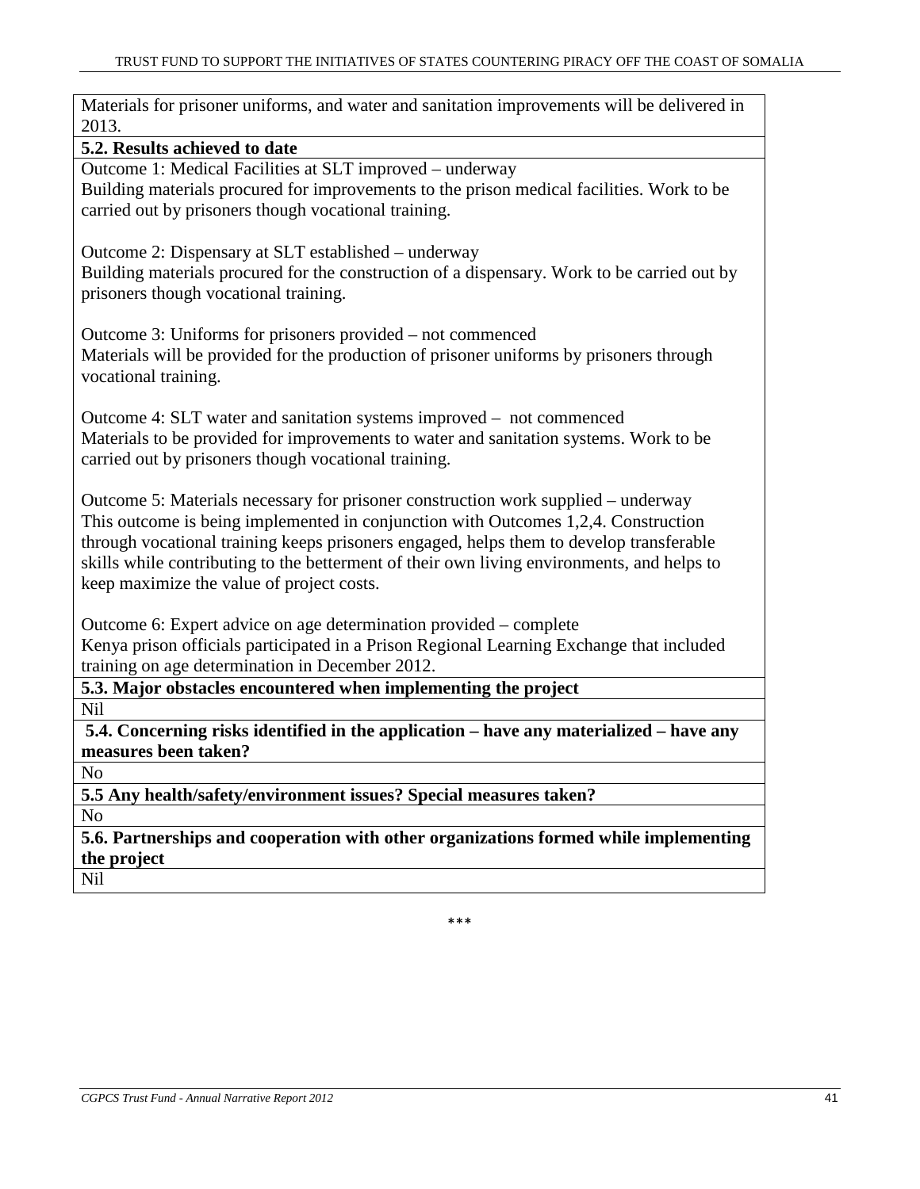Materials for prisoner uniforms, and water and sanitation improvements will be delivered in 2013.

**5.2. Results achieved to date**

Outcome 1: Medical Facilities at SLT improved – underway
Building materials procured for improvements to the prison medical facilities. Work to be carried out by prisoners though vocational training.

Outcome 2: Dispensary at SLT established – underway
Building materials procured for the construction of a dispensary. Work to be carried out by prisoners though vocational training.

Outcome 3: Uniforms for prisoners provided – not commenced
Materials will be provided for the production of prisoner uniforms by prisoners through vocational training.

Outcome 4: SLT water and sanitation systems improved – not commenced
Materials to be provided for improvements to water and sanitation systems. Work to be carried out by prisoners though vocational training.

Outcome 5: Materials necessary for prisoner construction work supplied – underway
This outcome is being implemented in conjunction with Outcomes 1,2,4. Construction through vocational training keeps prisoners engaged, helps them to develop transferable skills while contributing to the betterment of their own living environments, and helps to keep maximize the value of project costs.

Outcome 6: Expert advice on age determination provided – complete
Kenya prison officials participated in a Prison Regional Learning Exchange that included training on age determination in December 2012.

**5.3. Major obstacles encountered when implementing the project**

Nil

**5.4. Concerning risks identified in the application – have any materialized – have any measures been taken?**

No

**5.5 Any health/safety/environment issues? Special measures taken?**

No

**5.6. Partnerships and cooperation with other organizations formed while implementing the project**

Nil

***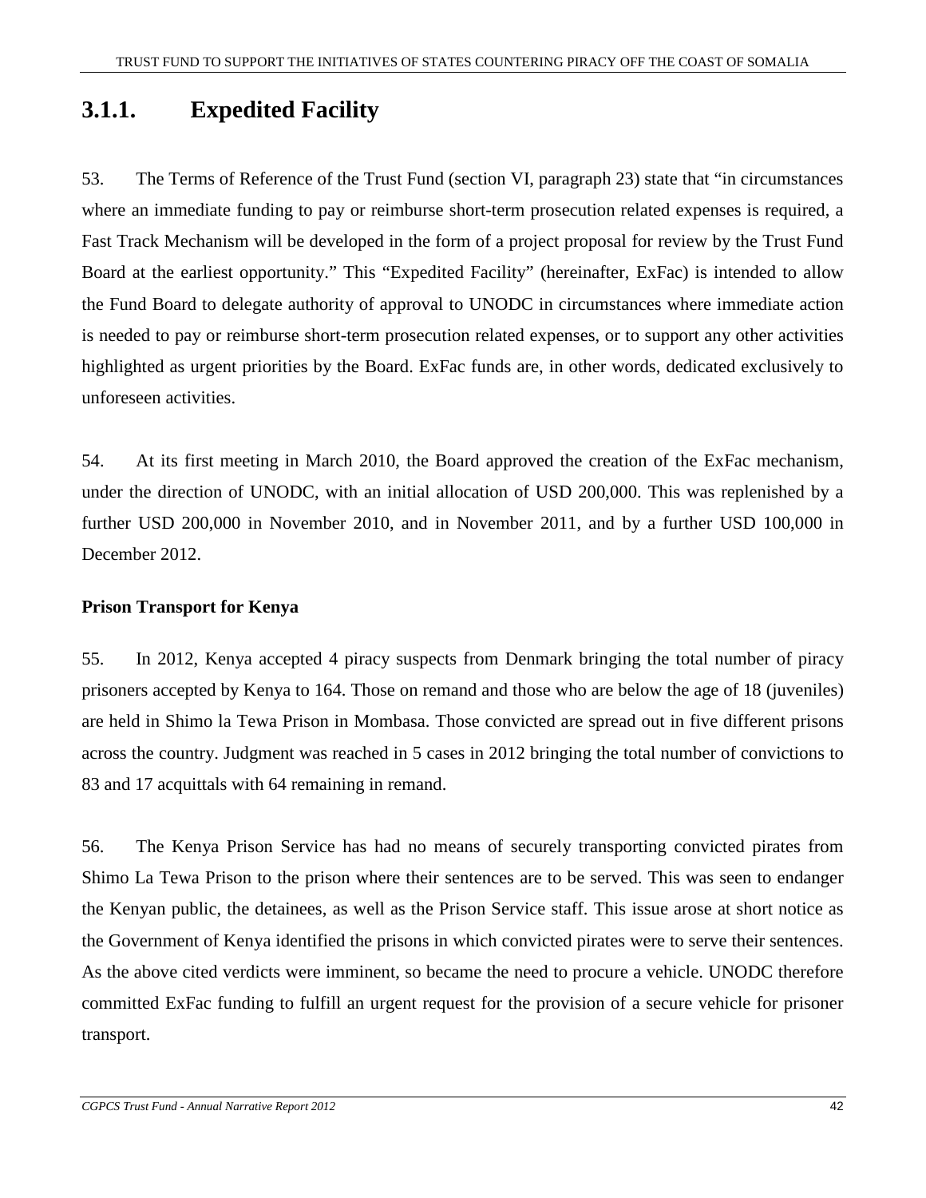### 3.1.1. Expedited Facility

53. The Terms of Reference of the Trust Fund (section VI, paragraph 23) state that "in circumstances where an immediate funding to pay or reimburse short-term prosecution related expenses is required, a Fast Track Mechanism will be developed in the form of a project proposal for review by the Trust Fund Board at the earliest opportunity." This "Expedited Facility" (hereinafter, ExFac) is intended to allow the Fund Board to delegate authority of approval to UNODC in circumstances where immediate action is needed to pay or reimburse short-term prosecution related expenses, or to support any other activities highlighted as urgent priorities by the Board. ExFac funds are, in other words, dedicated exclusively to unforeseen activities.

54. At its first meeting in March 2010, the Board approved the creation of the ExFac mechanism, under the direction of UNODC, with an initial allocation of USD 200,000. This was replenished by a further USD 200,000 in November 2010, and in November 2011, and by a further USD 100,000 in December 2012.

**Prison Transport for Kenya**

55. In 2012, Kenya accepted 4 piracy suspects from Denmark bringing the total number of piracy prisoners accepted by Kenya to 164. Those on remand and those who are below the age of 18 (juveniles) are held in Shimo la Tewa Prison in Mombasa. Those convicted are spread out in five different prisons across the country. Judgment was reached in 5 cases in 2012 bringing the total number of convictions to 83 and 17 acquittals with 64 remaining in remand.

56. The Kenya Prison Service has had no means of securely transporting convicted pirates from Shimo La Tewa Prison to the prison where their sentences are to be served. This was seen to endanger the Kenyan public, the detainees, as well as the Prison Service staff. This issue arose at short notice as the Government of Kenya identified the prisons in which convicted pirates were to serve their sentences. As the above cited verdicts were imminent, so became the need to procure a vehicle. UNODC therefore committed ExFac funding to fulfill an urgent request for the provision of a secure vehicle for prisoner transport.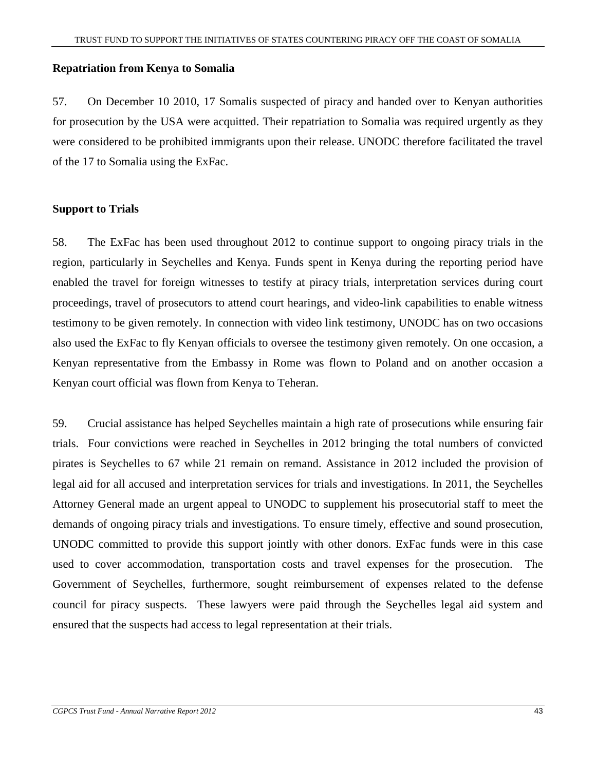### Repatriation from Kenya to Somalia

57. On December 10 2010, 17 Somalis suspected of piracy and handed over to Kenyan authorities for prosecution by the USA were acquitted. Their repatriation to Somalia was required urgently as they were considered to be prohibited immigrants upon their release. UNODC therefore facilitated the travel of the 17 to Somalia using the ExFac.

### Support to Trials

58. The ExFac has been used throughout 2012 to continue support to ongoing piracy trials in the region, particularly in Seychelles and Kenya. Funds spent in Kenya during the reporting period have enabled the travel for foreign witnesses to testify at piracy trials, interpretation services during court proceedings, travel of prosecutors to attend court hearings, and video-link capabilities to enable witness testimony to be given remotely. In connection with video link testimony, UNODC has on two occasions also used the ExFac to fly Kenyan officials to oversee the testimony given remotely. On one occasion, a Kenyan representative from the Embassy in Rome was flown to Poland and on another occasion a Kenyan court official was flown from Kenya to Teheran.

59. Crucial assistance has helped Seychelles maintain a high rate of prosecutions while ensuring fair trials. Four convictions were reached in Seychelles in 2012 bringing the total numbers of convicted pirates is Seychelles to 67 while 21 remain on remand. Assistance in 2012 included the provision of legal aid for all accused and interpretation services for trials and investigations. In 2011, the Seychelles Attorney General made an urgent appeal to UNODC to supplement his prosecutorial staff to meet the demands of ongoing piracy trials and investigations. To ensure timely, effective and sound prosecution, UNODC committed to provide this support jointly with other donors. ExFac funds were in this case used to cover accommodation, transportation costs and travel expenses for the prosecution. The Government of Seychelles, furthermore, sought reimbursement of expenses related to the defense council for piracy suspects. These lawyers were paid through the Seychelles legal aid system and ensured that the suspects had access to legal representation at their trials.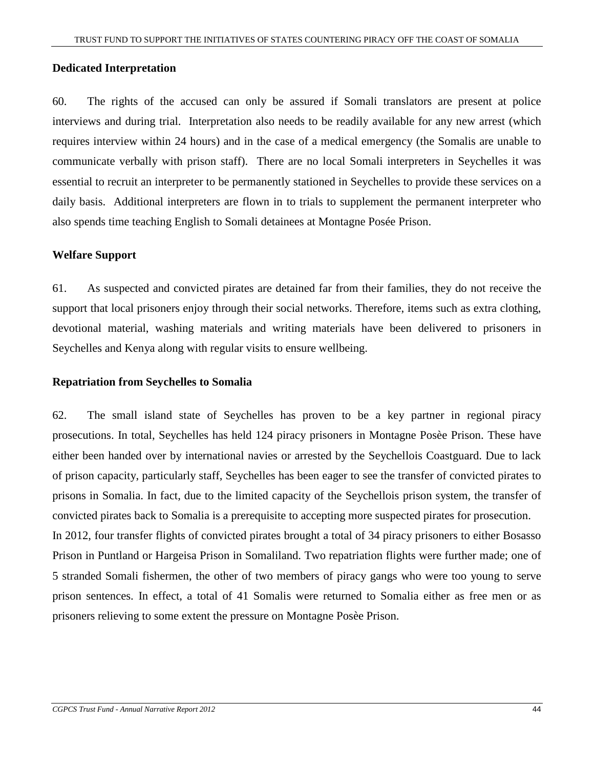### Dedicated Interpretation

60. The rights of the accused can only be assured if Somali translators are present at police interviews and during trial. Interpretation also needs to be readily available for any new arrest (which requires interview within 24 hours) and in the case of a medical emergency (the Somalis are unable to communicate verbally with prison staff). There are no local Somali interpreters in Seychelles it was essential to recruit an interpreter to be permanently stationed in Seychelles to provide these services on a daily basis. Additional interpreters are flown in to trials to supplement the permanent interpreter who also spends time teaching English to Somali detainees at Montagne Posée Prison.

### Welfare Support

61. As suspected and convicted pirates are detained far from their families, they do not receive the support that local prisoners enjoy through their social networks. Therefore, items such as extra clothing, devotional material, washing materials and writing materials have been delivered to prisoners in Seychelles and Kenya along with regular visits to ensure wellbeing.

### Repatriation from Seychelles to Somalia

62. The small island state of Seychelles has proven to be a key partner in regional piracy prosecutions. In total, Seychelles has held 124 piracy prisoners in Montagne Posèe Prison. These have either been handed over by international navies or arrested by the Seychellois Coastguard. Due to lack of prison capacity, particularly staff, Seychelles has been eager to see the transfer of convicted pirates to prisons in Somalia. In fact, due to the limited capacity of the Seychellois prison system, the transfer of convicted pirates back to Somalia is a prerequisite to accepting more suspected pirates for prosecution.
In 2012, four transfer flights of convicted pirates brought a total of 34 piracy prisoners to either Bosasso Prison in Puntland or Hargeisa Prison in Somaliland. Two repatriation flights were further made; one of 5 stranded Somali fishermen, the other of two members of piracy gangs who were too young to serve prison sentences. In effect, a total of 41 Somalis were returned to Somalia either as free men or as prisoners relieving to some extent the pressure on Montagne Posèe Prison.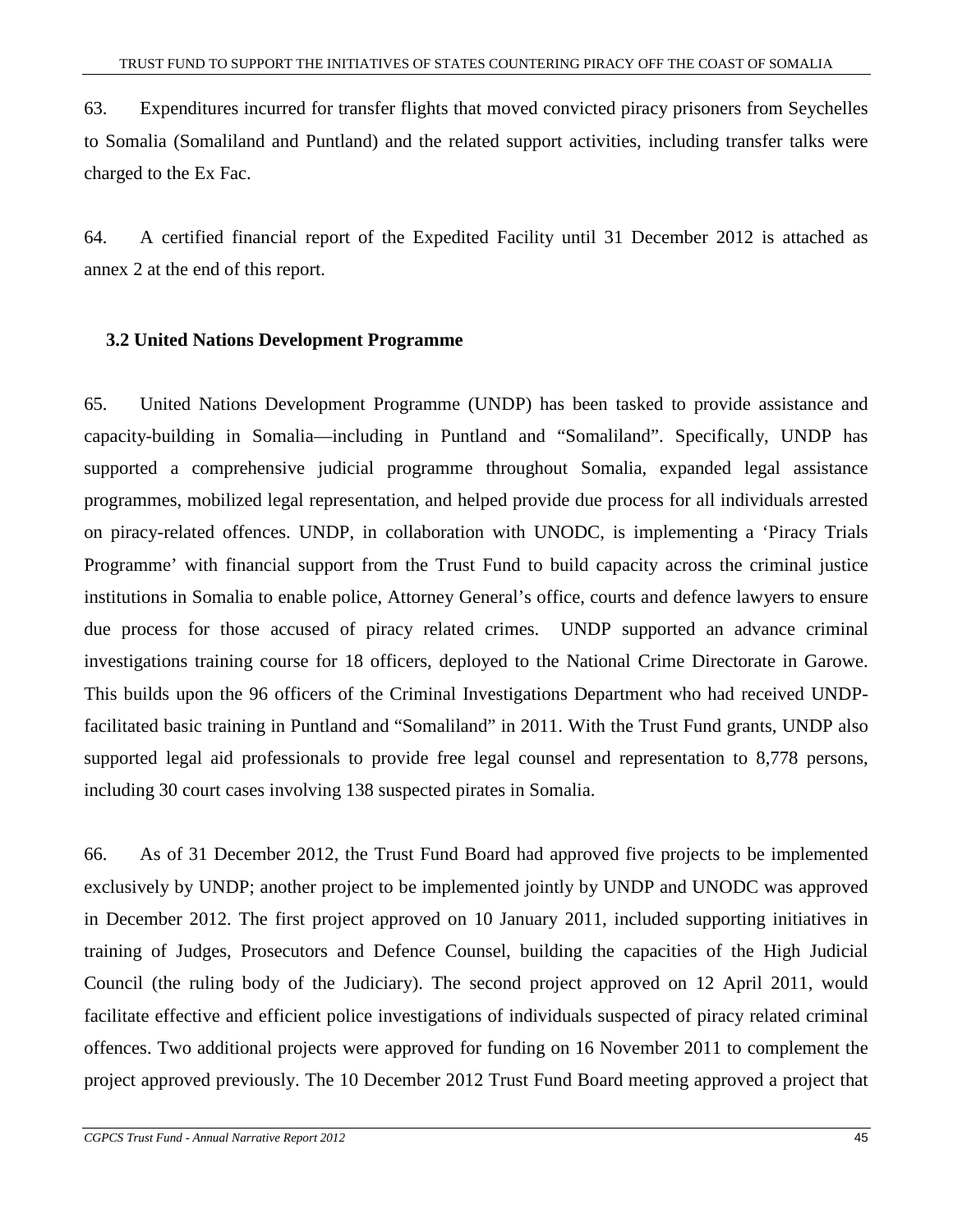63. Expenditures incurred for transfer flights that moved convicted piracy prisoners from Seychelles to Somalia (Somaliland and Puntland) and the related support activities, including transfer talks were charged to the Ex Fac.

64. A certified financial report of the Expedited Facility until 31 December 2012 is attached as annex 2 at the end of this report.

### 3.2 United Nations Development Programme

65. United Nations Development Programme (UNDP) has been tasked to provide assistance and capacity-building in Somalia—including in Puntland and "Somaliland". Specifically, UNDP has supported a comprehensive judicial programme throughout Somalia, expanded legal assistance programmes, mobilized legal representation, and helped provide due process for all individuals arrested on piracy-related offences. UNDP, in collaboration with UNODC, is implementing a 'Piracy Trials Programme' with financial support from the Trust Fund to build capacity across the criminal justice institutions in Somalia to enable police, Attorney General's office, courts and defence lawyers to ensure due process for those accused of piracy related crimes. UNDP supported an advance criminal investigations training course for 18 officers, deployed to the National Crime Directorate in Garowe. This builds upon the 96 officers of the Criminal Investigations Department who had received UNDP-facilitated basic training in Puntland and "Somaliland" in 2011. With the Trust Fund grants, UNDP also supported legal aid professionals to provide free legal counsel and representation to 8,778 persons, including 30 court cases involving 138 suspected pirates in Somalia.

66. As of 31 December 2012, the Trust Fund Board had approved five projects to be implemented exclusively by UNDP; another project to be implemented jointly by UNDP and UNODC was approved in December 2012. The first project approved on 10 January 2011, included supporting initiatives in training of Judges, Prosecutors and Defence Counsel, building the capacities of the High Judicial Council (the ruling body of the Judiciary). The second project approved on 12 April 2011, would facilitate effective and efficient police investigations of individuals suspected of piracy related criminal offences. Two additional projects were approved for funding on 16 November 2011 to complement the project approved previously. The 10 December 2012 Trust Fund Board meeting approved a project that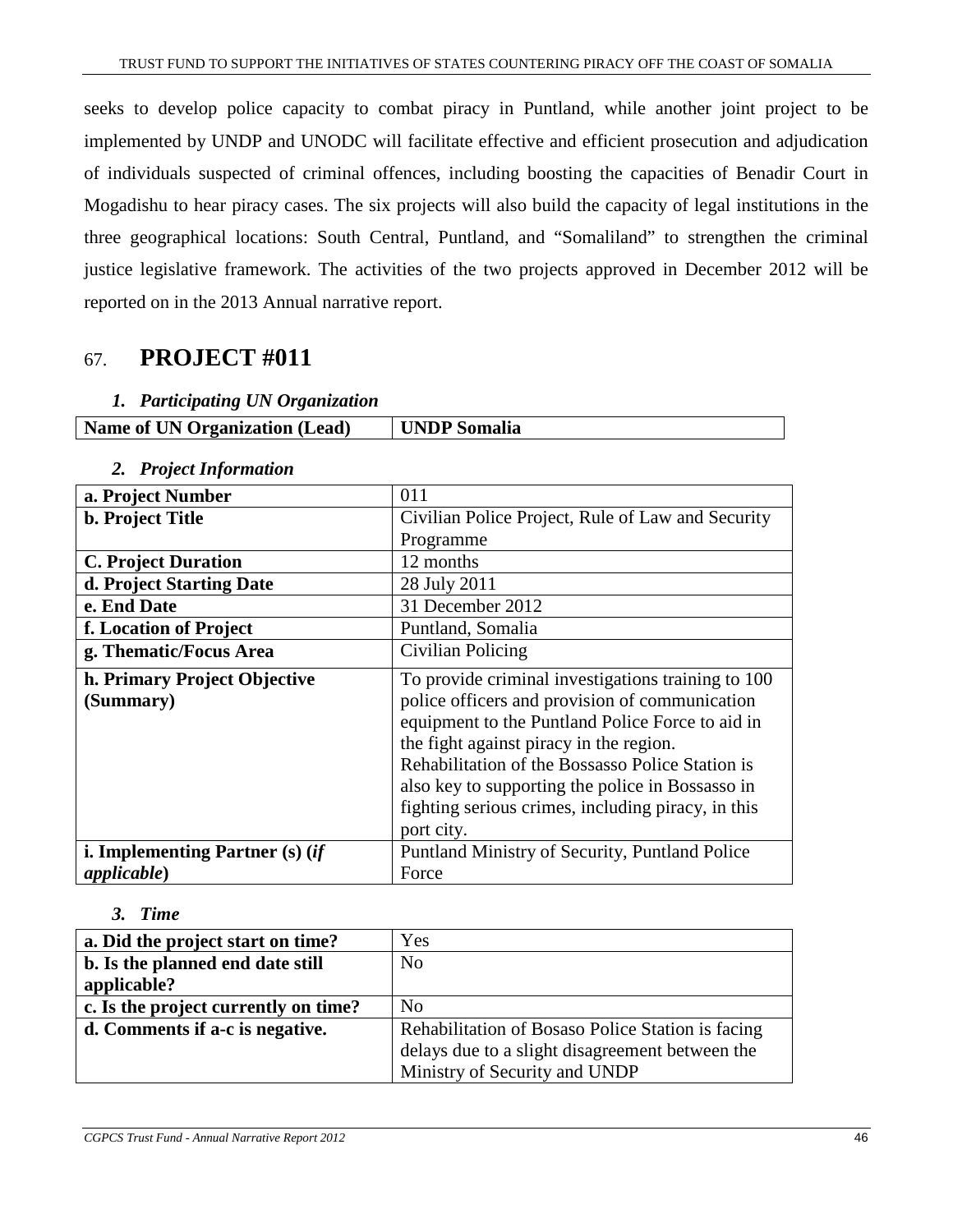seeks to develop police capacity to combat piracy in Puntland, while another joint project to be implemented by UNDP and UNODC will facilitate effective and efficient prosecution and adjudication of individuals suspected of criminal offences, including boosting the capacities of Benadir Court in Mogadishu to hear piracy cases. The six projects will also build the capacity of legal institutions in the three geographical locations: South Central, Puntland, and "Somaliland" to strengthen the criminal justice legislative framework. The activities of the two projects approved in December 2012 will be reported on in the 2013 Annual narrative report.

## 67. PROJECT #011

### *1. Participating UN Organization*

| **Name of UN Organization (Lead)** | **UNDP Somalia** |
|---|---|

### *2. Project Information*

| **a. Project Number** | 011 |
|---|---|
| **b. Project Title** | Civilian Police Project, Rule of Law and Security Programme |
| **C. Project Duration** | 12 months |
| **d. Project Starting Date** | 28 July 2011 |
| **e. End Date** | 31 December 2012 |
| **f. Location of Project** | Puntland, Somalia |
| **g. Thematic/Focus Area** | Civilian Policing |
| **h. Primary Project Objective (Summary)** | To provide criminal investigations training to 100 police officers and provision of communication equipment to the Puntland Police Force to aid in the fight against piracy in the region. Rehabilitation of the Bossasso Police Station is also key to supporting the police in Bossasso in fighting serious crimes, including piracy, in this port city. |
| **i. Implementing Partner (s) (*if applicable*)** | Puntland Ministry of Security, Puntland Police Force |

### *3. Time*

| **a. Did the project start on time?** | Yes |
|---|---|
| **b. Is the planned end date still applicable?** | No |
| **c. Is the project currently on time?** | No |
| **d. Comments if a-c is negative.** | Rehabilitation of Bosaso Police Station is facing delays due to a slight disagreement between the Ministry of Security and UNDP |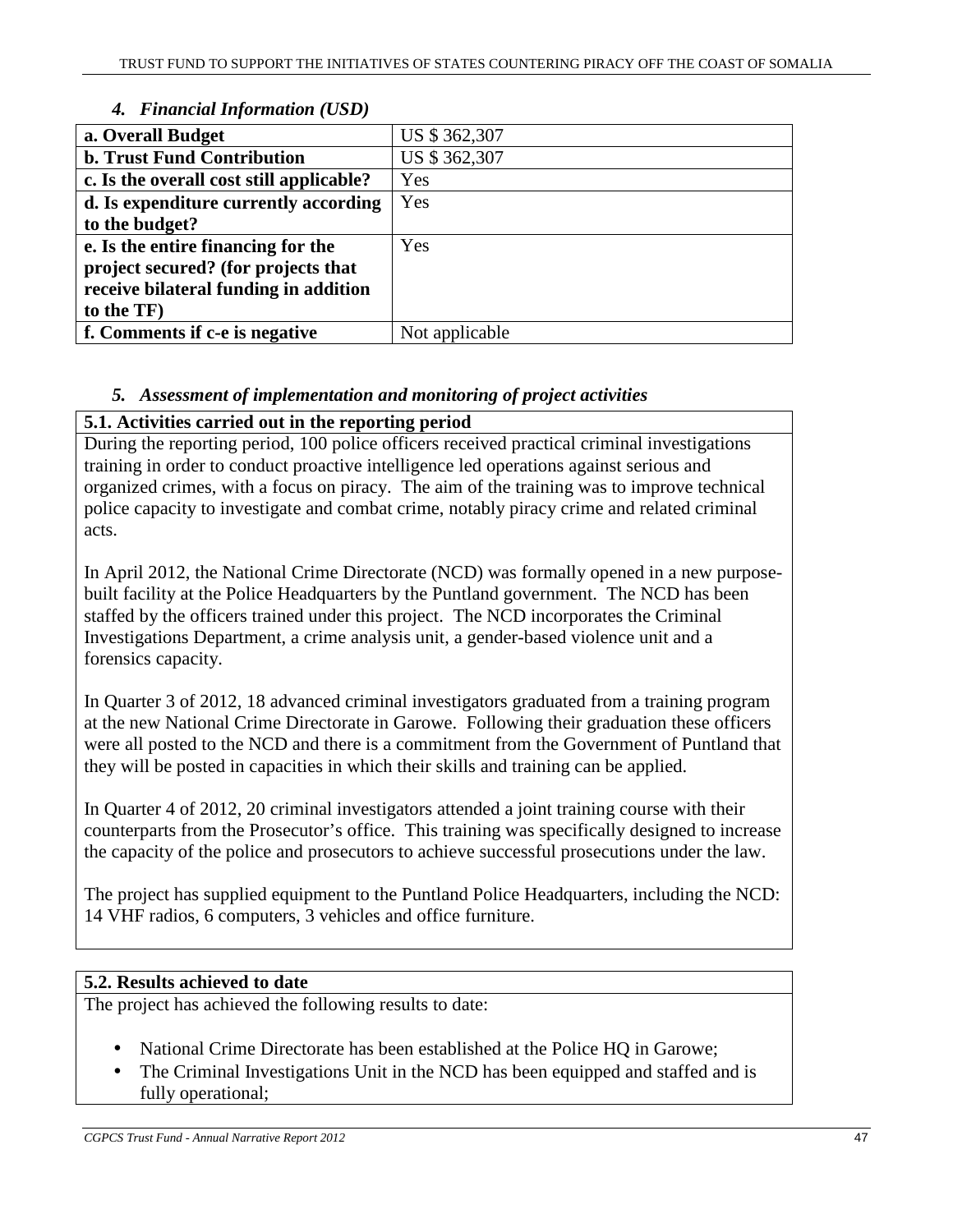### *4. Financial Information (USD)*

| a. Overall Budget | US $ 362,307 |
|---|---|
| **b. Trust Fund Contribution** | US $ 362,307 |
| **c. Is the overall cost still applicable?** | Yes |
| **d. Is expenditure currently according to the budget?** | Yes |
| **e. Is the entire financing for the project secured? (for projects that receive bilateral funding in addition to the TF)** | Yes |
| **f. Comments if c-e is negative** | Not applicable |

### *5. Assessment of implementation and monitoring of project activities*

**5.1. Activities carried out in the reporting period**

During the reporting period, 100 police officers received practical criminal investigations training in order to conduct proactive intelligence led operations against serious and organized crimes, with a focus on piracy. The aim of the training was to improve technical police capacity to investigate and combat crime, notably piracy crime and related criminal acts.

In April 2012, the National Crime Directorate (NCD) was formally opened in a new purpose-built facility at the Police Headquarters by the Puntland government. The NCD has been staffed by the officers trained under this project. The NCD incorporates the Criminal Investigations Department, a crime analysis unit, a gender-based violence unit and a forensics capacity.

In Quarter 3 of 2012, 18 advanced criminal investigators graduated from a training program at the new National Crime Directorate in Garowe. Following their graduation these officers were all posted to the NCD and there is a commitment from the Government of Puntland that they will be posted in capacities in which their skills and training can be applied.

In Quarter 4 of 2012, 20 criminal investigators attended a joint training course with their counterparts from the Prosecutor's office. This training was specifically designed to increase the capacity of the police and prosecutors to achieve successful prosecutions under the law.

The project has supplied equipment to the Puntland Police Headquarters, including the NCD: 14 VHF radios, 6 computers, 3 vehicles and office furniture.

**5.2. Results achieved to date**

The project has achieved the following results to date:

- National Crime Directorate has been established at the Police HQ in Garowe;
- The Criminal Investigations Unit in the NCD has been equipped and staffed and is fully operational;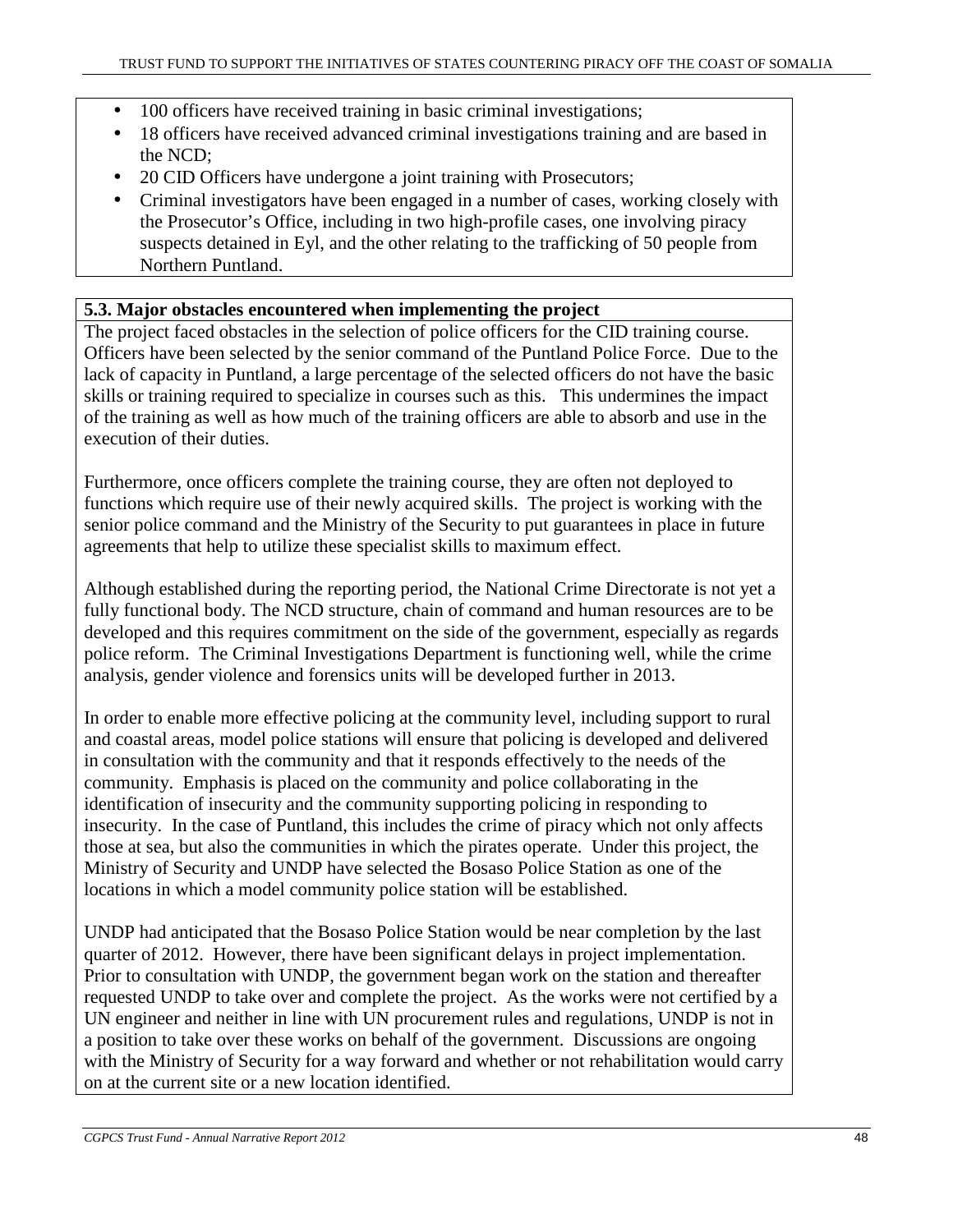- 100 officers have received training in basic criminal investigations;
- 18 officers have received advanced criminal investigations training and are based in the NCD;
- 20 CID Officers have undergone a joint training with Prosecutors;
- Criminal investigators have been engaged in a number of cases, working closely with the Prosecutor's Office, including in two high-profile cases, one involving piracy suspects detained in Eyl, and the other relating to the trafficking of 50 people from Northern Puntland.

**5.3. Major obstacles encountered when implementing the project**

The project faced obstacles in the selection of police officers for the CID training course. Officers have been selected by the senior command of the Puntland Police Force. Due to the lack of capacity in Puntland, a large percentage of the selected officers do not have the basic skills or training required to specialize in courses such as this. This undermines the impact of the training as well as how much of the training officers are able to absorb and use in the execution of their duties.

Furthermore, once officers complete the training course, they are often not deployed to functions which require use of their newly acquired skills. The project is working with the senior police command and the Ministry of the Security to put guarantees in place in future agreements that help to utilize these specialist skills to maximum effect.

Although established during the reporting period, the National Crime Directorate is not yet a fully functional body. The NCD structure, chain of command and human resources are to be developed and this requires commitment on the side of the government, especially as regards police reform. The Criminal Investigations Department is functioning well, while the crime analysis, gender violence and forensics units will be developed further in 2013.

In order to enable more effective policing at the community level, including support to rural and coastal areas, model police stations will ensure that policing is developed and delivered in consultation with the community and that it responds effectively to the needs of the community. Emphasis is placed on the community and police collaborating in the identification of insecurity and the community supporting policing in responding to insecurity. In the case of Puntland, this includes the crime of piracy which not only affects those at sea, but also the communities in which the pirates operate. Under this project, the Ministry of Security and UNDP have selected the Bosaso Police Station as one of the locations in which a model community police station will be established.

UNDP had anticipated that the Bosaso Police Station would be near completion by the last quarter of 2012. However, there have been significant delays in project implementation. Prior to consultation with UNDP, the government began work on the station and thereafter requested UNDP to take over and complete the project. As the works were not certified by a UN engineer and neither in line with UN procurement rules and regulations, UNDP is not in a position to take over these works on behalf of the government. Discussions are ongoing with the Ministry of Security for a way forward and whether or not rehabilitation would carry on at the current site or a new location identified.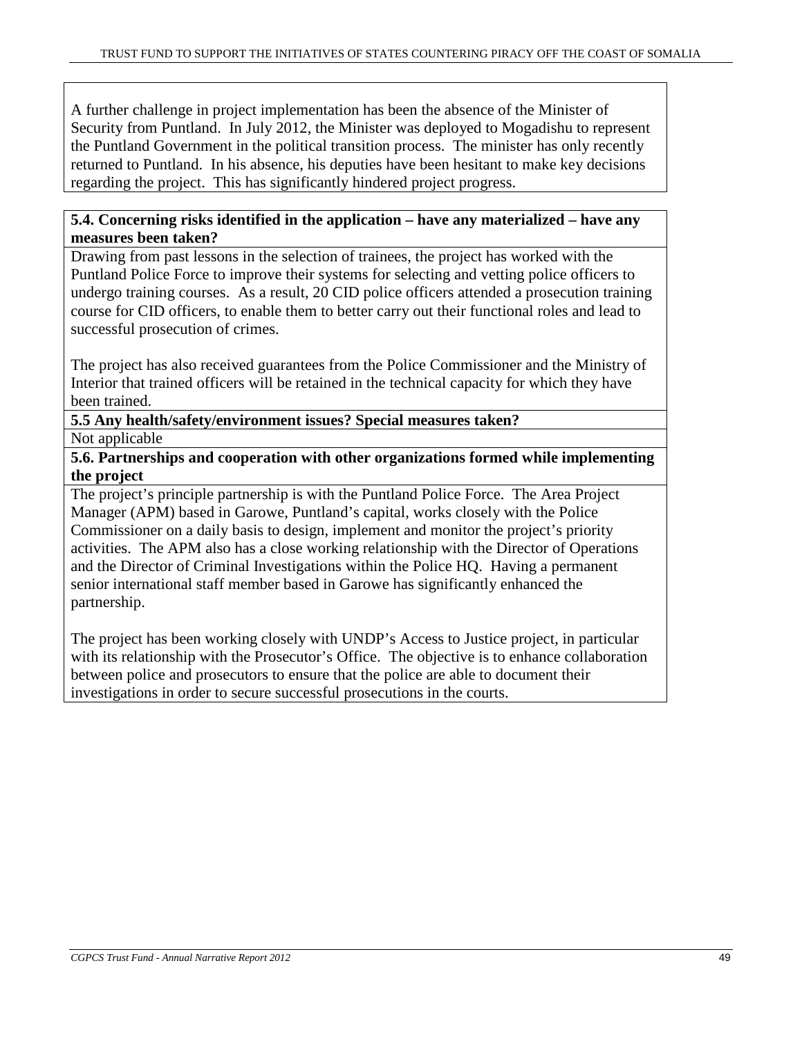A further challenge in project implementation has been the absence of the Minister of Security from Puntland. In July 2012, the Minister was deployed to Mogadishu to represent the Puntland Government in the political transition process. The minister has only recently returned to Puntland. In his absence, his deputies have been hesitant to make key decisions regarding the project. This has significantly hindered project progress.

**5.4. Concerning risks identified in the application – have any materialized – have any measures been taken?**

Drawing from past lessons in the selection of trainees, the project has worked with the Puntland Police Force to improve their systems for selecting and vetting police officers to undergo training courses. As a result, 20 CID police officers attended a prosecution training course for CID officers, to enable them to better carry out their functional roles and lead to successful prosecution of crimes.

The project has also received guarantees from the Police Commissioner and the Ministry of Interior that trained officers will be retained in the technical capacity for which they have been trained.

**5.5 Any health/safety/environment issues? Special measures taken?**

Not applicable

**5.6. Partnerships and cooperation with other organizations formed while implementing the project**

The project's principle partnership is with the Puntland Police Force. The Area Project Manager (APM) based in Garowe, Puntland's capital, works closely with the Police Commissioner on a daily basis to design, implement and monitor the project's priority activities. The APM also has a close working relationship with the Director of Operations and the Director of Criminal Investigations within the Police HQ. Having a permanent senior international staff member based in Garowe has significantly enhanced the partnership.

The project has been working closely with UNDP's Access to Justice project, in particular with its relationship with the Prosecutor's Office. The objective is to enhance collaboration between police and prosecutors to ensure that the police are able to document their investigations in order to secure successful prosecutions in the courts.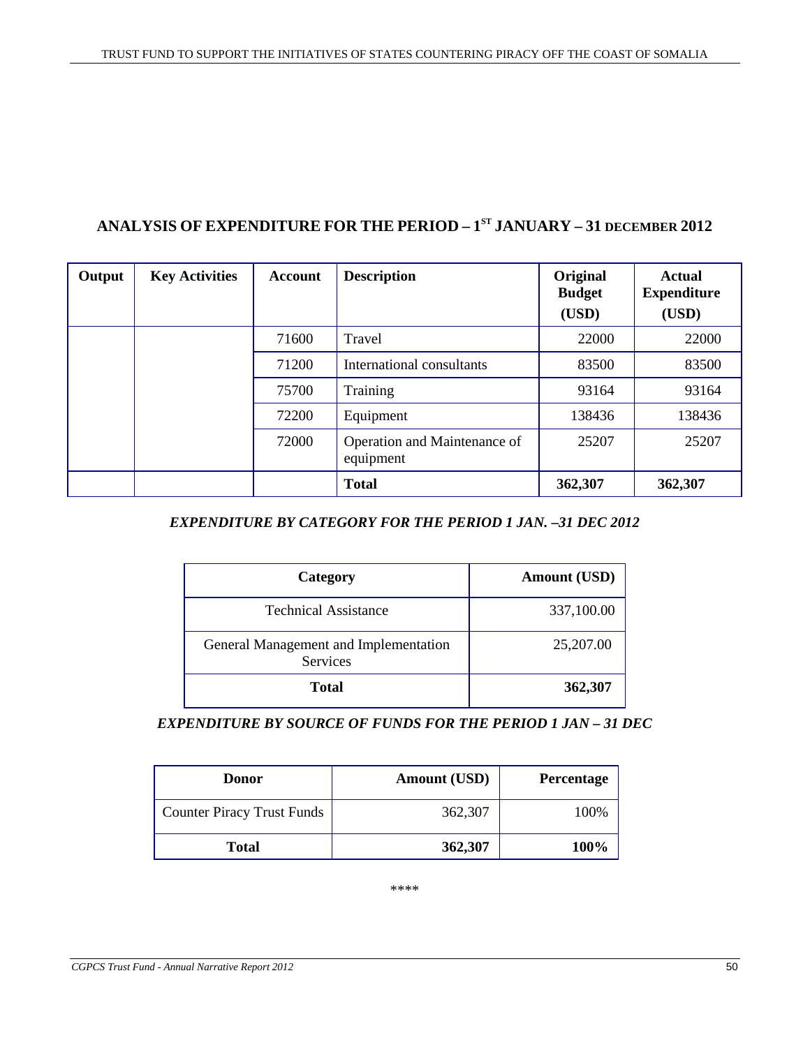## ANALYSIS OF EXPENDITURE FOR THE PERIOD – 1ST JANUARY – 31 DECEMBER 2012

| Output | Key Activities | Account | Description | Original Budget (USD) | Actual Expenditure (USD) |
|---|---|---|---|---|---|
| | | 71600 | Travel | 22000 | 22000 |
| | | 71200 | International consultants | 83500 | 83500 |
| | | 75700 | Training | 93164 | 93164 |
| | | 72200 | Equipment | 138436 | 138436 |
| | | 72000 | Operation and Maintenance of equipment | 25207 | 25207 |
| | | | **Total** | **362,307** | **362,307** |

*EXPENDITURE BY CATEGORY FOR THE PERIOD 1 JAN. –31 DEC 2012*

| Category | Amount (USD) |
|---|---|
| Technical Assistance | 337,100.00 |
| General Management and Implementation Services | 25,207.00 |
| **Total** | **362,307** |

*EXPENDITURE BY SOURCE OF FUNDS FOR THE PERIOD 1 JAN – 31 DEC*

| Donor | Amount (USD) | Percentage |
|---|---|---|
| Counter Piracy Trust Funds | 362,307 | 100% |
| **Total** | **362,307** | **100%** |

****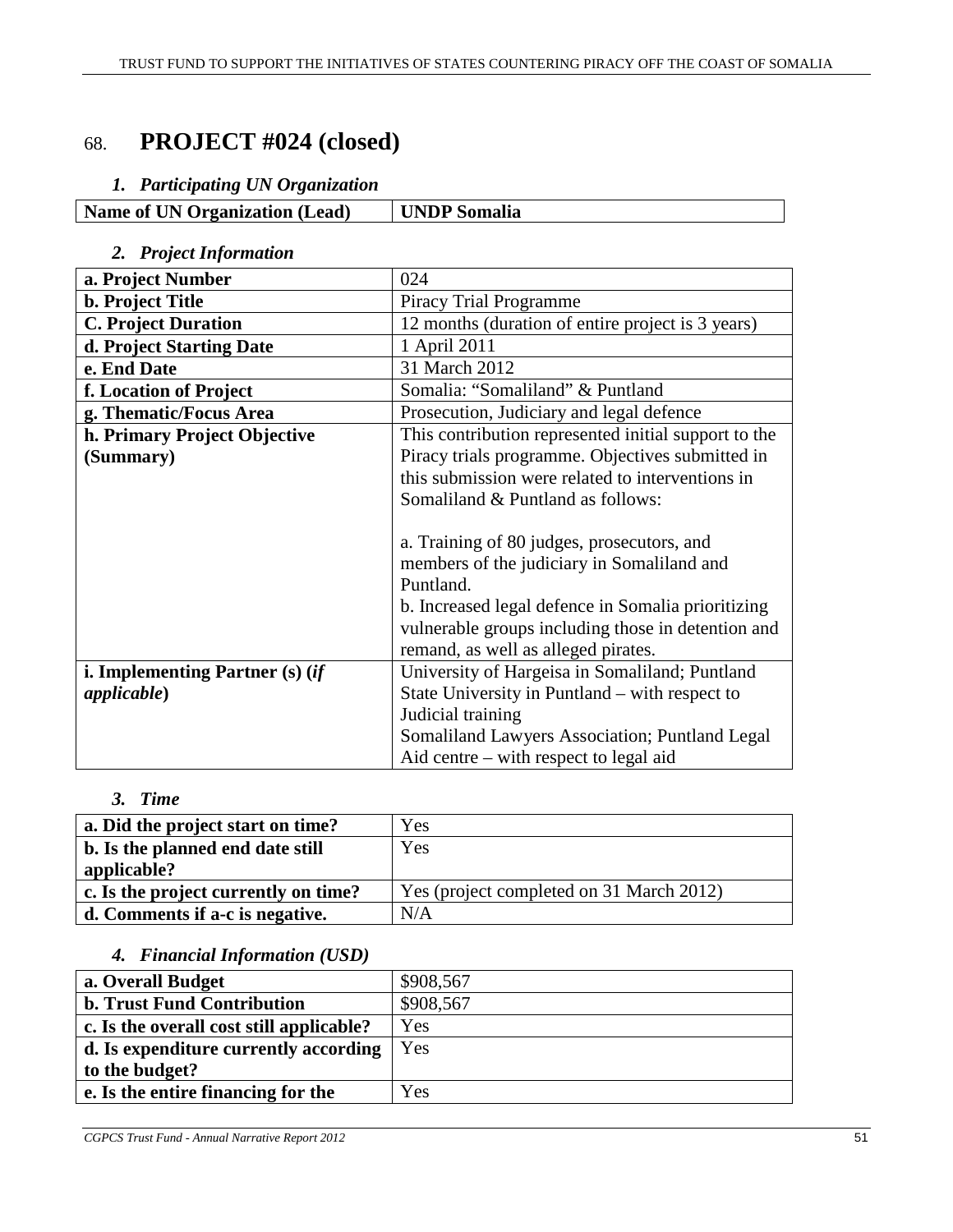# 68. PROJECT #024 (closed)

### *1. Participating UN Organization*

| **Name of UN Organization (Lead)** | **UNDP Somalia** |
|---|---|

### *2. Project Information*

| | |
|---|---|
| **a. Project Number** | 024 |
| **b. Project Title** | Piracy Trial Programme |
| **C. Project Duration** | 12 months (duration of entire project is 3 years) |
| **d. Project Starting Date** | 1 April 2011 |
| **e. End Date** | 31 March 2012 |
| **f. Location of Project** | Somalia: "Somaliland" & Puntland |
| **g. Thematic/Focus Area** | Prosecution, Judiciary and legal defence |
| **h. Primary Project Objective (Summary)** | This contribution represented initial support to the Piracy trials programme. Objectives submitted in this submission were related to interventions in Somaliland & Puntland as follows:<br><br>a. Training of 80 judges, prosecutors, and members of the judiciary in Somaliland and Puntland.<br>b. Increased legal defence in Somalia prioritizing vulnerable groups including those in detention and remand, as well as alleged pirates. |
| **i. Implementing Partner (s) (*if applicable*)** | University of Hargeisa in Somaliland; Puntland State University in Puntland – with respect to Judicial training<br>Somaliland Lawyers Association; Puntland Legal Aid centre – with respect to legal aid |

### *3. Time*

| | |
|---|---|
| **a. Did the project start on time?** | Yes |
| **b. Is the planned end date still applicable?** | Yes |
| **c. Is the project currently on time?** | Yes (project completed on 31 March 2012) |
| **d. Comments if a-c is negative.** | N/A |

### *4. Financial Information (USD)*

| | |
|---|---|
| **a. Overall Budget** | $908,567 |
| **b. Trust Fund Contribution** | $908,567 |
| **c. Is the overall cost still applicable?** | Yes |
| **d. Is expenditure currently according to the budget?** | Yes |
| **e. Is the entire financing for the** | Yes |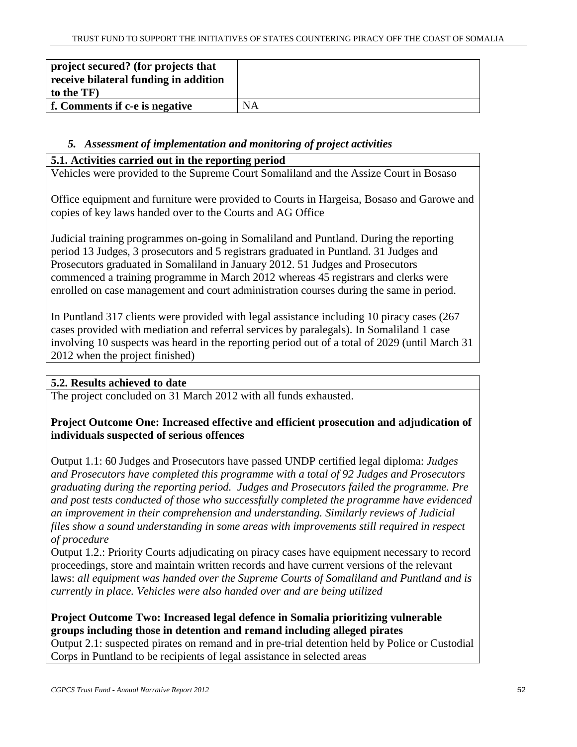| project secured? (for projects that receive bilateral funding in addition to the TF) | |
|---|---|
| **f. Comments if c-e is negative** | NA |

### *5. Assessment of implementation and monitoring of project activities*

**5.1. Activities carried out in the reporting period**

Vehicles were provided to the Supreme Court Somaliland and the Assize Court in Bosaso

Office equipment and furniture were provided to Courts in Hargeisa, Bosaso and Garowe and copies of key laws handed over to the Courts and AG Office

Judicial training programmes on-going in Somaliland and Puntland. During the reporting period 13 Judges, 3 prosecutors and 5 registrars graduated in Puntland. 31 Judges and Prosecutors graduated in Somaliland in January 2012. 51 Judges and Prosecutors commenced a training programme in March 2012 whereas 45 registrars and clerks were enrolled on case management and court administration courses during the same in period.

In Puntland 317 clients were provided with legal assistance including 10 piracy cases (267 cases provided with mediation and referral services by paralegals). In Somaliland 1 case involving 10 suspects was heard in the reporting period out of a total of 2029 (until March 31 2012 when the project finished)

**5.2. Results achieved to date**

The project concluded on 31 March 2012 with all funds exhausted.

**Project Outcome One: Increased effective and efficient prosecution and adjudication of individuals suspected of serious offences**

Output 1.1: 60 Judges and Prosecutors have passed UNDP certified legal diploma: *Judges and Prosecutors have completed this programme with a total of 92 Judges and Prosecutors graduating during the reporting period. Judges and Prosecutors failed the programme. Pre and post tests conducted of those who successfully completed the programme have evidenced an improvement in their comprehension and understanding. Similarly reviews of Judicial files show a sound understanding in some areas with improvements still required in respect of procedure*

Output 1.2.: Priority Courts adjudicating on piracy cases have equipment necessary to record proceedings, store and maintain written records and have current versions of the relevant laws: *all equipment was handed over the Supreme Courts of Somaliland and Puntland and is currently in place. Vehicles were also handed over and are being utilized*

**Project Outcome Two: Increased legal defence in Somalia prioritizing vulnerable groups including those in detention and remand including alleged pirates**

Output 2.1: suspected pirates on remand and in pre-trial detention held by Police or Custodial Corps in Puntland to be recipients of legal assistance in selected areas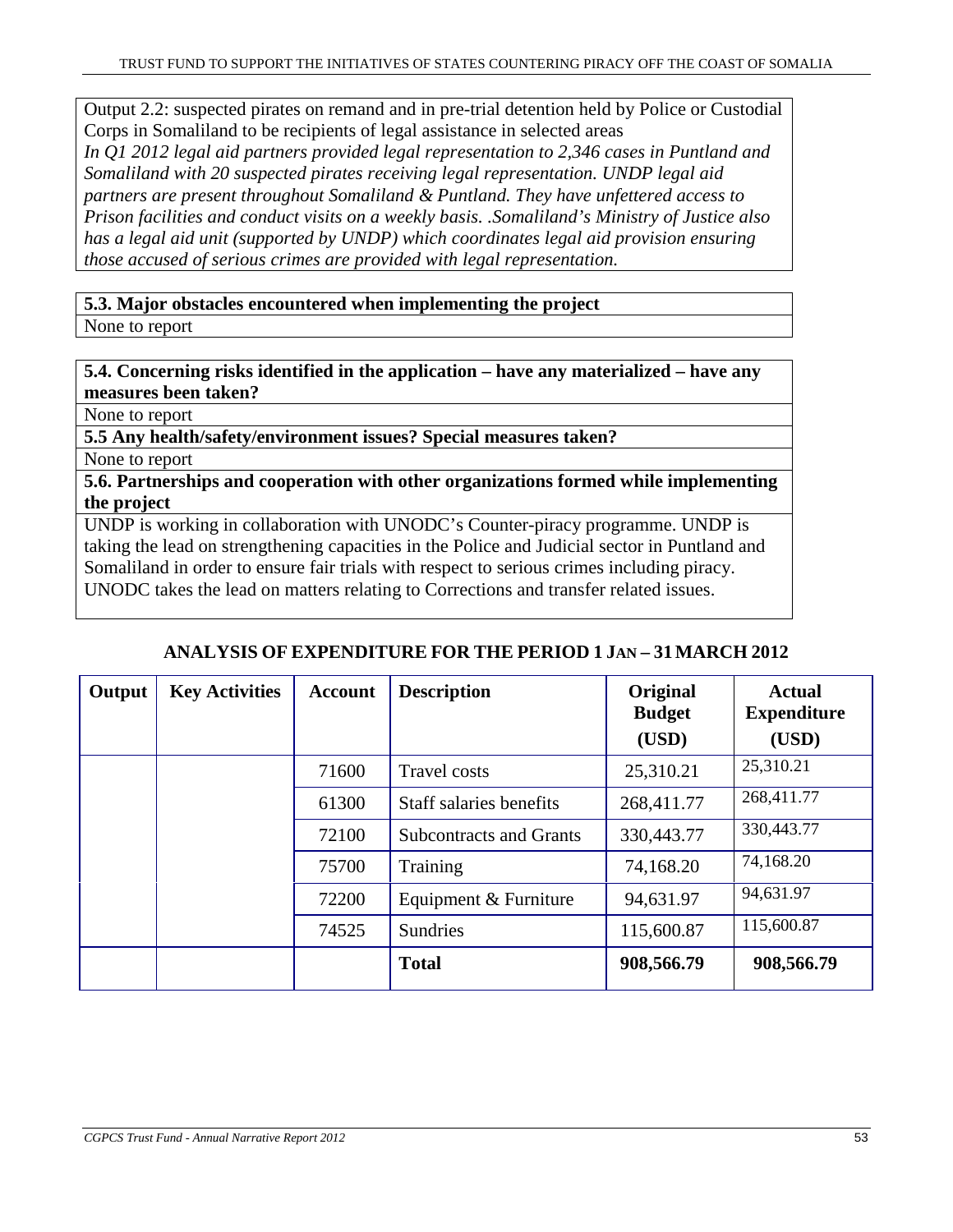Output 2.2: suspected pirates on remand and in pre-trial detention held by Police or Custodial Corps in Somaliland to be recipients of legal assistance in selected areas

*In Q1 2012 legal aid partners provided legal representation to 2,346 cases in Puntland and Somaliland with 20 suspected pirates receiving legal representation. UNDP legal aid partners are present throughout Somaliland & Puntland. They have unfettered access to Prison facilities and conduct visits on a weekly basis. .Somaliland's Ministry of Justice also has a legal aid unit (supported by UNDP) which coordinates legal aid provision ensuring those accused of serious crimes are provided with legal representation.*

**5.3. Major obstacles encountered when implementing the project**

None to report

**5.4. Concerning risks identified in the application – have any materialized – have any measures been taken?**

None to report

**5.5 Any health/safety/environment issues? Special measures taken?**

None to report

**5.6. Partnerships and cooperation with other organizations formed while implementing the project**

UNDP is working in collaboration with UNODC's Counter-piracy programme. UNDP is taking the lead on strengthening capacities in the Police and Judicial sector in Puntland and Somaliland in order to ensure fair trials with respect to serious crimes including piracy. UNODC takes the lead on matters relating to Corrections and transfer related issues.

## ANALYSIS OF EXPENDITURE FOR THE PERIOD 1 JAN – 31 MARCH 2012

| Output | Key Activities | Account | Description | Original Budget (USD) | Actual Expenditure (USD) |
|---|---|---|---|---|---|
| | | 71600 | Travel costs | 25,310.21 | 25,310.21 |
| | | 61300 | Staff salaries benefits | 268,411.77 | 268,411.77 |
| | | 72100 | Subcontracts and Grants | 330,443.77 | 330,443.77 |
| | | 75700 | Training | 74,168.20 | 74,168.20 |
| | | 72200 | Equipment & Furniture | 94,631.97 | 94,631.97 |
| | | 74525 | Sundries | 115,600.87 | 115,600.87 |
| | | | **Total** | **908,566.79** | **908,566.79** |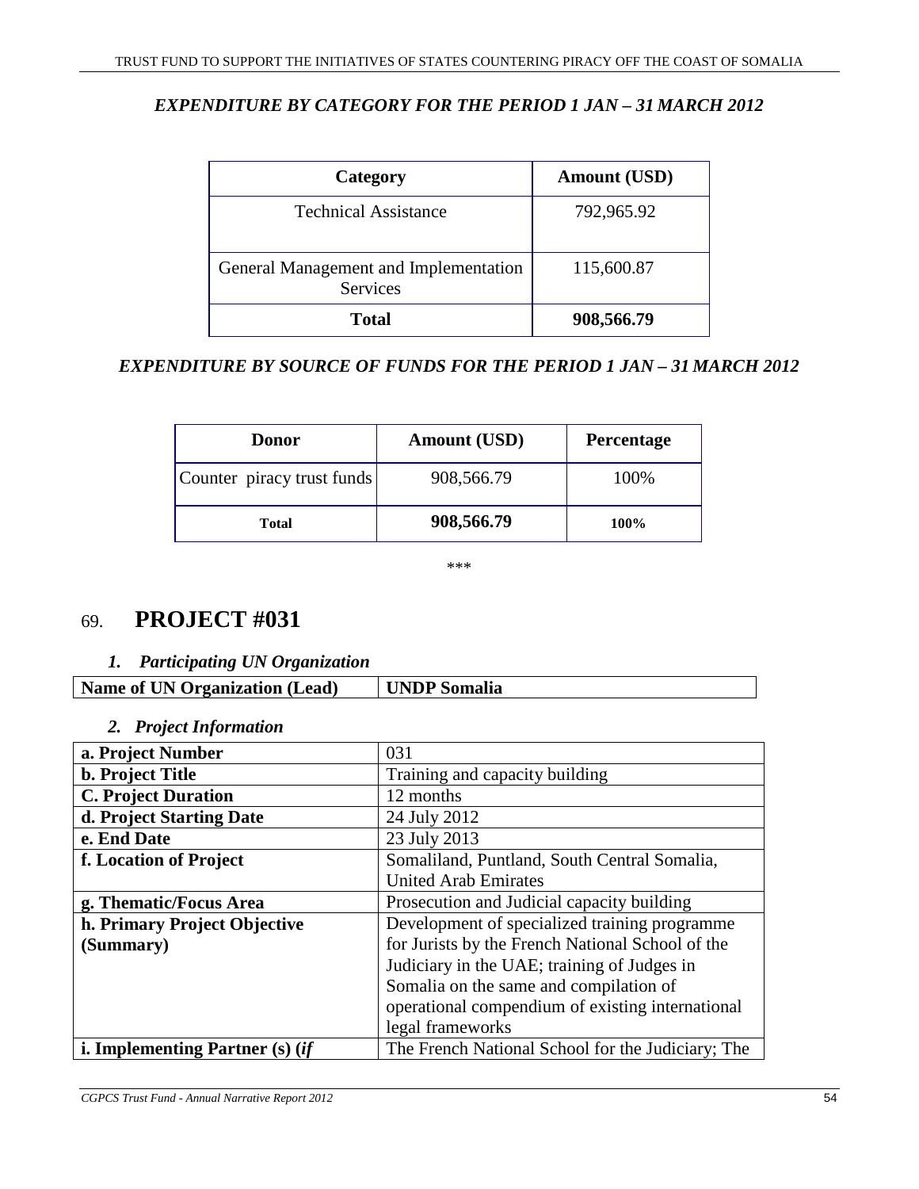### *EXPENDITURE BY CATEGORY FOR THE PERIOD 1 JAN – 31 MARCH 2012*

| Category | Amount (USD) |
|---|---|
| Technical Assistance | 792,965.92 |
| General Management and Implementation Services | 115,600.87 |
| **Total** | **908,566.79** |

### *EXPENDITURE BY SOURCE OF FUNDS FOR THE PERIOD 1 JAN – 31 MARCH 2012*

| Donor | Amount (USD) | Percentage |
|---|---|---|
| Counter piracy trust funds | 908,566.79 | 100% |
| **Total** | **908,566.79** | **100%** |

\*\*\*

# 69. PROJECT #031

### *1. Participating UN Organization*

| Name of UN Organization (Lead) | UNDP Somalia |
|---|---|

### *2. Project Information*

| | |
|---|---|
| **a. Project Number** | 031 |
| **b. Project Title** | Training and capacity building |
| **C. Project Duration** | 12 months |
| **d. Project Starting Date** | 24 July 2012 |
| **e. End Date** | 23 July 2013 |
| **f. Location of Project** | Somaliland, Puntland, South Central Somalia, United Arab Emirates |
| **g. Thematic/Focus Area** | Prosecution and Judicial capacity building |
| **h. Primary Project Objective (Summary)** | Development of specialized training programme for Jurists by the French National School of the Judiciary in the UAE; training of Judges in Somalia on the same and compilation of operational compendium of existing international legal frameworks |
| **i. Implementing Partner (s) (*if*** | The French National School for the Judiciary; The |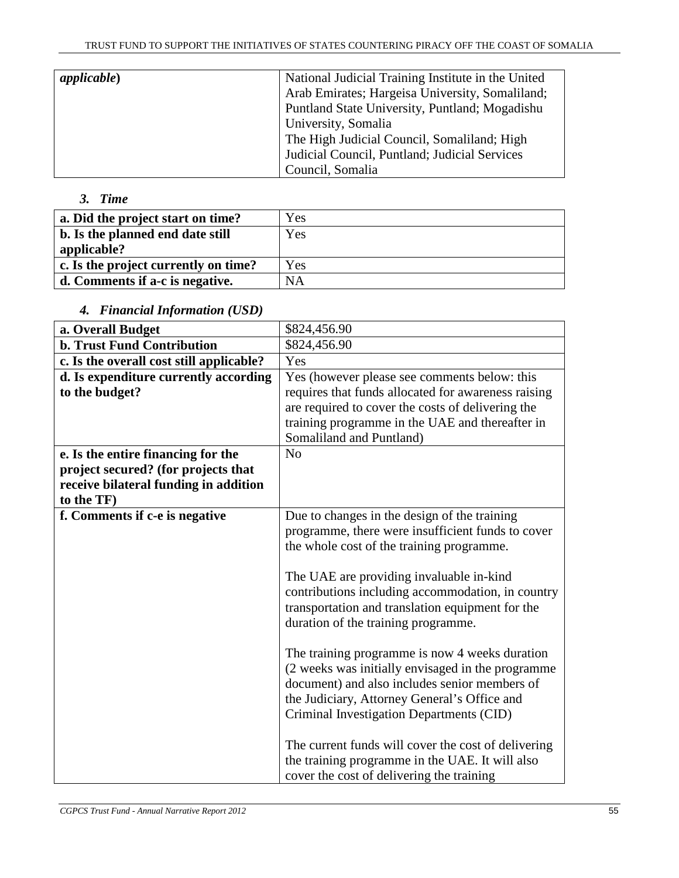| *applicable*) | National Judicial Training Institute in the United Arab Emirates; Hargeisa University, Somaliland; Puntland State University, Puntland; Mogadishu University, Somalia<br>The High Judicial Council, Somaliland; High Judicial Council, Puntland; Judicial Services Council, Somalia |
|---|---|

### *3. Time*

| **a. Did the project start on time?** | Yes |
|---|---|
| **b. Is the planned end date still applicable?** | Yes |
| **c. Is the project currently on time?** | Yes |
| **d. Comments if a-c is negative.** | NA |

### *4. Financial Information (USD)*

| **a. Overall Budget** | $824,456.90 |
|---|---|
| **b. Trust Fund Contribution** | $824,456.90 |
| **c. Is the overall cost still applicable?** | Yes |
| **d. Is expenditure currently according to the budget?** | Yes (however please see comments below: this requires that funds allocated for awareness raising are required to cover the costs of delivering the training programme in the UAE and thereafter in Somaliland and Puntland) |
| **e. Is the entire financing for the project secured? (for projects that receive bilateral funding in addition to the TF)** | No |
| **f. Comments if c-e is negative** | Due to changes in the design of the training programme, there were insufficient funds to cover the whole cost of the training programme.<br><br>The UAE are providing invaluable in-kind contributions including accommodation, in country transportation and translation equipment for the duration of the training programme.<br><br>The training programme is now 4 weeks duration (2 weeks was initially envisaged in the programme document) and also includes senior members of the Judiciary, Attorney General's Office and Criminal Investigation Departments (CID)<br><br>The current funds will cover the cost of delivering the training programme in the UAE. It will also cover the cost of delivering the training |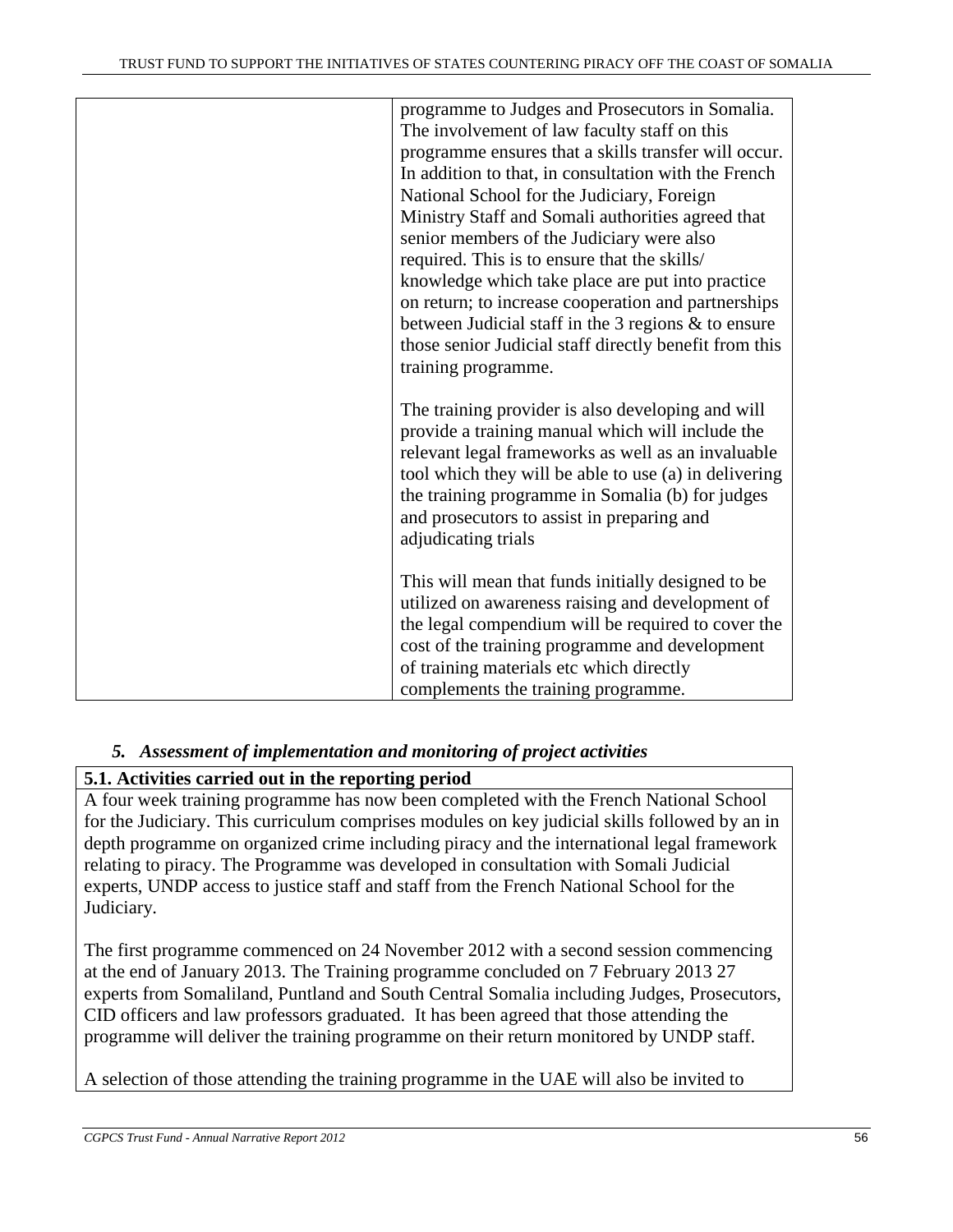|  | programme to Judges and Prosecutors in Somalia. The involvement of law faculty staff on this programme ensures that a skills transfer will occur. In addition to that, in consultation with the French National School for the Judiciary, Foreign Ministry Staff and Somali authorities agreed that senior members of the Judiciary were also required. This is to ensure that the skills/ knowledge which take place are put into practice on return; to increase cooperation and partnerships between Judicial staff in the 3 regions & to ensure those senior Judicial staff directly benefit from this training programme.<br><br>The training provider is also developing and will provide a training manual which will include the relevant legal frameworks as well as an invaluable tool which they will be able to use (a) in delivering the training programme in Somalia (b) for judges and prosecutors to assist in preparing and adjudicating trials<br><br>This will mean that funds initially designed to be utilized on awareness raising and development of the legal compendium will be required to cover the cost of the training programme and development of training materials etc which directly complements the training programme. |
|---|---|

### *5. Assessment of implementation and monitoring of project activities*

**5.1. Activities carried out in the reporting period**

A four week training programme has now been completed with the French National School for the Judiciary. This curriculum comprises modules on key judicial skills followed by an in depth programme on organized crime including piracy and the international legal framework relating to piracy. The Programme was developed in consultation with Somali Judicial experts, UNDP access to justice staff and staff from the French National School for the Judiciary.

The first programme commenced on 24 November 2012 with a second session commencing at the end of January 2013. The Training programme concluded on 7 February 2013 27 experts from Somaliland, Puntland and South Central Somalia including Judges, Prosecutors, CID officers and law professors graduated. It has been agreed that those attending the programme will deliver the training programme on their return monitored by UNDP staff.

A selection of those attending the training programme in the UAE will also be invited to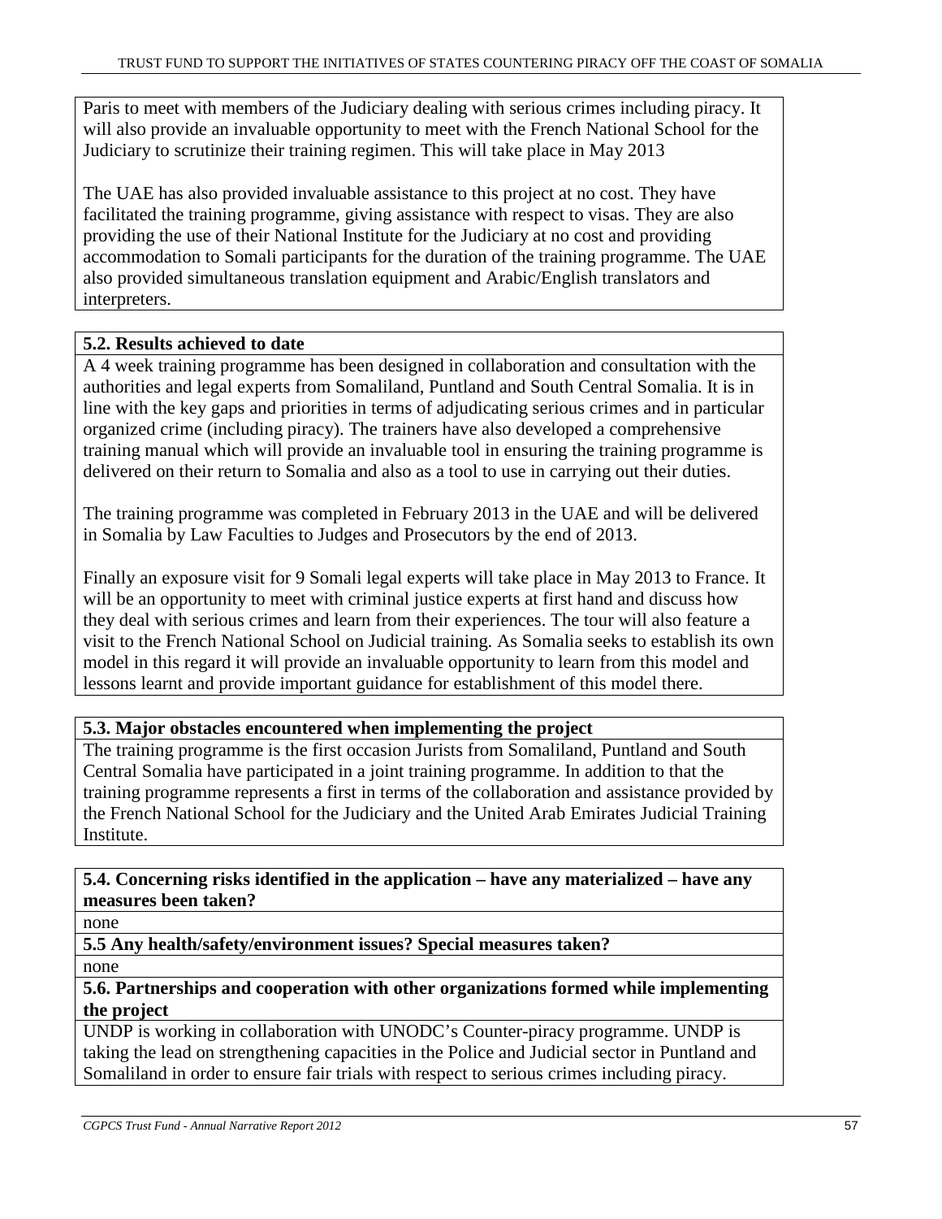Paris to meet with members of the Judiciary dealing with serious crimes including piracy. It will also provide an invaluable opportunity to meet with the French National School for the Judiciary to scrutinize their training regimen. This will take place in May 2013

The UAE has also provided invaluable assistance to this project at no cost. They have facilitated the training programme, giving assistance with respect to visas. They are also providing the use of their National Institute for the Judiciary at no cost and providing accommodation to Somali participants for the duration of the training programme. The UAE also provided simultaneous translation equipment and Arabic/English translators and interpreters.

**5.2. Results achieved to date**

A 4 week training programme has been designed in collaboration and consultation with the authorities and legal experts from Somaliland, Puntland and South Central Somalia. It is in line with the key gaps and priorities in terms of adjudicating serious crimes and in particular organized crime (including piracy). The trainers have also developed a comprehensive training manual which will provide an invaluable tool in ensuring the training programme is delivered on their return to Somalia and also as a tool to use in carrying out their duties.

The training programme was completed in February 2013 in the UAE and will be delivered in Somalia by Law Faculties to Judges and Prosecutors by the end of 2013.

Finally an exposure visit for 9 Somali legal experts will take place in May 2013 to France. It will be an opportunity to meet with criminal justice experts at first hand and discuss how they deal with serious crimes and learn from their experiences. The tour will also feature a visit to the French National School on Judicial training. As Somalia seeks to establish its own model in this regard it will provide an invaluable opportunity to learn from this model and lessons learnt and provide important guidance for establishment of this model there.

**5.3. Major obstacles encountered when implementing the project**

The training programme is the first occasion Jurists from Somaliland, Puntland and South Central Somalia have participated in a joint training programme. In addition to that the training programme represents a first in terms of the collaboration and assistance provided by the French National School for the Judiciary and the United Arab Emirates Judicial Training Institute.

**5.4. Concerning risks identified in the application – have any materialized – have any measures been taken?**

none

**5.5 Any health/safety/environment issues? Special measures taken?**

none

**5.6. Partnerships and cooperation with other organizations formed while implementing the project**

UNDP is working in collaboration with UNODC's Counter-piracy programme. UNDP is taking the lead on strengthening capacities in the Police and Judicial sector in Puntland and Somaliland in order to ensure fair trials with respect to serious crimes including piracy.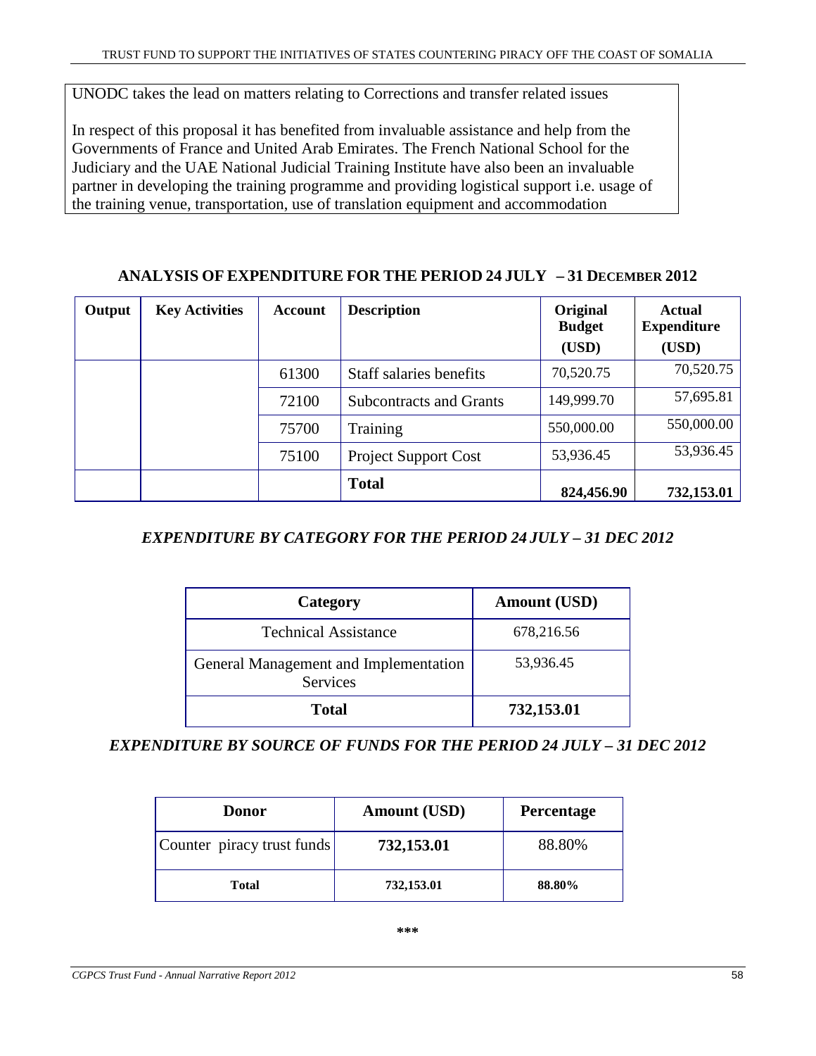UNODC takes the lead on matters relating to Corrections and transfer related issues

In respect of this proposal it has benefited from invaluable assistance and help from the Governments of France and United Arab Emirates. The French National School for the Judiciary and the UAE National Judicial Training Institute have also been an invaluable partner in developing the training programme and providing logistical support i.e. usage of the training venue, transportation, use of translation equipment and accommodation

## ANALYSIS OF EXPENDITURE FOR THE PERIOD 24 JULY – 31 DECEMBER 2012

| Output | Key Activities | Account | Description | Original Budget (USD) | Actual Expenditure (USD) |
|---|---|---|---|---|---|
| | | 61300 | Staff salaries benefits | 70,520.75 | 70,520.75 |
| | | 72100 | Subcontracts and Grants | 149,999.70 | 57,695.81 |
| | | 75700 | Training | 550,000.00 | 550,000.00 |
| | | 75100 | Project Support Cost | 53,936.45 | 53,936.45 |
| | | | **Total** | **824,456.90** | **732,153.01** |

### *EXPENDITURE BY CATEGORY FOR THE PERIOD 24 JULY – 31 DEC 2012*

| Category | Amount (USD) |
|---|---|
| Technical Assistance | 678,216.56 |
| General Management and Implementation Services | 53,936.45 |
| **Total** | **732,153.01** |

### *EXPENDITURE BY SOURCE OF FUNDS FOR THE PERIOD 24 JULY – 31 DEC 2012*

| Donor | Amount (USD) | Percentage |
|---|---|---|
| Counter piracy trust funds | **732,153.01** | 88.80% |
| **Total** | **732,153.01** | **88.80%** |

***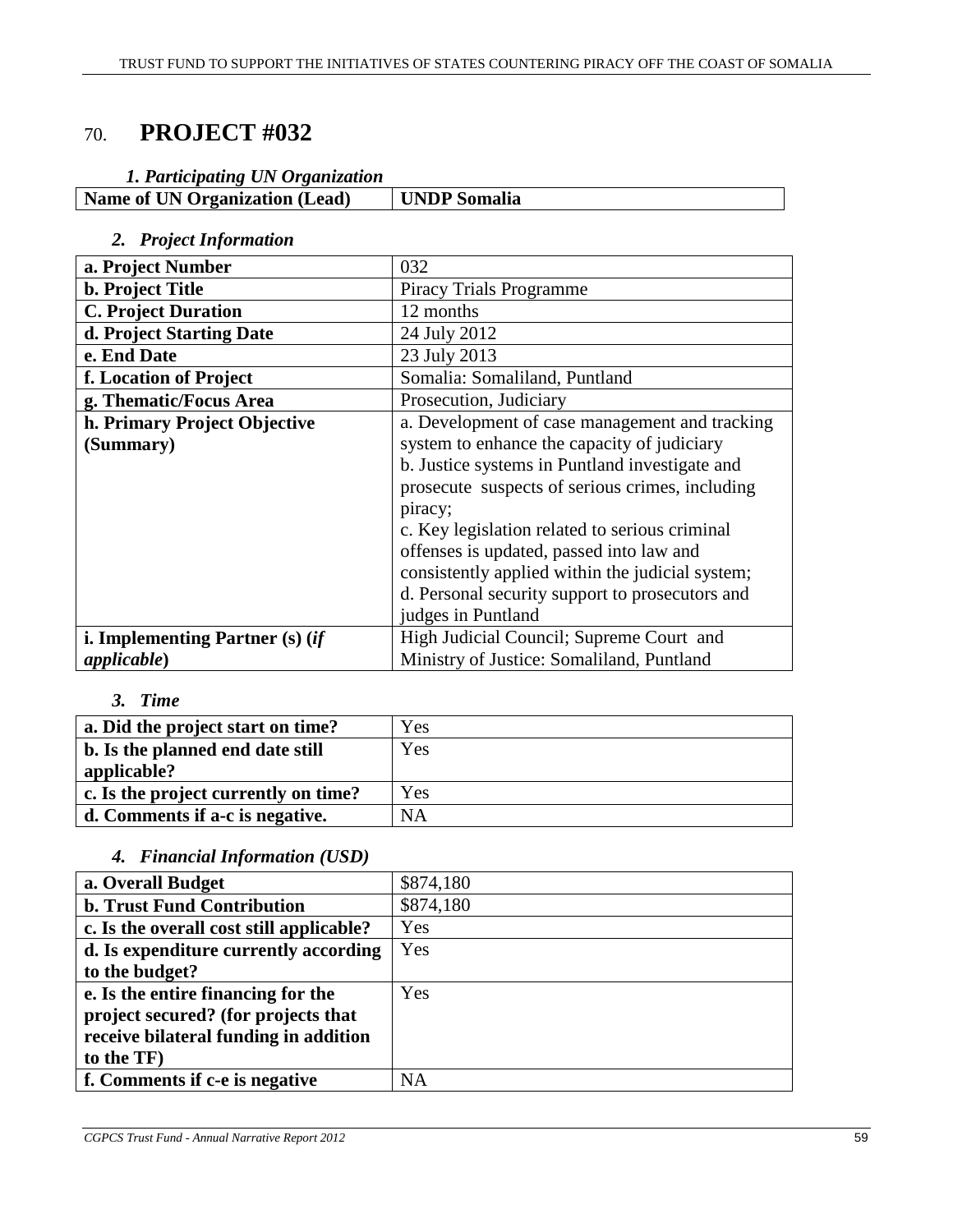# 70. **PROJECT #032**

### *1. Participating UN Organization*

| **Name of UN Organization (Lead)** | **UNDP Somalia** |
|---|---|

### *2. Project Information*

| | |
|---|---|
| **a. Project Number** | 032 |
| **b. Project Title** | Piracy Trials Programme |
| **C. Project Duration** | 12 months |
| **d. Project Starting Date** | 24 July 2012 |
| **e. End Date** | 23 July 2013 |
| **f. Location of Project** | Somalia: Somaliland, Puntland |
| **g. Thematic/Focus Area** | Prosecution, Judiciary |
| **h. Primary Project Objective (Summary)** | a. Development of case management and tracking system to enhance the capacity of judiciary<br>b. Justice systems in Puntland investigate and prosecute suspects of serious crimes, including piracy;<br>c. Key legislation related to serious criminal offenses is updated, passed into law and consistently applied within the judicial system;<br>d. Personal security support to prosecutors and judges in Puntland |
| **i. Implementing Partner (s) (*if applicable*)** | High Judicial Council; Supreme Court and Ministry of Justice: Somaliland, Puntland |

### *3. Time*

| | |
|---|---|
| **a. Did the project start on time?** | Yes |
| **b. Is the planned end date still applicable?** | Yes |
| **c. Is the project currently on time?** | Yes |
| **d. Comments if a-c is negative.** | NA |

### *4. Financial Information (USD)*

| | |
|---|---|
| **a. Overall Budget** | $874,180 |
| **b. Trust Fund Contribution** | $874,180 |
| **c. Is the overall cost still applicable?** | Yes |
| **d. Is expenditure currently according to the budget?** | Yes |
| **e. Is the entire financing for the project secured? (for projects that receive bilateral funding in addition to the TF)** | Yes |
| **f. Comments if c-e is negative** | NA |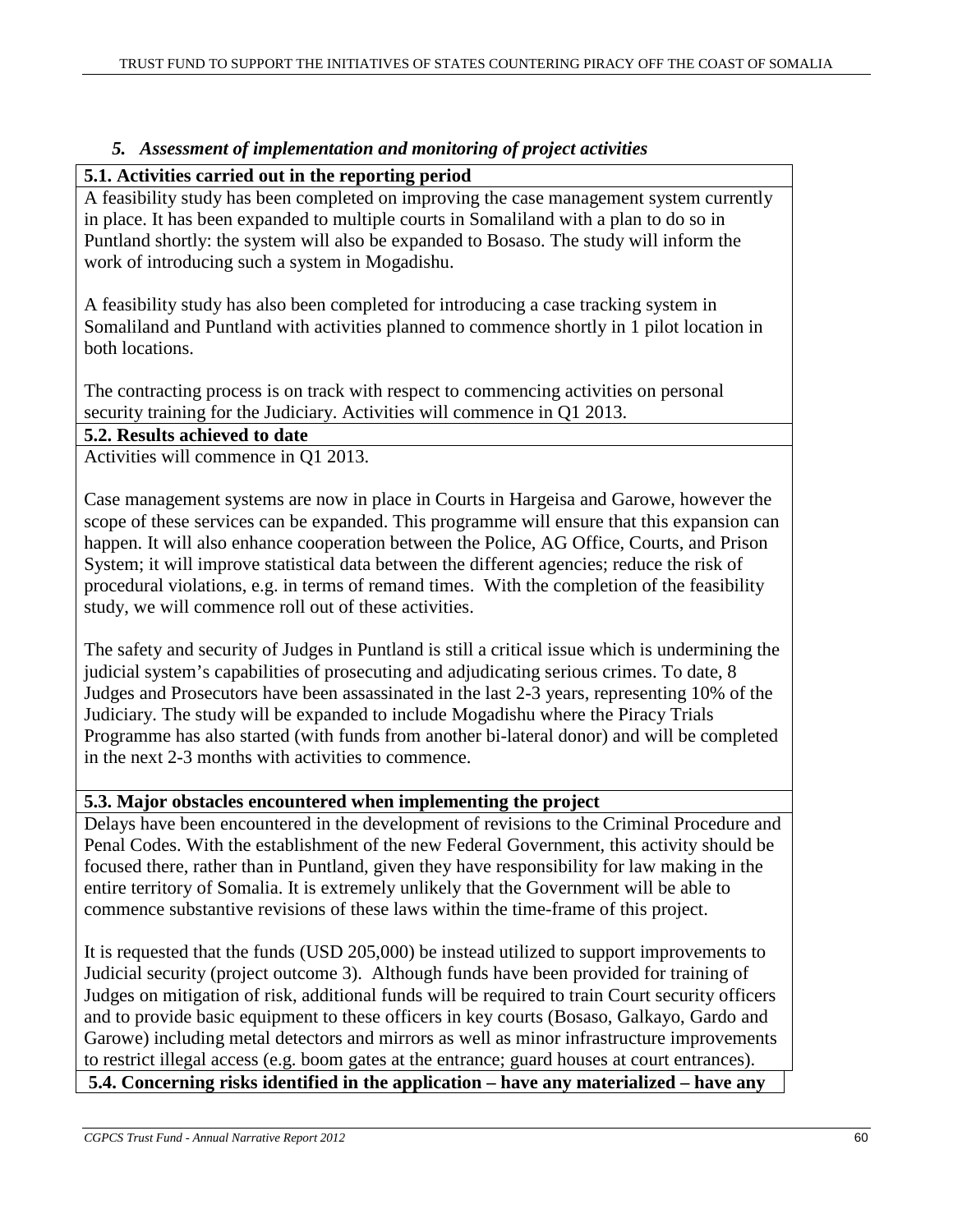### *5. Assessment of implementation and monitoring of project activities*

**5.1. Activities carried out in the reporting period**

A feasibility study has been completed on improving the case management system currently in place. It has been expanded to multiple courts in Somaliland with a plan to do so in Puntland shortly: the system will also be expanded to Bosaso. The study will inform the work of introducing such a system in Mogadishu.

A feasibility study has also been completed for introducing a case tracking system in Somaliland and Puntland with activities planned to commence shortly in 1 pilot location in both locations.

The contracting process is on track with respect to commencing activities on personal security training for the Judiciary. Activities will commence in Q1 2013.

**5.2. Results achieved to date**

Activities will commence in Q1 2013.

Case management systems are now in place in Courts in Hargeisa and Garowe, however the scope of these services can be expanded. This programme will ensure that this expansion can happen. It will also enhance cooperation between the Police, AG Office, Courts, and Prison System; it will improve statistical data between the different agencies; reduce the risk of procedural violations, e.g. in terms of remand times. With the completion of the feasibility study, we will commence roll out of these activities.

The safety and security of Judges in Puntland is still a critical issue which is undermining the judicial system's capabilities of prosecuting and adjudicating serious crimes. To date, 8 Judges and Prosecutors have been assassinated in the last 2-3 years, representing 10% of the Judiciary. The study will be expanded to include Mogadishu where the Piracy Trials Programme has also started (with funds from another bi-lateral donor) and will be completed in the next 2-3 months with activities to commence.

**5.3. Major obstacles encountered when implementing the project**

Delays have been encountered in the development of revisions to the Criminal Procedure and Penal Codes. With the establishment of the new Federal Government, this activity should be focused there, rather than in Puntland, given they have responsibility for law making in the entire territory of Somalia. It is extremely unlikely that the Government will be able to commence substantive revisions of these laws within the time-frame of this project.

It is requested that the funds (USD 205,000) be instead utilized to support improvements to Judicial security (project outcome 3). Although funds have been provided for training of Judges on mitigation of risk, additional funds will be required to train Court security officers and to provide basic equipment to these officers in key courts (Bosaso, Galkayo, Gardo and Garowe) including metal detectors and mirrors as well as minor infrastructure improvements to restrict illegal access (e.g. boom gates at the entrance; guard houses at court entrances).

**5.4. Concerning risks identified in the application – have any materialized – have any**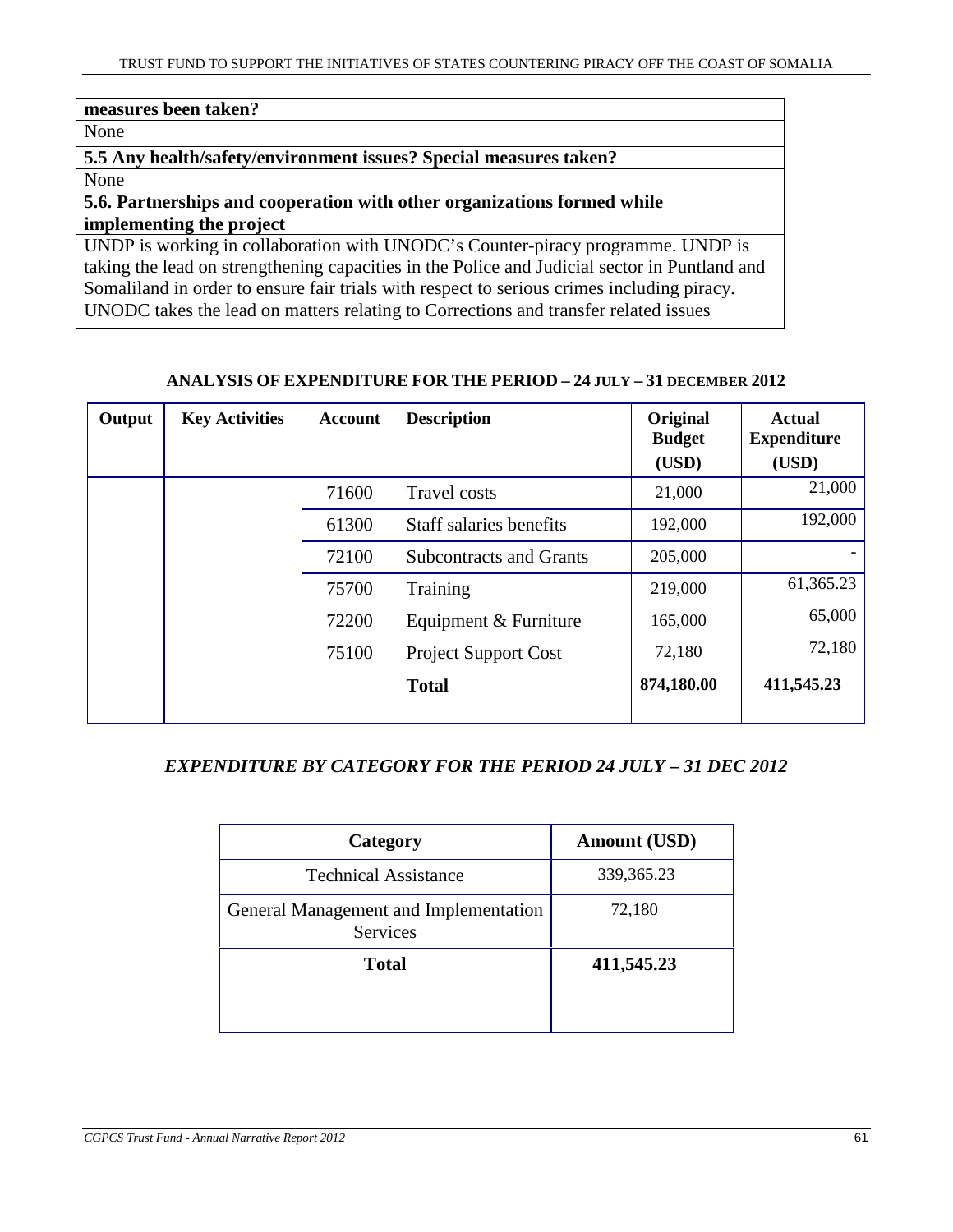| measures been taken? |
| --- |
| None |
| **5.5 Any health/safety/environment issues? Special measures taken?** |
| None |
| **5.6. Partnerships and cooperation with other organizations formed while implementing the project** |
| UNDP is working in collaboration with UNODC's Counter-piracy programme. UNDP is taking the lead on strengthening capacities in the Police and Judicial sector in Puntland and Somaliland in order to ensure fair trials with respect to serious crimes including piracy. UNODC takes the lead on matters relating to Corrections and transfer related issues |

**ANALYSIS OF EXPENDITURE FOR THE PERIOD – 24 JULY – 31 DECEMBER 2012**

| Output | Key Activities | Account | Description | Original Budget (USD) | Actual Expenditure (USD) |
| --- | --- | --- | --- | --- | --- |
| | | 71600 | Travel costs | 21,000 | 21,000 |
| | | 61300 | Staff salaries benefits | 192,000 | 192,000 |
| | | 72100 | Subcontracts and Grants | 205,000 | - |
| | | 75700 | Training | 219,000 | 61,365.23 |
| | | 72200 | Equipment & Furniture | 165,000 | 65,000 |
| | | 75100 | Project Support Cost | 72,180 | 72,180 |
| | | | **Total** | **874,180.00** | **411,545.23** |

***EXPENDITURE BY CATEGORY FOR THE PERIOD 24 JULY – 31 DEC 2012***

| Category | Amount (USD) |
| --- | --- |
| Technical Assistance | 339,365.23 |
| General Management and Implementation Services | 72,180 |
| **Total** | **411,545.23** |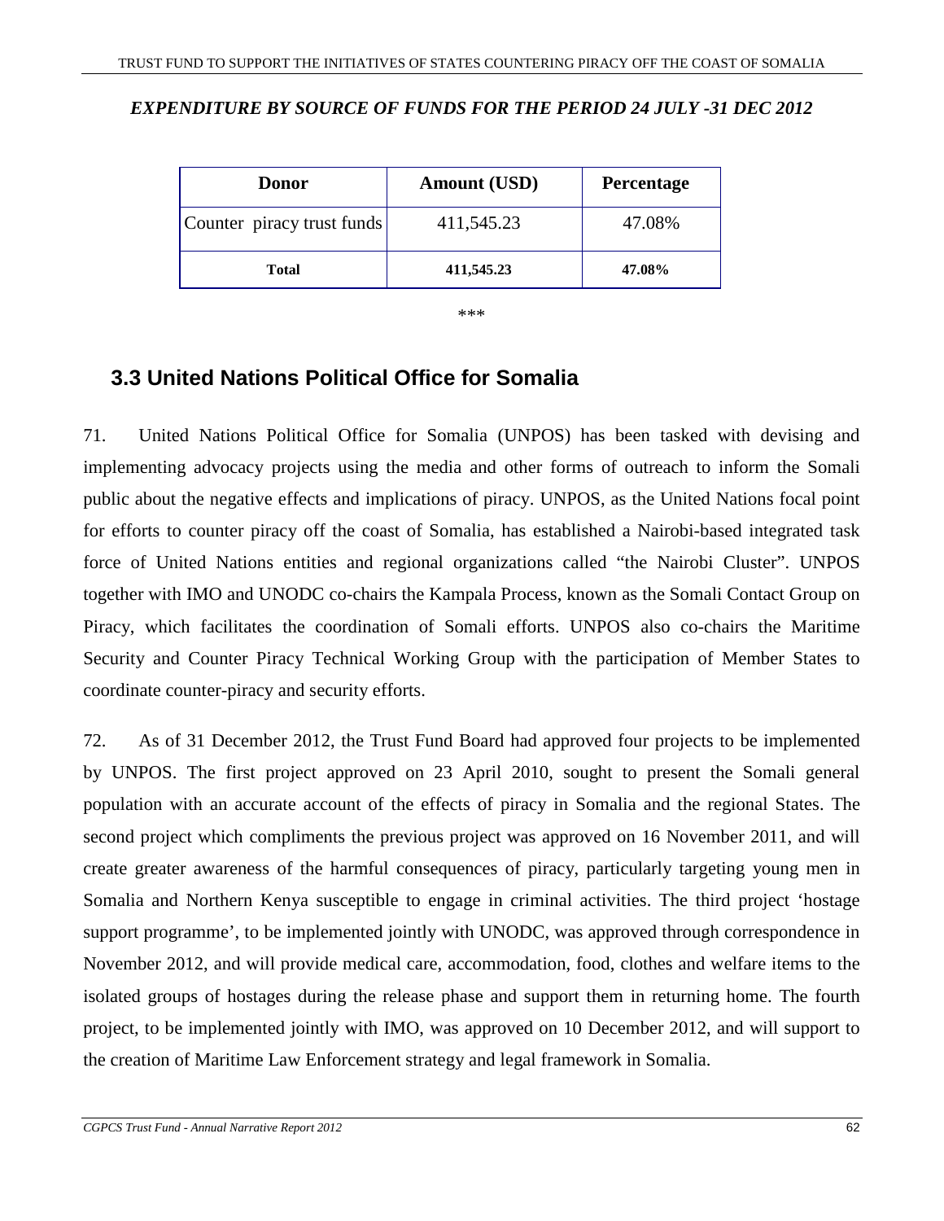***EXPENDITURE BY SOURCE OF FUNDS FOR THE PERIOD 24 JULY -31 DEC 2012***

| Donor | Amount (USD) | Percentage |
| --- | --- | --- |
| Counter piracy trust funds | 411,545.23 | 47.08% |
| **Total** | **411,545.23** | **47.08%** |

***

## 3.3 United Nations Political Office for Somalia

71. United Nations Political Office for Somalia (UNPOS) has been tasked with devising and implementing advocacy projects using the media and other forms of outreach to inform the Somali public about the negative effects and implications of piracy. UNPOS, as the United Nations focal point for efforts to counter piracy off the coast of Somalia, has established a Nairobi-based integrated task force of United Nations entities and regional organizations called "the Nairobi Cluster". UNPOS together with IMO and UNODC co-chairs the Kampala Process, known as the Somali Contact Group on Piracy, which facilitates the coordination of Somali efforts. UNPOS also co-chairs the Maritime Security and Counter Piracy Technical Working Group with the participation of Member States to coordinate counter-piracy and security efforts.

72. As of 31 December 2012, the Trust Fund Board had approved four projects to be implemented by UNPOS. The first project approved on 23 April 2010, sought to present the Somali general population with an accurate account of the effects of piracy in Somalia and the regional States. The second project which compliments the previous project was approved on 16 November 2011, and will create greater awareness of the harmful consequences of piracy, particularly targeting young men in Somalia and Northern Kenya susceptible to engage in criminal activities. The third project 'hostage support programme', to be implemented jointly with UNODC, was approved through correspondence in November 2012, and will provide medical care, accommodation, food, clothes and welfare items to the isolated groups of hostages during the release phase and support them in returning home. The fourth project, to be implemented jointly with IMO, was approved on 10 December 2012, and will support to the creation of Maritime Law Enforcement strategy and legal framework in Somalia.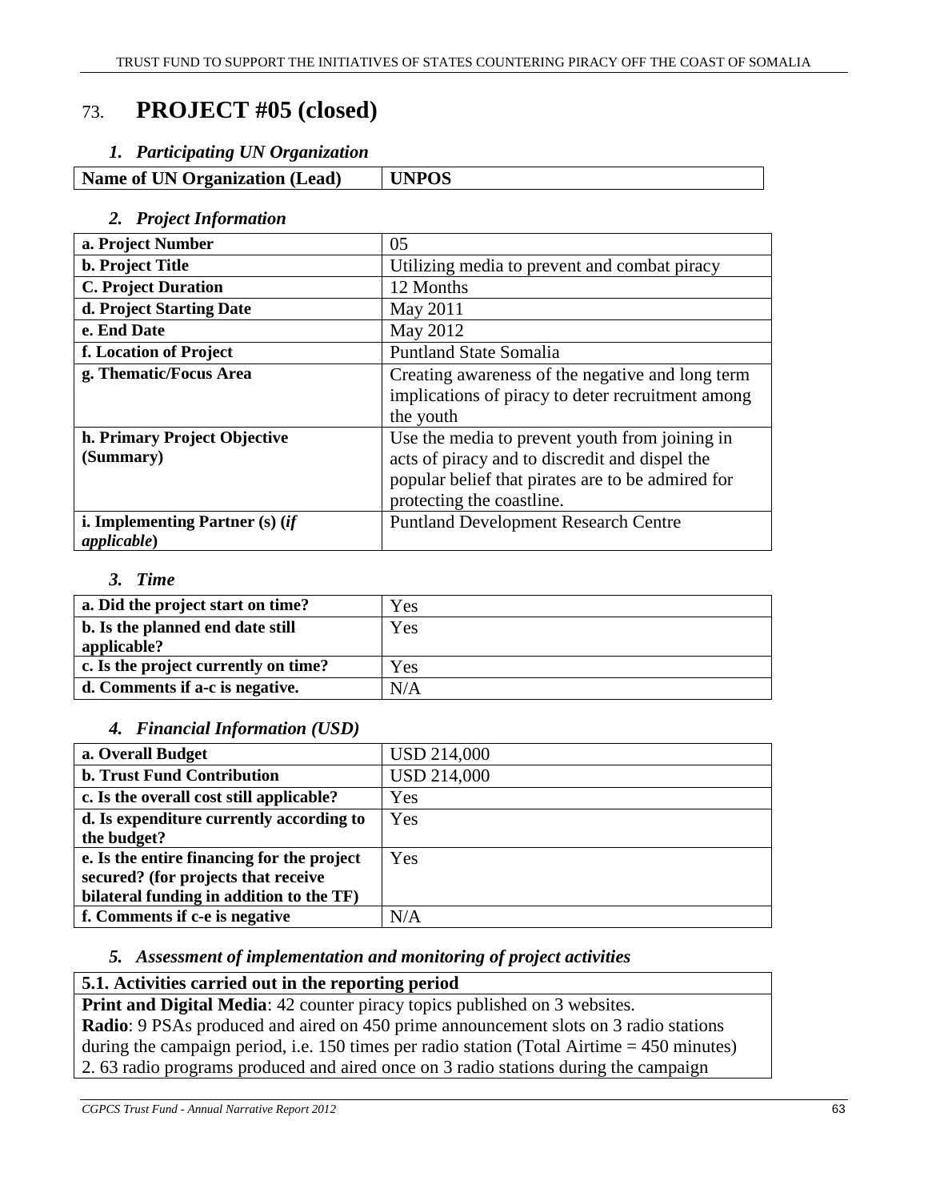# 73. **PROJECT #05 (closed)**

### *1. Participating UN Organization*

| **Name of UN Organization (Lead)** | **UNPOS** |
|---|---|

### *2. Project Information*

| **a. Project Number** | 05 |
|---|---|
| **b. Project Title** | Utilizing media to prevent and combat piracy |
| **C. Project Duration** | 12 Months |
| **d. Project Starting Date** | May 2011 |
| **e. End Date** | May 2012 |
| **f. Location of Project** | Puntland State Somalia |
| **g. Thematic/Focus Area** | Creating awareness of the negative and long term implications of piracy to deter recruitment among the youth |
| **h. Primary Project Objective (Summary)** | Use the media to prevent youth from joining in acts of piracy and to discredit and dispel the popular belief that pirates are to be admired for protecting the coastline. |
| **i. Implementing Partner (s) (*if applicable*)** | Puntland Development Research Centre |

### *3. Time*

| **a. Did the project start on time?** | Yes |
|---|---|
| **b. Is the planned end date still applicable?** | Yes |
| **c. Is the project currently on time?** | Yes |
| **d. Comments if a-c is negative.** | N/A |

### *4. Financial Information (USD)*

| **a. Overall Budget** | USD 214,000 |
|---|---|
| **b. Trust Fund Contribution** | USD 214,000 |
| **c. Is the overall cost still applicable?** | Yes |
| **d. Is expenditure currently according to the budget?** | Yes |
| **e. Is the entire financing for the project secured? (for projects that receive bilateral funding in addition to the TF)** | Yes |
| **f. Comments if c-e is negative** | N/A |

### *5. Assessment of implementation and monitoring of project activities*

**5.1. Activities carried out in the reporting period**

**Print and Digital Media**: 42 counter piracy topics published on 3 websites.
**Radio**: 9 PSAs produced and aired on 450 prime announcement slots on 3 radio stations during the campaign period, i.e. 150 times per radio station (Total Airtime = 450 minutes)
2. 63 radio programs produced and aired once on 3 radio stations during the campaign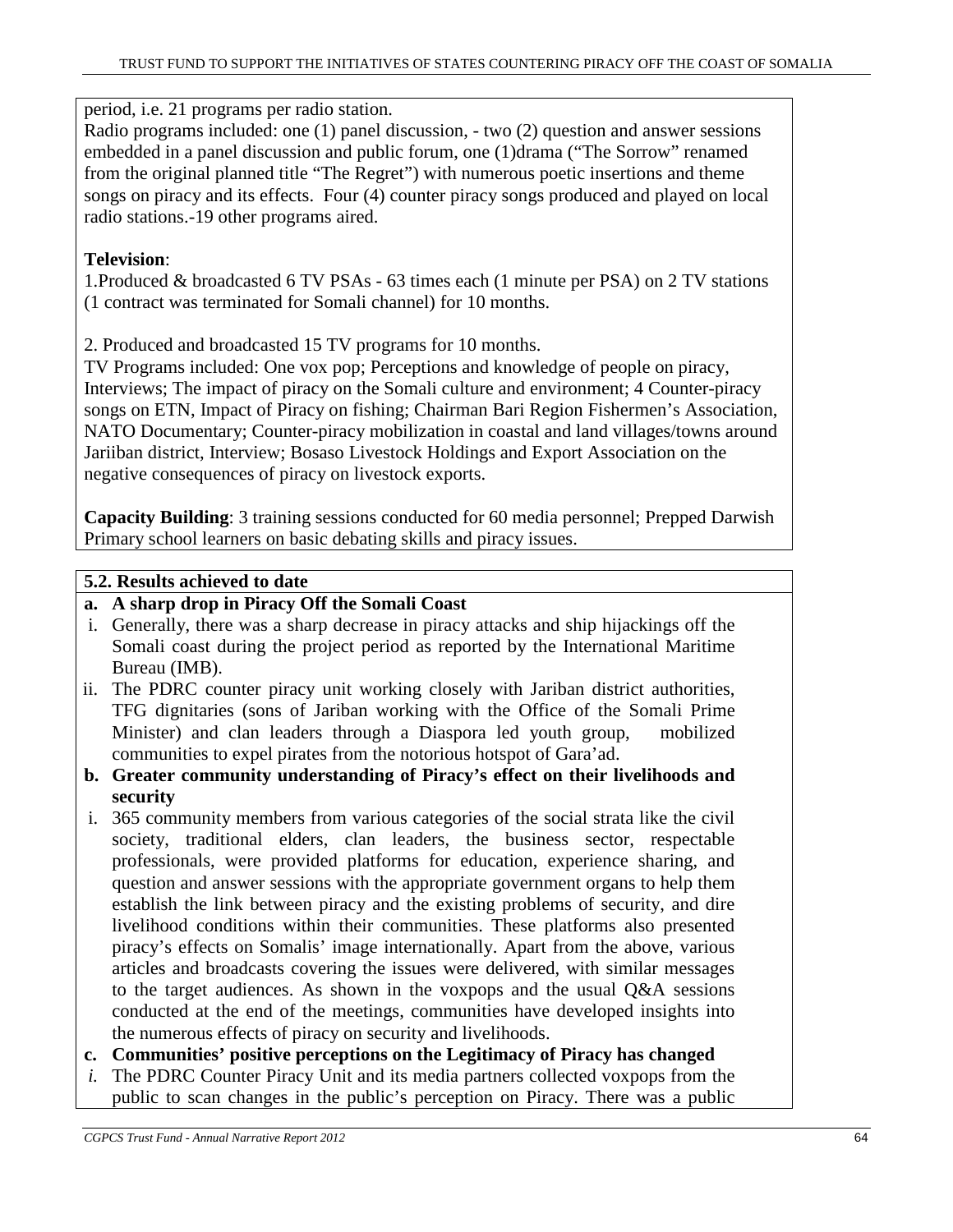period, i.e. 21 programs per radio station.

Radio programs included: one (1) panel discussion, - two (2) question and answer sessions embedded in a panel discussion and public forum, one (1)drama ("The Sorrow" renamed from the original planned title "The Regret") with numerous poetic insertions and theme songs on piracy and its effects. Four (4) counter piracy songs produced and played on local radio stations.-19 other programs aired.

**Television**:

1.Produced & broadcasted 6 TV PSAs - 63 times each (1 minute per PSA) on 2 TV stations (1 contract was terminated for Somali channel) for 10 months.

2. Produced and broadcasted 15 TV programs for 10 months.

TV Programs included: One vox pop; Perceptions and knowledge of people on piracy, Interviews; The impact of piracy on the Somali culture and environment; 4 Counter-piracy songs on ETN, Impact of Piracy on fishing; Chairman Bari Region Fishermen's Association, NATO Documentary; Counter-piracy mobilization in coastal and land villages/towns around Jariiban district, Interview; Bosaso Livestock Holdings and Export Association on the negative consequences of piracy on livestock exports.

**Capacity Building**: 3 training sessions conducted for 60 media personnel; Prepped Darwish Primary school learners on basic debating skills and piracy issues.

**5.2. Results achieved to date**

**a. A sharp drop in Piracy Off the Somali Coast**

i. Generally, there was a sharp decrease in piracy attacks and ship hijackings off the Somali coast during the project period as reported by the International Maritime Bureau (IMB).

ii. The PDRC counter piracy unit working closely with Jariban district authorities, TFG dignitaries (sons of Jariban working with the Office of the Somali Prime Minister) and clan leaders through a Diaspora led youth group, mobilized communities to expel pirates from the notorious hotspot of Gara'ad.

**b. Greater community understanding of Piracy's effect on their livelihoods and security**

i. 365 community members from various categories of the social strata like the civil society, traditional elders, clan leaders, the business sector, respectable professionals, were provided platforms for education, experience sharing, and question and answer sessions with the appropriate government organs to help them establish the link between piracy and the existing problems of security, and dire livelihood conditions within their communities. These platforms also presented piracy's effects on Somalis' image internationally. Apart from the above, various articles and broadcasts covering the issues were delivered, with similar messages to the target audiences. As shown in the voxpops and the usual Q&A sessions conducted at the end of the meetings, communities have developed insights into the numerous effects of piracy on security and livelihoods.

**c. Communities' positive perceptions on the Legitimacy of Piracy has changed**

*i.* The PDRC Counter Piracy Unit and its media partners collected voxpops from the public to scan changes in the public's perception on Piracy. There was a public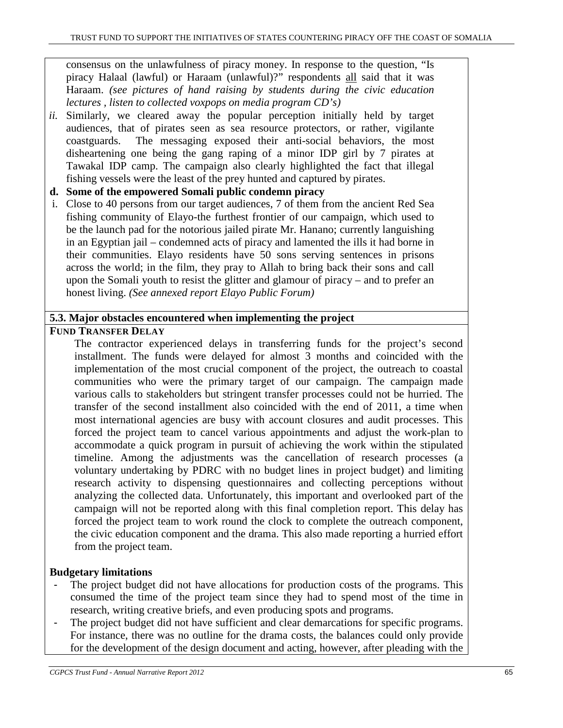consensus on the unlawfulness of piracy money. In response to the question, "Is piracy Halaal (lawful) or Haraam (unlawful)?" respondents all said that it was Haraam. *(see pictures of hand raising by students during the civic education lectures , listen to collected voxpops on media program CD's)*

*ii.* Similarly, we cleared away the popular perception initially held by target audiences, that of pirates seen as sea resource protectors, or rather, vigilante coastguards. The messaging exposed their anti-social behaviors, the most disheartening one being the gang raping of a minor IDP girl by 7 pirates at Tawakal IDP camp. The campaign also clearly highlighted the fact that illegal fishing vessels were the least of the prey hunted and captured by pirates.

**d. Some of the empowered Somali public condemn piracy**

i. Close to 40 persons from our target audiences, 7 of them from the ancient Red Sea fishing community of Elayo-the furthest frontier of our campaign, which used to be the launch pad for the notorious jailed pirate Mr. Hanano; currently languishing in an Egyptian jail – condemned acts of piracy and lamented the ills it had borne in their communities. Elayo residents have 50 sons serving sentences in prisons across the world; in the film, they pray to Allah to bring back their sons and call upon the Somali youth to resist the glitter and glamour of piracy – and to prefer an honest living. *(See annexed report Elayo Public Forum)*

### 5.3. Major obstacles encountered when implementing the project

**FUND TRANSFER DELAY**

The contractor experienced delays in transferring funds for the project's second installment. The funds were delayed for almost 3 months and coincided with the implementation of the most crucial component of the project, the outreach to coastal communities who were the primary target of our campaign. The campaign made various calls to stakeholders but stringent transfer processes could not be hurried. The transfer of the second installment also coincided with the end of 2011, a time when most international agencies are busy with account closures and audit processes. This forced the project team to cancel various appointments and adjust the work-plan to accommodate a quick program in pursuit of achieving the work within the stipulated timeline. Among the adjustments was the cancellation of research processes (a voluntary undertaking by PDRC with no budget lines in project budget) and limiting research activity to dispensing questionnaires and collecting perceptions without analyzing the collected data. Unfortunately, this important and overlooked part of the campaign will not be reported along with this final completion report. This delay has forced the project team to work round the clock to complete the outreach component, the civic education component and the drama. This also made reporting a hurried effort from the project team.

**Budgetary limitations**

- The project budget did not have allocations for production costs of the programs. This consumed the time of the project team since they had to spend most of the time in research, writing creative briefs, and even producing spots and programs.
- The project budget did not have sufficient and clear demarcations for specific programs. For instance, there was no outline for the drama costs, the balances could only provide for the development of the design document and acting, however, after pleading with the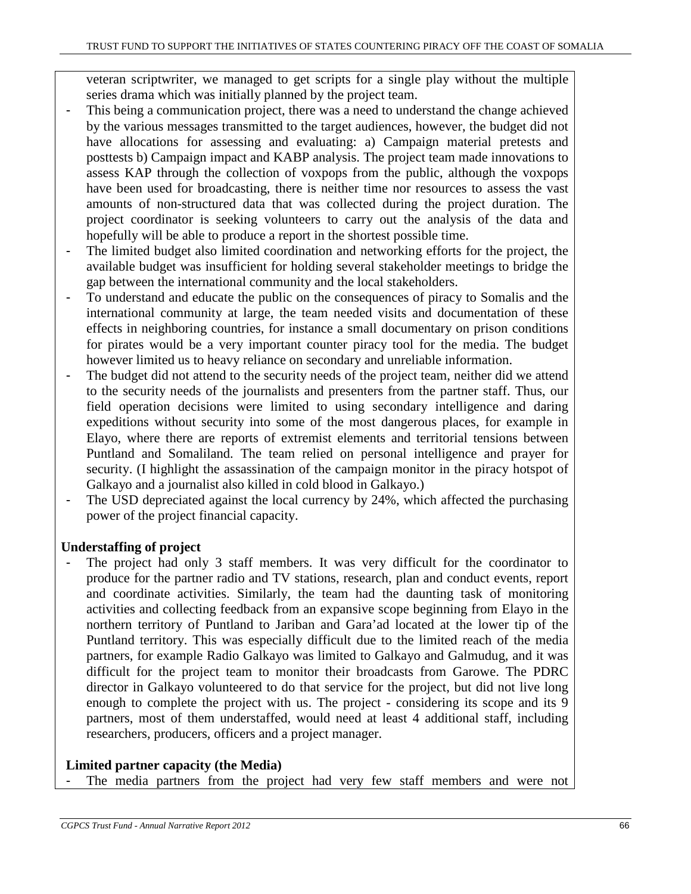veteran scriptwriter, we managed to get scripts for a single play without the multiple series drama which was initially planned by the project team.

- This being a communication project, there was a need to understand the change achieved by the various messages transmitted to the target audiences, however, the budget did not have allocations for assessing and evaluating: a) Campaign material pretests and posttests b) Campaign impact and KABP analysis. The project team made innovations to assess KAP through the collection of voxpops from the public, although the voxpops have been used for broadcasting, there is neither time nor resources to assess the vast amounts of non-structured data that was collected during the project duration. The project coordinator is seeking volunteers to carry out the analysis of the data and hopefully will be able to produce a report in the shortest possible time.
- The limited budget also limited coordination and networking efforts for the project, the available budget was insufficient for holding several stakeholder meetings to bridge the gap between the international community and the local stakeholders.
- To understand and educate the public on the consequences of piracy to Somalis and the international community at large, the team needed visits and documentation of these effects in neighboring countries, for instance a small documentary on prison conditions for pirates would be a very important counter piracy tool for the media. The budget however limited us to heavy reliance on secondary and unreliable information.
- The budget did not attend to the security needs of the project team, neither did we attend to the security needs of the journalists and presenters from the partner staff. Thus, our field operation decisions were limited to using secondary intelligence and daring expeditions without security into some of the most dangerous places, for example in Elayo, where there are reports of extremist elements and territorial tensions between Puntland and Somaliland. The team relied on personal intelligence and prayer for security. (I highlight the assassination of the campaign monitor in the piracy hotspot of Galkayo and a journalist also killed in cold blood in Galkayo.)
- The USD depreciated against the local currency by 24%, which affected the purchasing power of the project financial capacity.

**Understaffing of project**

- The project had only 3 staff members. It was very difficult for the coordinator to produce for the partner radio and TV stations, research, plan and conduct events, report and coordinate activities. Similarly, the team had the daunting task of monitoring activities and collecting feedback from an expansive scope beginning from Elayo in the northern territory of Puntland to Jariban and Gara'ad located at the lower tip of the Puntland territory. This was especially difficult due to the limited reach of the media partners, for example Radio Galkayo was limited to Galkayo and Galmudug, and it was difficult for the project team to monitor their broadcasts from Garowe. The PDRC director in Galkayo volunteered to do that service for the project, but did not live long enough to complete the project with us. The project - considering its scope and its 9 partners, most of them understaffed, would need at least 4 additional staff, including researchers, producers, officers and a project manager.

**Limited partner capacity (the Media)**

- The media partners from the project had very few staff members and were not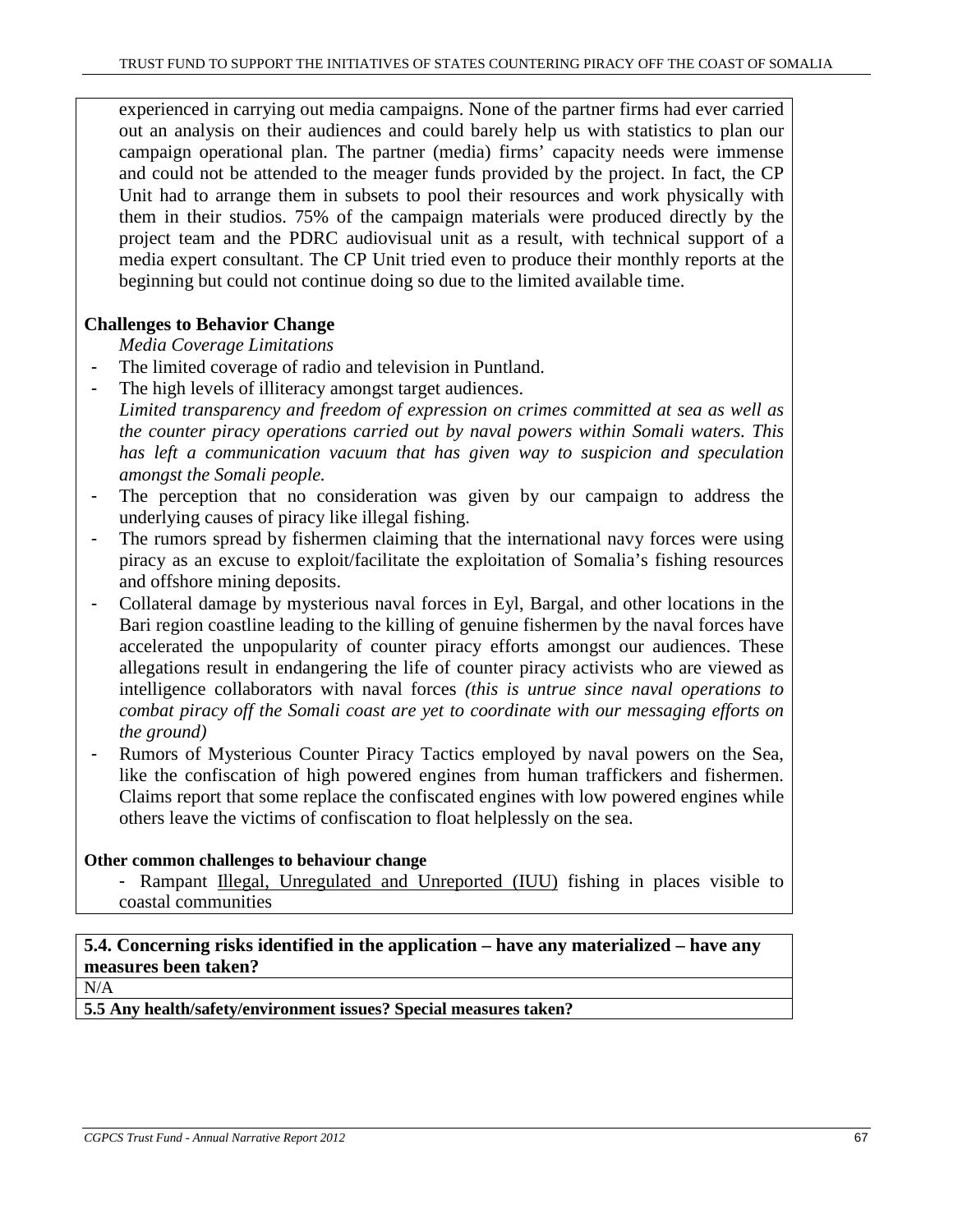experienced in carrying out media campaigns. None of the partner firms had ever carried out an analysis on their audiences and could barely help us with statistics to plan our campaign operational plan. The partner (media) firms' capacity needs were immense and could not be attended to the meager funds provided by the project. In fact, the CP Unit had to arrange them in subsets to pool their resources and work physically with them in their studios. 75% of the campaign materials were produced directly by the project team and the PDRC audiovisual unit as a result, with technical support of a media expert consultant. The CP Unit tried even to produce their monthly reports at the beginning but could not continue doing so due to the limited available time.

**Challenges to Behavior Change**

*Media Coverage Limitations*

- The limited coverage of radio and television in Puntland.
- The high levels of illiteracy amongst target audiences.

*Limited transparency and freedom of expression on crimes committed at sea as well as the counter piracy operations carried out by naval powers within Somali waters. This has left a communication vacuum that has given way to suspicion and speculation amongst the Somali people.*

- The perception that no consideration was given by our campaign to address the underlying causes of piracy like illegal fishing.
- The rumors spread by fishermen claiming that the international navy forces were using piracy as an excuse to exploit/facilitate the exploitation of Somalia's fishing resources and offshore mining deposits.
- Collateral damage by mysterious naval forces in Eyl, Bargal, and other locations in the Bari region coastline leading to the killing of genuine fishermen by the naval forces have accelerated the unpopularity of counter piracy efforts amongst our audiences. These allegations result in endangering the life of counter piracy activists who are viewed as intelligence collaborators with naval forces *(this is untrue since naval operations to combat piracy off the Somali coast are yet to coordinate with our messaging efforts on the ground)*
- Rumors of Mysterious Counter Piracy Tactics employed by naval powers on the Sea, like the confiscation of high powered engines from human traffickers and fishermen. Claims report that some replace the confiscated engines with low powered engines while others leave the victims of confiscation to float helplessly on the sea.

**Other common challenges to behaviour change**

- Rampant Illegal, Unregulated and Unreported (IUU) fishing in places visible to coastal communities

**5.4. Concerning risks identified in the application – have any materialized – have any measures been taken?**

N/A

**5.5 Any health/safety/environment issues? Special measures taken?**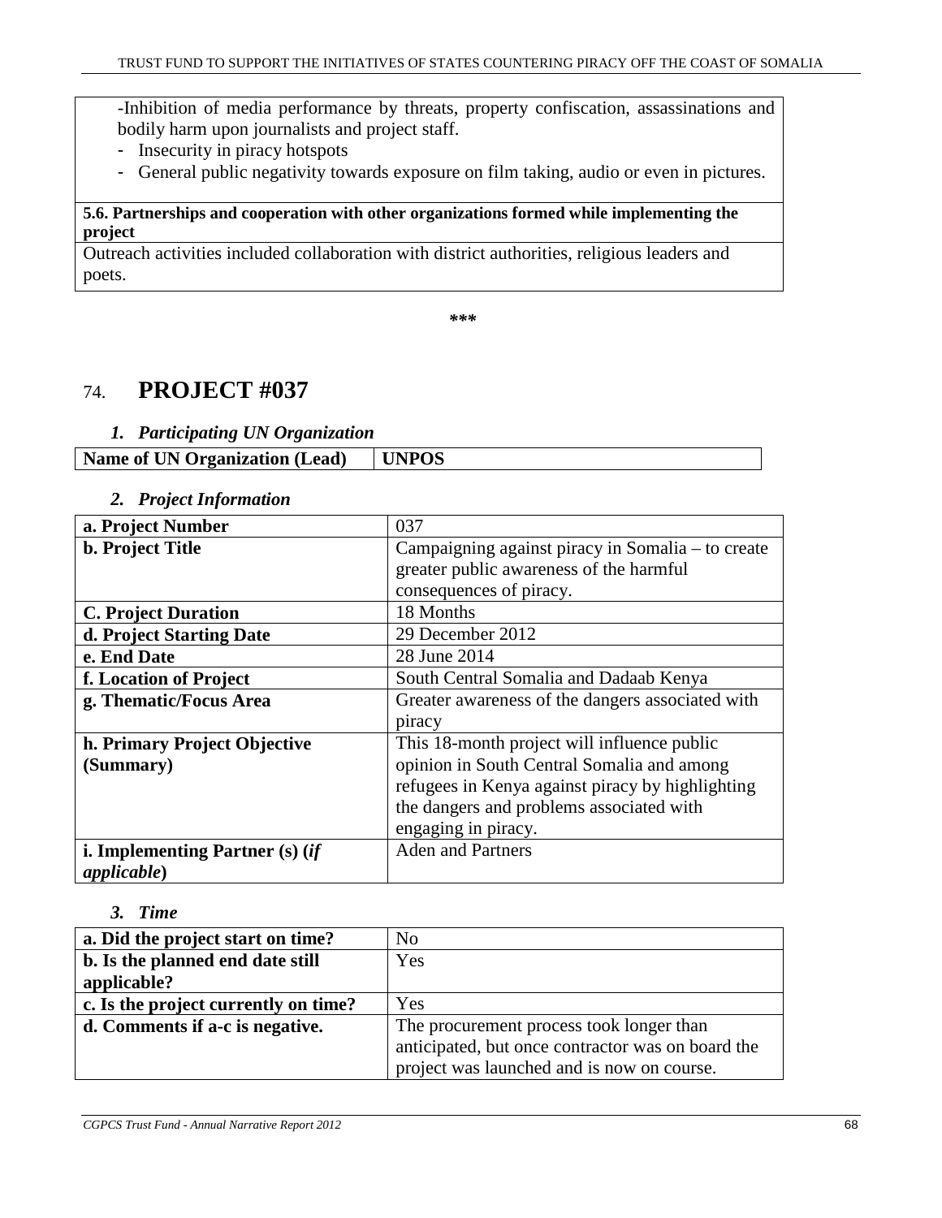| -Inhibition of media performance by threats, property confiscation, assassinations and bodily harm upon journalists and project staff.<br>- Insecurity in piracy hotspots<br>- General public negativity towards exposure on film taking, audio or even in pictures. |
|---|
| **5.6. Partnerships and cooperation with other organizations formed while implementing the project** |
| Outreach activities included collaboration with district authorities, religious leaders and poets. |

***

# 74. PROJECT #037

### *1. Participating UN Organization*

| **Name of UN Organization (Lead)** | **UNPOS** |
|---|---|

### *2. Project Information*

| **a. Project Number** | 037 |
|---|---|
| **b. Project Title** | Campaigning against piracy in Somalia – to create greater public awareness of the harmful consequences of piracy. |
| **C. Project Duration** | 18 Months |
| **d. Project Starting Date** | 29 December 2012 |
| **e. End Date** | 28 June 2014 |
| **f. Location of Project** | South Central Somalia and Dadaab Kenya |
| **g. Thematic/Focus Area** | Greater awareness of the dangers associated with piracy |
| **h. Primary Project Objective (Summary)** | This 18-month project will influence public opinion in South Central Somalia and among refugees in Kenya against piracy by highlighting the dangers and problems associated with engaging in piracy. |
| **i. Implementing Partner (s) (*if applicable*)** | Aden and Partners |

### *3. Time*

| **a. Did the project start on time?** | No |
|---|---|
| **b. Is the planned end date still applicable?** | Yes |
| **c. Is the project currently on time?** | Yes |
| **d. Comments if a-c is negative.** | The procurement process took longer than anticipated, but once contractor was on board the project was launched and is now on course. |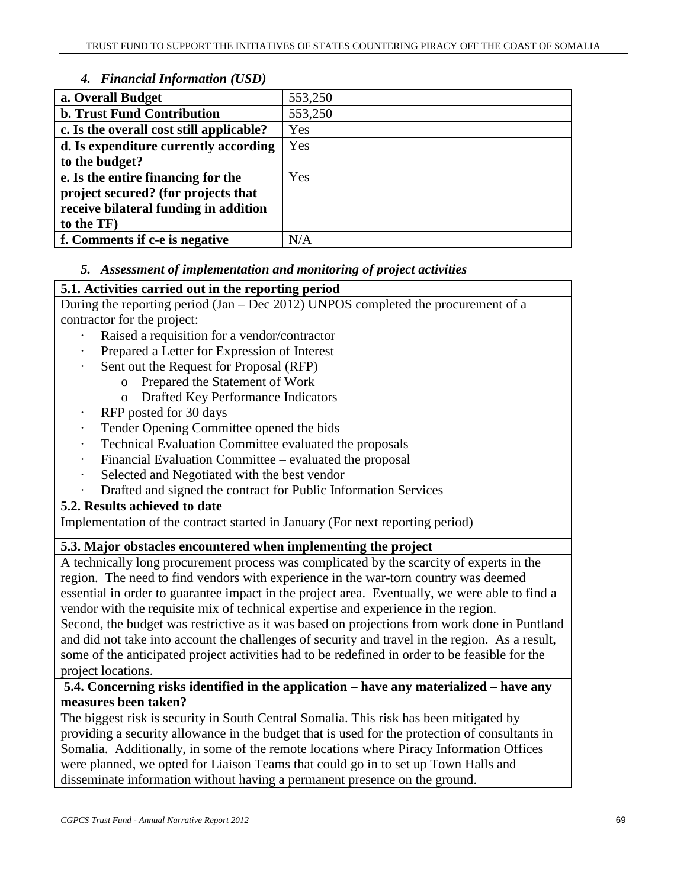### *4. Financial Information (USD)*

| | |
|---|---|
| **a. Overall Budget** | 553,250 |
| **b. Trust Fund Contribution** | 553,250 |
| **c. Is the overall cost still applicable?** | Yes |
| **d. Is expenditure currently according to the budget?** | Yes |
| **e. Is the entire financing for the project secured? (for projects that receive bilateral funding in addition to the TF)** | Yes |
| **f. Comments if c-e is negative** | N/A |

### *5. Assessment of implementation and monitoring of project activities*

**5.1. Activities carried out in the reporting period**

During the reporting period (Jan – Dec 2012) UNPOS completed the procurement of a contractor for the project:

- Raised a requisition for a vendor/contractor
- Prepared a Letter for Expression of Interest
- Sent out the Request for Proposal (RFP)
  - Prepared the Statement of Work
  - Drafted Key Performance Indicators
- RFP posted for 30 days
- Tender Opening Committee opened the bids
- Technical Evaluation Committee evaluated the proposals
- Financial Evaluation Committee – evaluated the proposal
- Selected and Negotiated with the best vendor
- Drafted and signed the contract for Public Information Services

**5.2. Results achieved to date**

Implementation of the contract started in January (For next reporting period)

**5.3. Major obstacles encountered when implementing the project**

A technically long procurement process was complicated by the scarcity of experts in the region. The need to find vendors with experience in the war-torn country was deemed essential in order to guarantee impact in the project area. Eventually, we were able to find a vendor with the requisite mix of technical expertise and experience in the region.
Second, the budget was restrictive as it was based on projections from work done in Puntland and did not take into account the challenges of security and travel in the region. As a result, some of the anticipated project activities had to be redefined in order to be feasible for the project locations.

**5.4. Concerning risks identified in the application – have any materialized – have any measures been taken?**

The biggest risk is security in South Central Somalia. This risk has been mitigated by providing a security allowance in the budget that is used for the protection of consultants in Somalia. Additionally, in some of the remote locations where Piracy Information Offices were planned, we opted for Liaison Teams that could go in to set up Town Halls and disseminate information without having a permanent presence on the ground.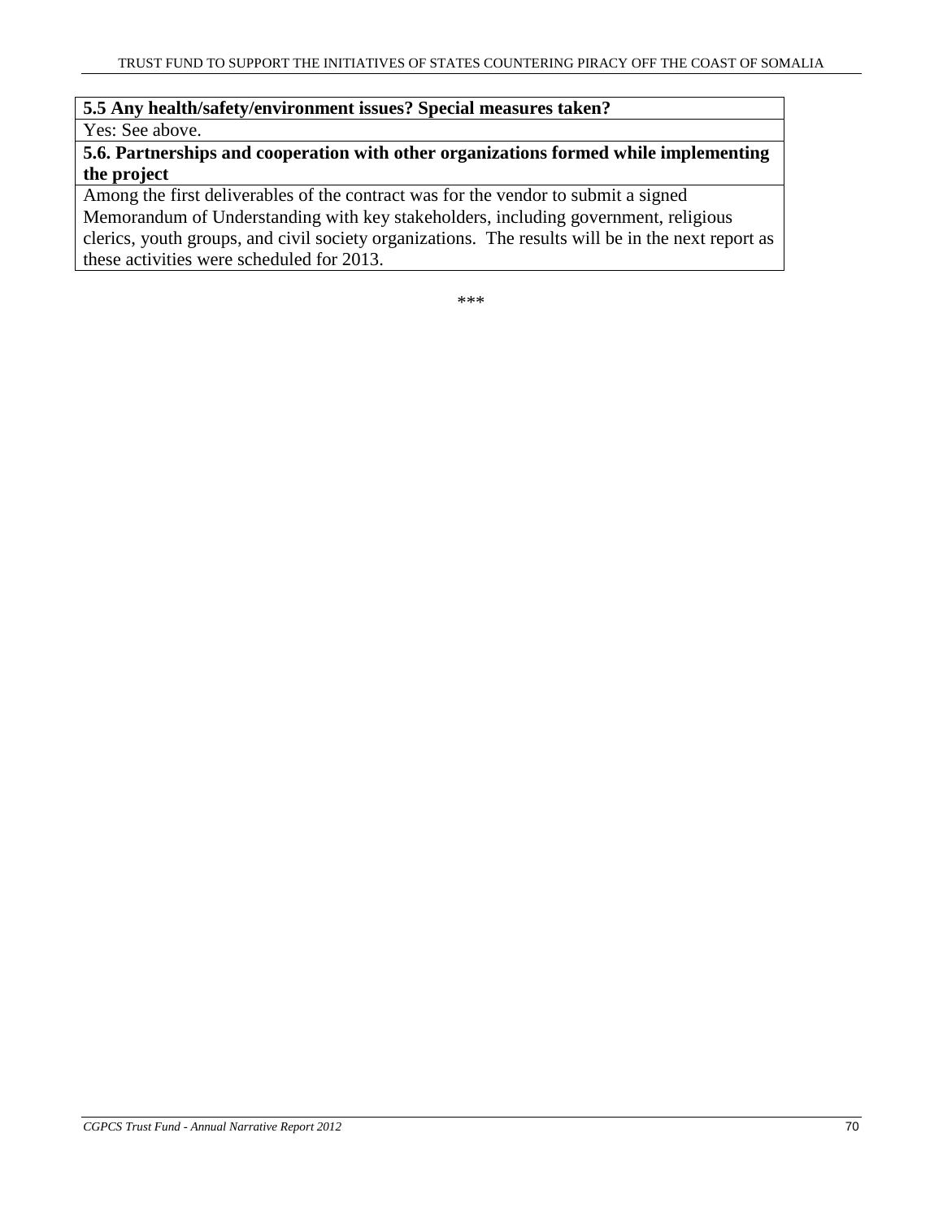| **5.5 Any health/safety/environment issues? Special measures taken?** |
| --- |
| Yes: See above. |
| **5.6. Partnerships and cooperation with other organizations formed while implementing the project** |
| Among the first deliverables of the contract was for the vendor to submit a signed Memorandum of Understanding with key stakeholders, including government, religious clerics, youth groups, and civil society organizations. The results will be in the next report as these activities were scheduled for 2013. |

***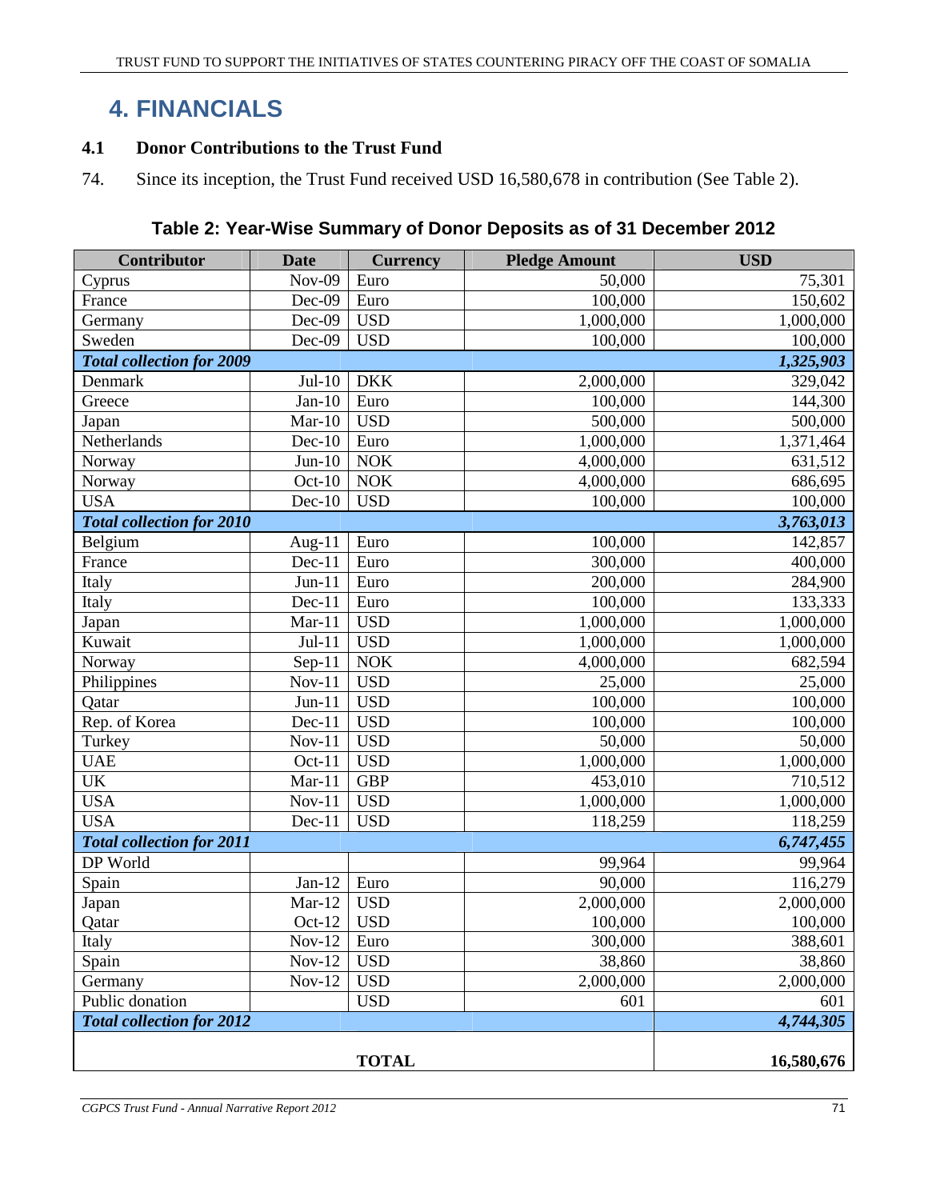# 4. FINANCIALS

## 4.1 Donor Contributions to the Trust Fund

74. Since its inception, the Trust Fund received USD 16,580,678 in contribution (See Table 2).

**Table 2: Year-Wise Summary of Donor Deposits as of 31 December 2012**

| Contributor | Date | Currency | Pledge Amount | USD |
|---|---|---|---|---|
| Cyprus | Nov-09 | Euro | 50,000 | 75,301 |
| France | Dec-09 | Euro | 100,000 | 150,602 |
| Germany | Dec-09 | USD | 1,000,000 | 1,000,000 |
| Sweden | Dec-09 | USD | 100,000 | 100,000 |
| ***Total collection for 2009*** | | | | ***1,325,903*** |
| Denmark | Jul-10 | DKK | 2,000,000 | 329,042 |
| Greece | Jan-10 | Euro | 100,000 | 144,300 |
| Japan | Mar-10 | USD | 500,000 | 500,000 |
| Netherlands | Dec-10 | Euro | 1,000,000 | 1,371,464 |
| Norway | Jun-10 | NOK | 4,000,000 | 631,512 |
| Norway | Oct-10 | NOK | 4,000,000 | 686,695 |
| USA | Dec-10 | USD | 100,000 | 100,000 |
| ***Total collection for 2010*** | | | | ***3,763,013*** |
| Belgium | Aug-11 | Euro | 100,000 | 142,857 |
| France | Dec-11 | Euro | 300,000 | 400,000 |
| Italy | Jun-11 | Euro | 200,000 | 284,900 |
| Italy | Dec-11 | Euro | 100,000 | 133,333 |
| Japan | Mar-11 | USD | 1,000,000 | 1,000,000 |
| Kuwait | Jul-11 | USD | 1,000,000 | 1,000,000 |
| Norway | Sep-11 | NOK | 4,000,000 | 682,594 |
| Philippines | Nov-11 | USD | 25,000 | 25,000 |
| Qatar | Jun-11 | USD | 100,000 | 100,000 |
| Rep. of Korea | Dec-11 | USD | 100,000 | 100,000 |
| Turkey | Nov-11 | USD | 50,000 | 50,000 |
| UAE | Oct-11 | USD | 1,000,000 | 1,000,000 |
| UK | Mar-11 | GBP | 453,010 | 710,512 |
| USA | Nov-11 | USD | 1,000,000 | 1,000,000 |
| USA | Dec-11 | USD | 118,259 | 118,259 |
| ***Total collection for 2011*** | | | | ***6,747,455*** |
| DP World | | | 99,964 | 99,964 |
| Spain | Jan-12 | Euro | 90,000 | 116,279 |
| Japan | Mar-12 | USD | 2,000,000 | 2,000,000 |
| Qatar | Oct-12 | USD | 100,000 | 100,000 |
| Italy | Nov-12 | Euro | 300,000 | 388,601 |
| Spain | Nov-12 | USD | 38,860 | 38,860 |
| Germany | Nov-12 | USD | 2,000,000 | 2,000,000 |
| Public donation | | USD | 601 | 601 |
| ***Total collection for 2012*** | | | | ***4,744,305*** |
| **TOTAL** | | | | **16,580,676** |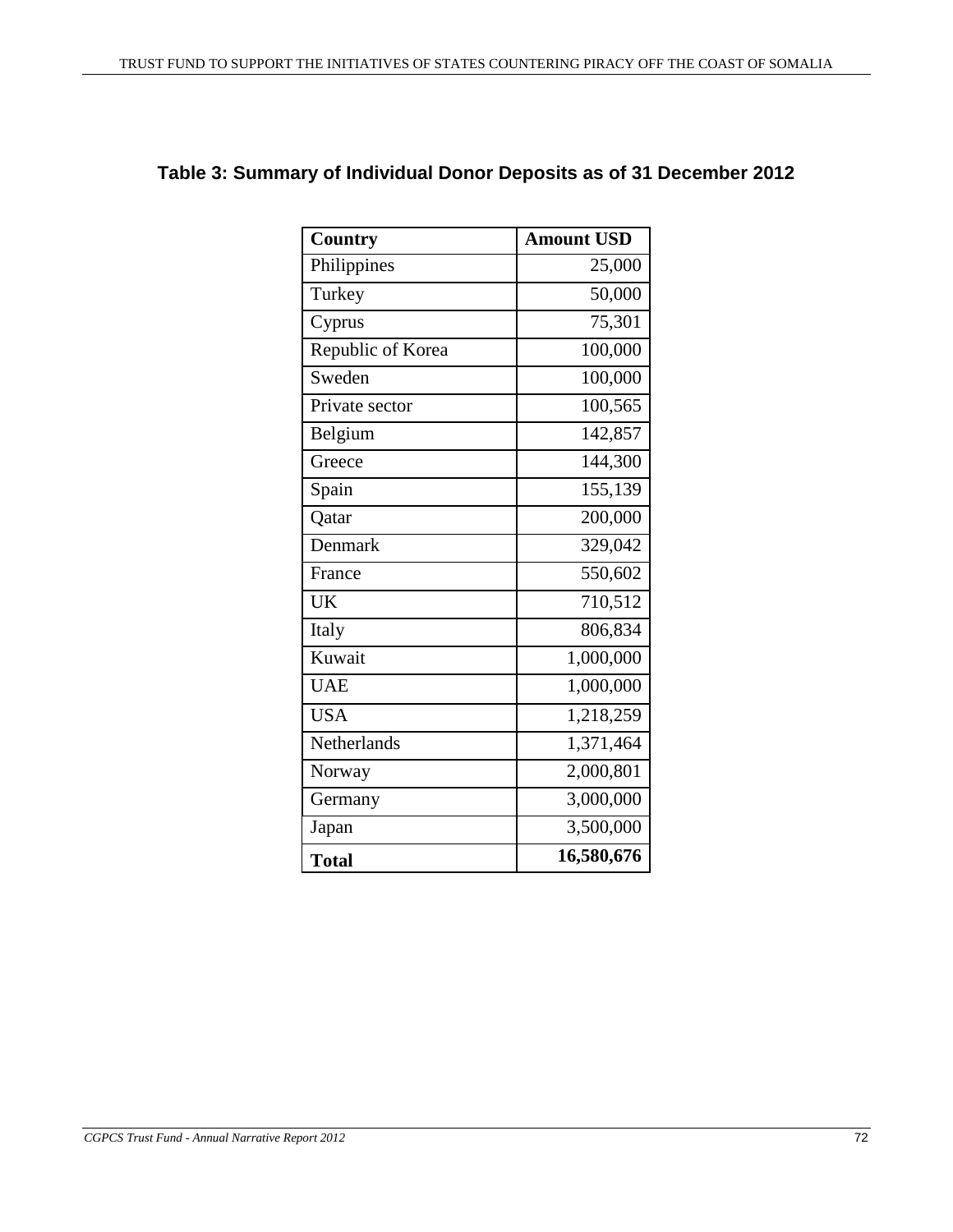## Table 3: Summary of Individual Donor Deposits as of 31 December 2012

| Country | Amount USD |
|---|---:|
| Philippines | 25,000 |
| Turkey | 50,000 |
| Cyprus | 75,301 |
| Republic of Korea | 100,000 |
| Sweden | 100,000 |
| Private sector | 100,565 |
| Belgium | 142,857 |
| Greece | 144,300 |
| Spain | 155,139 |
| Qatar | 200,000 |
| Denmark | 329,042 |
| France | 550,602 |
| UK | 710,512 |
| Italy | 806,834 |
| Kuwait | 1,000,000 |
| UAE | 1,000,000 |
| USA | 1,218,259 |
| Netherlands | 1,371,464 |
| Norway | 2,000,801 |
| Germany | 3,000,000 |
| Japan | 3,500,000 |
| **Total** | **16,580,676** |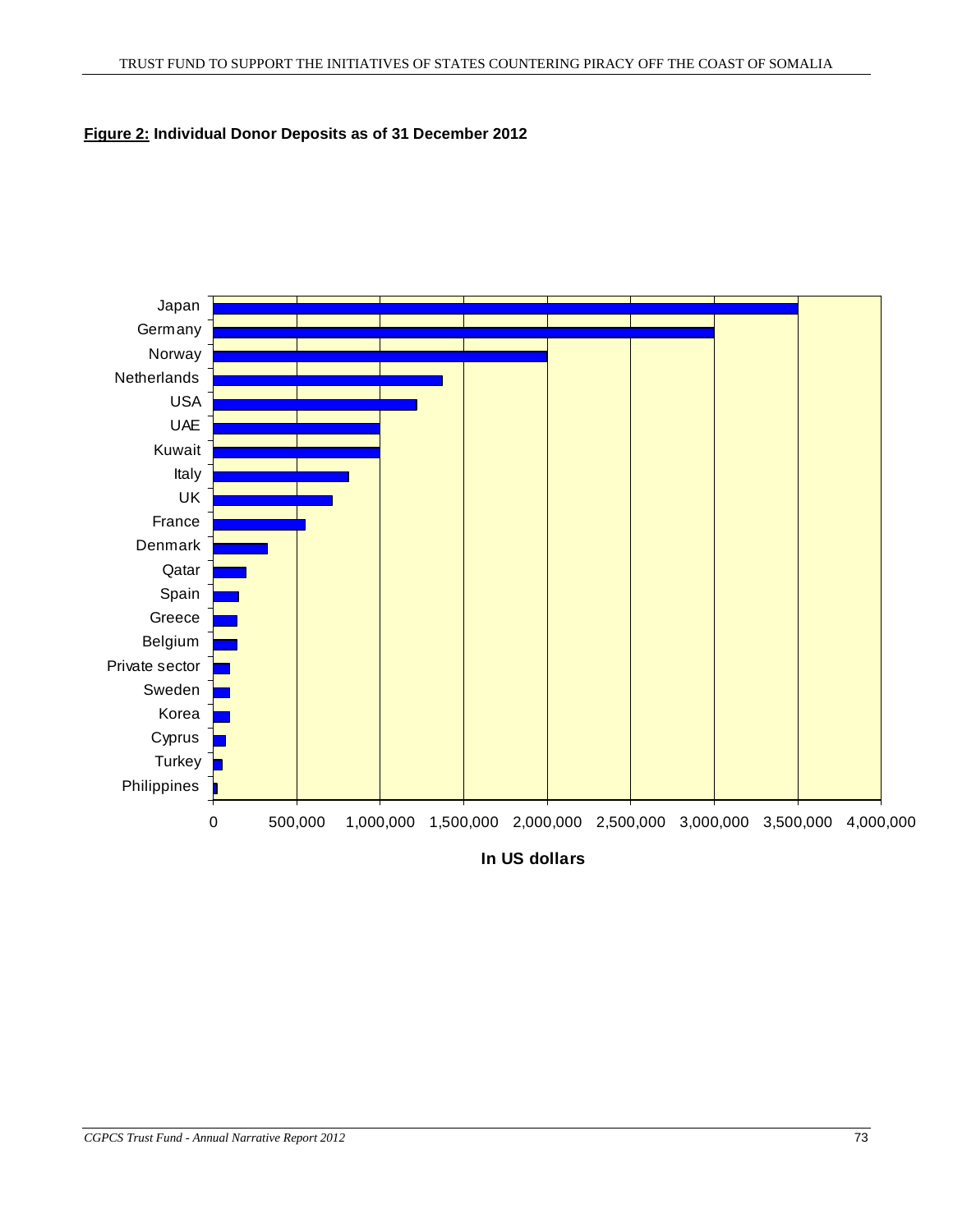**Figure 2:** **Individual Donor Deposits as of 31 December 2012**

| Donor | Deposit (approx., In US dollars) |
|---|---|
| Japan | 3,500,000 |
| Germany | 3,000,000 |
| Norway | 2,000,000 |
| Netherlands | 1,375,000 |
| USA | 1,220,000 |
| UAE | 1,000,000 |
| Kuwait | 1,000,000 |
| Italy | 810,000 |
| UK | 710,000 |
| France | 550,000 |
| Denmark | 320,000 |
| Qatar | 195,000 |
| Spain | 150,000 |
| Greece | 140,000 |
| Belgium | 140,000 |
| Private sector | 100,000 |
| Sweden | 100,000 |
| Korea | 100,000 |
| Cyprus | 70,000 |
| Turkey | 50,000 |
| Philippines | 20,000 |

In US dollars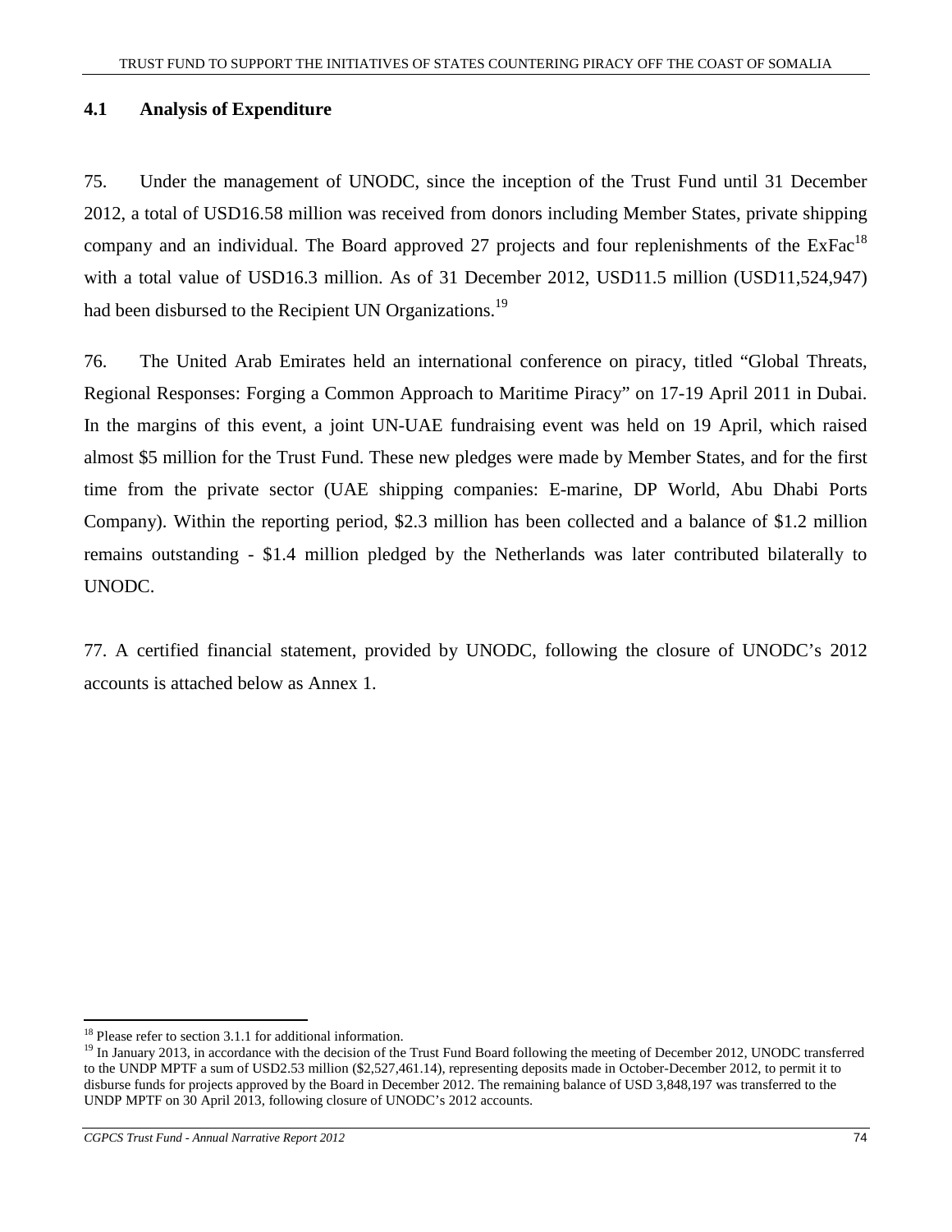### 4.1 Analysis of Expenditure

75. Under the management of UNODC, since the inception of the Trust Fund until 31 December 2012, a total of USD16.58 million was received from donors including Member States, private shipping company and an individual. The Board approved 27 projects and four replenishments of the ExFac[18] with a total value of USD16.3 million. As of 31 December 2012, USD11.5 million (USD11,524,947) had been disbursed to the Recipient UN Organizations.[19]

76. The United Arab Emirates held an international conference on piracy, titled "Global Threats, Regional Responses: Forging a Common Approach to Maritime Piracy" on 17-19 April 2011 in Dubai. In the margins of this event, a joint UN-UAE fundraising event was held on 19 April, which raised almost $5 million for the Trust Fund. These new pledges were made by Member States, and for the first time from the private sector (UAE shipping companies: E-marine, DP World, Abu Dhabi Ports Company). Within the reporting period, $2.3 million has been collected and a balance of $1.2 million remains outstanding - $1.4 million pledged by the Netherlands was later contributed bilaterally to UNODC.

77. A certified financial statement, provided by UNODC, following the closure of UNODC's 2012 accounts is attached below as Annex 1.

[18] Please refer to section 3.1.1 for additional information.

[19] In January 2013, in accordance with the decision of the Trust Fund Board following the meeting of December 2012, UNODC transferred to the UNDP MPTF a sum of USD2.53 million ($2,527,461.14), representing deposits made in October-December 2012, to permit it to disburse funds for projects approved by the Board in December 2012. The remaining balance of USD 3,848,197 was transferred to the UNDP MPTF on 30 April 2013, following closure of UNODC's 2012 accounts.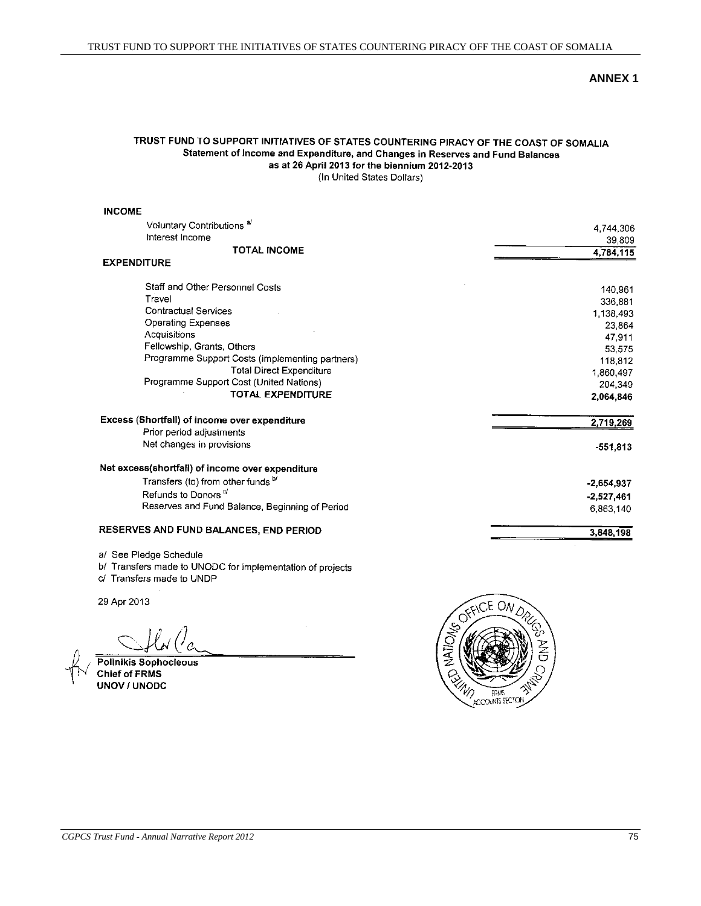## ANNEX 1

**TRUST FUND TO SUPPORT INITIATIVES OF STATES COUNTERING PIRACY OF THE COAST OF SOMALIA**
**Statement of Income and Expenditure, and Changes in Reserves and Fund Balances**
**as at 26 April 2013 for the biennium 2012-2013**
(In United States Dollars)

| | |
|---|---|
| **INCOME** | |
| Voluntary Contributions [a/] | 4,744,306 |
| Interest Income | 39,809 |
| **TOTAL INCOME** | **4,784,115** |
| **EXPENDITURE** | |
| Staff and Other Personnel Costs | 140,961 |
| Travel | 336,881 |
| Contractual Services | 1,138,493 |
| Operating Expenses | 23,864 |
| Acquisitions | 47,911 |
| Fellowship, Grants, Others | 53,575 |
| Programme Support Costs (implementing partners) | 118,812 |
| Total Direct Expenditure | 1,860,497 |
| Programme Support Cost (United Nations) | 204,349 |
| **TOTAL EXPENDITURE** | **2,064,846** |
| **Excess (Shortfall) of income over expenditure** | **2,719,269** |
| Prior period adjustments | |
| Net changes in provisions | **-551,813** |
| **Net excess(shortfall) of income over expenditure** | |
| Transfers (to) from other funds [b/] | **-2,654,937** |
| Refunds to Donors [c/] | **-2,527,461** |
| Reserves and Fund Balance, Beginning of Period | 6,863,140 |
| **RESERVES AND FUND BALANCES, END PERIOD** | **3,848,198** |

a/ See Pledge Schedule
b/ Transfers made to UNODC for implementation of projects
c/ Transfers made to UNDP

29 Apr 2013

**Polinikis Sophocleous**
**Chief of FRMS**
**UNOV / UNODC**

UNITED NATIONS OFFICE ON DRUGS AND CRIME
FRMS ACCOUNTS SECTION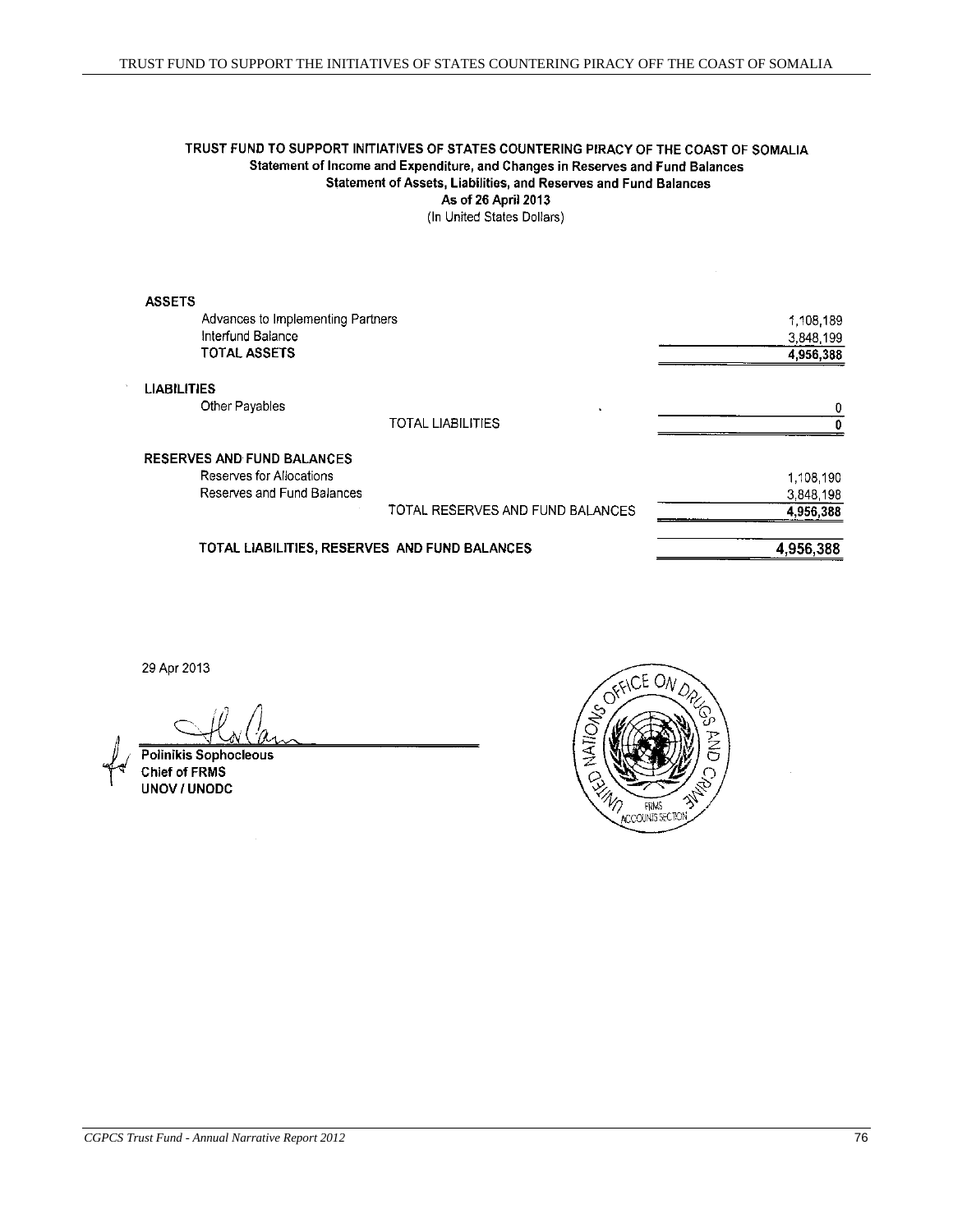**TRUST FUND TO SUPPORT INITIATIVES OF STATES COUNTERING PIRACY OF THE COAST OF SOMALIA**
**Statement of Income and Expenditure, and Changes in Reserves and Fund Balances**
**Statement of Assets, Liabilities, and Reserves and Fund Balances**
**As of 26 April 2013**
(In United States Dollars)

| | |
|---|---|
| **ASSETS** | |
| Advances to Implementing Partners | 1,108,189 |
| Interfund Balance | 3,848,199 |
| **TOTAL ASSETS** | **4,956,388** |
| **LIABILITIES** | |
| Other Payables | 0 |
| TOTAL LIABILITIES | **0** |
| **RESERVES AND FUND BALANCES** | |
| Reserves for Allocations | 1,108,190 |
| Reserves and Fund Balances | 3,848,198 |
| TOTAL RESERVES AND FUND BALANCES | **4,956,388** |
| **TOTAL LIABILITIES, RESERVES AND FUND BALANCES** | **4,956,388** |

29 Apr 2013

**Polinikis Sophocleous**
**Chief of FRMS**
**UNOV / UNODC**

UNITED NATIONS OFFICE ON DRUGS AND CRIME
FRMS ACCOUNTS SECTION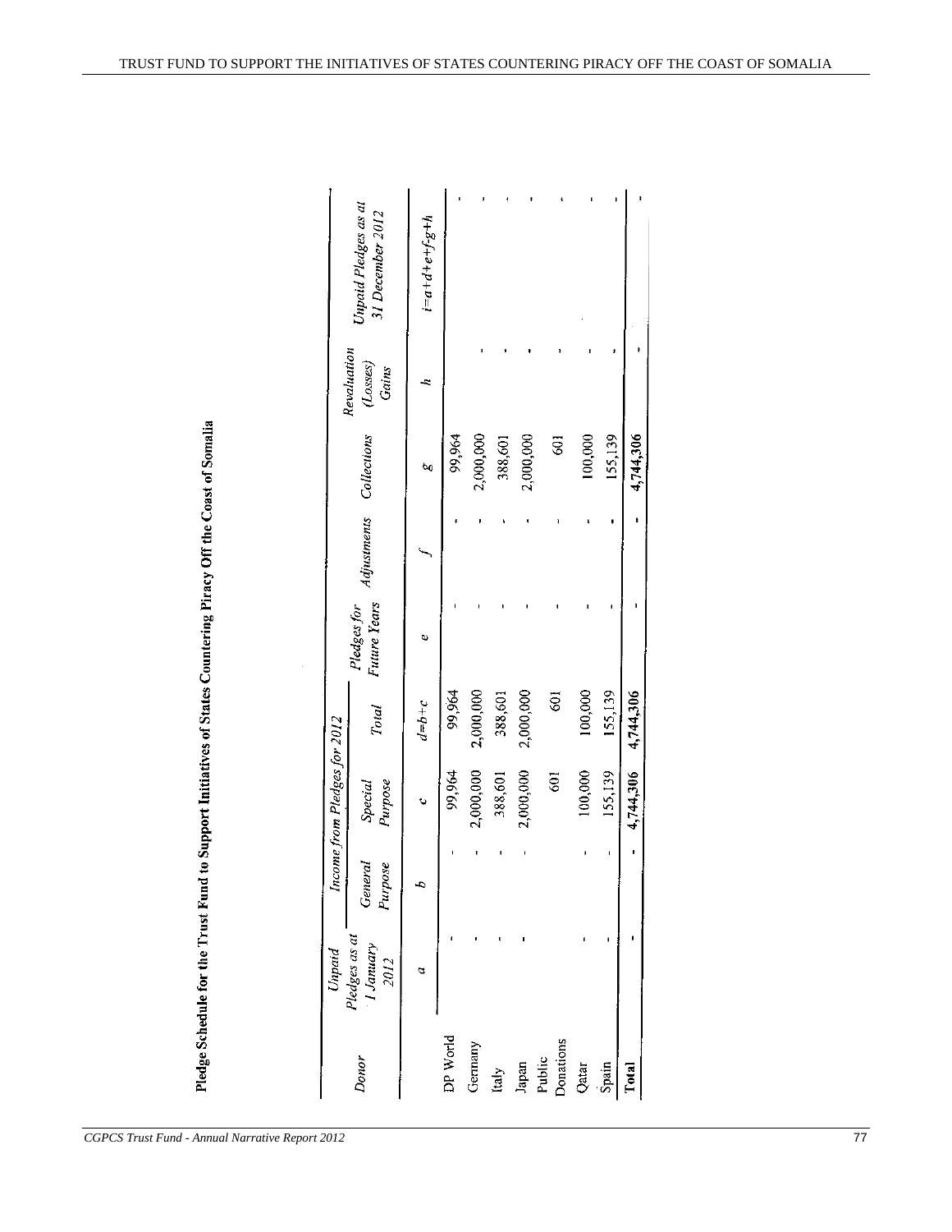## Pledge Schedule for the Trust Fund to Support Initiatives of States Countering Piracy Off the Coast of Somalia

| Donor | Unpaid Pledges as at 1 January 2012 | Income from Pledges for 2012 | | | Pledges for Future Years | Adjustments | Collections | Revaluation (Losses) Gains | Unpaid Pledges as at 31 December 2012 |
|---|---|---|---|---|---|---|---|---|---|
| | | General Purpose | Special Purpose | Total | | | | | |
| | a | b | c | d=b+c | e | f | g | h | i=a+d+e+f-g+h |
| DP World | - | - | 99,964 | 99,964 | - | - | 99,964 | | - |
| Germany | - | - | 2,000,000 | 2,000,000 | - | - | 2,000,000 | - | - |
| Italy | - | - | 388,601 | 388,601 | - | - | 388,601 | - | - |
| Japan | - | - | 2,000,000 | 2,000,000 | - | - | 2,000,000 | - | - |
| Public Donations | | | 601 | 601 | - | - | 601 | - | - |
| Qatar | - | - | 100,000 | 100,000 | - | - | 100,000 | - | - |
| Spain | - | - | 155,139 | 155,139 | - | - | 155,139 | - | - |
| **Total** | - | - | **4,744,306** | **4,744,306** | - | - | **4,744,306** | - | - |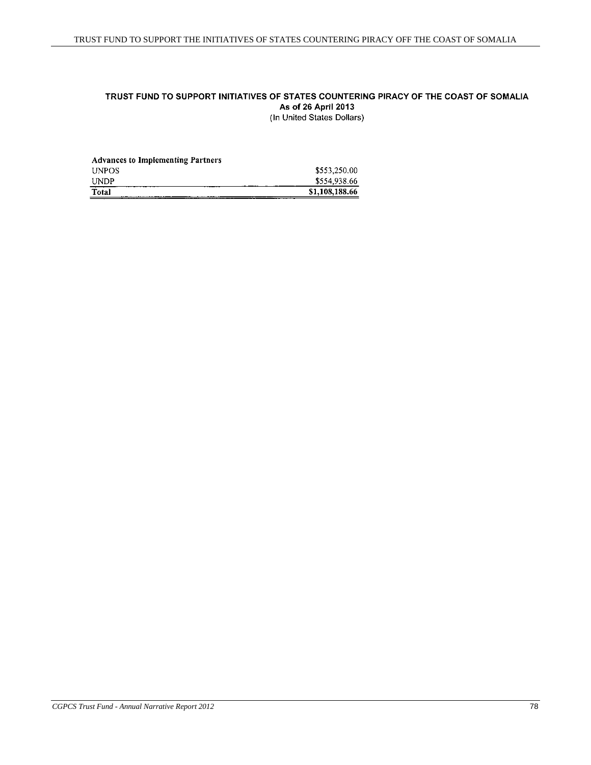## TRUST FUND TO SUPPORT INITIATIVES OF STATES COUNTERING PIRACY OF THE COAST OF SOMALIA

**As of 26 April 2013**

(In United States Dollars)

| **Advances to Implementing Partners** | |
|---|---|
| UNPOS | $553,250.00 |
| UNDP | $554,938.66 |
| **Total** | **$1,108,188.66** |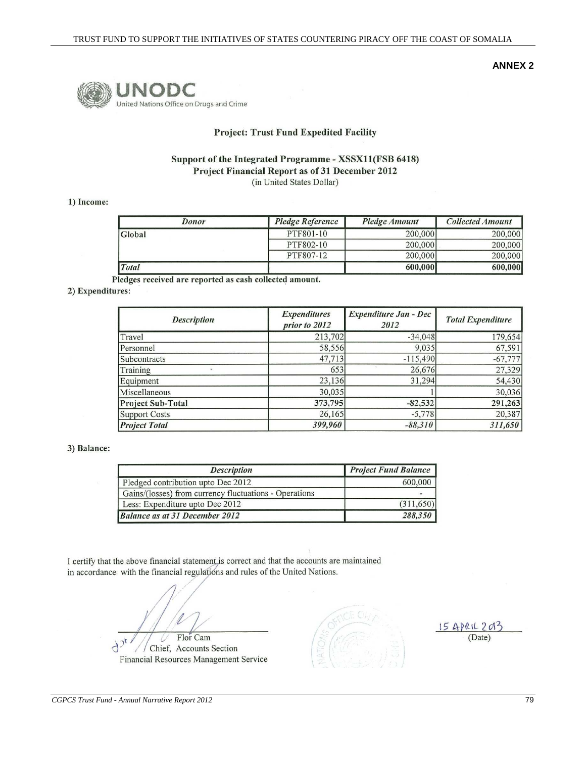**ANNEX 2**

UNODC
United Nations Office on Drugs and Crime

## Project: Trust Fund Expedited Facility

### Support of the Integrated Programme - XSSX11(FSB 6418)
### Project Financial Report as of 31 December 2012
(in United States Dollar)

**1) Income:**

| *Donor* | *Pledge Reference* | *Pledge Amount* | *Collected Amount* |
|---|---|---|---|
| Global | PTF801-10 | 200,000 | 200,000 |
| | PTF802-10 | 200,000 | 200,000 |
| | PTF807-12 | 200,000 | 200,000 |
| *Total* | | **600,000** | **600,000** |

**Pledges received are reported as cash collected amount.**

**2) Expenditures:**

| *Description* | *Expenditures prior to 2012* | *Expenditure Jan - Dec 2012* | *Total Expenditure* |
|---|---|---|---|
| Travel | 213,702 | -34,048 | 179,654 |
| Personnel | 58,556 | 9,035 | 67,591 |
| Subcontracts | 47,713 | -115,490 | -67,777 |
| Training | 653 | 26,676 | 27,329 |
| Equipment | 23,136 | 31,294 | 54,430 |
| Miscellaneous | 30,035 | 1 | 30,036 |
| **Project Sub-Total** | **373,795** | **-82,532** | **291,263** |
| Support Costs | 26,165 | -5,778 | 20,387 |
| ***Project Total*** | ***399,960*** | ***-88,310*** | ***311,650*** |

**3) Balance:**

| *Description* | *Project Fund Balance* |
|---|---|
| Pledged contribution upto Dec 2012 | 600,000 |
| Gains/(losses) from currency fluctuations - Operations | - |
| Less: Expenditure upto Dec 2012 | (311,650) |
| ***Balance as at 31 December 2012*** | ***288,350*** |

I certify that the above financial statement is correct and that the accounts are maintained in accordance with the financial regulations and rules of the United Nations.

Flor Cam
Chief, Accounts Section
Financial Resources Management Service

15 APRIL 2013
(Date)